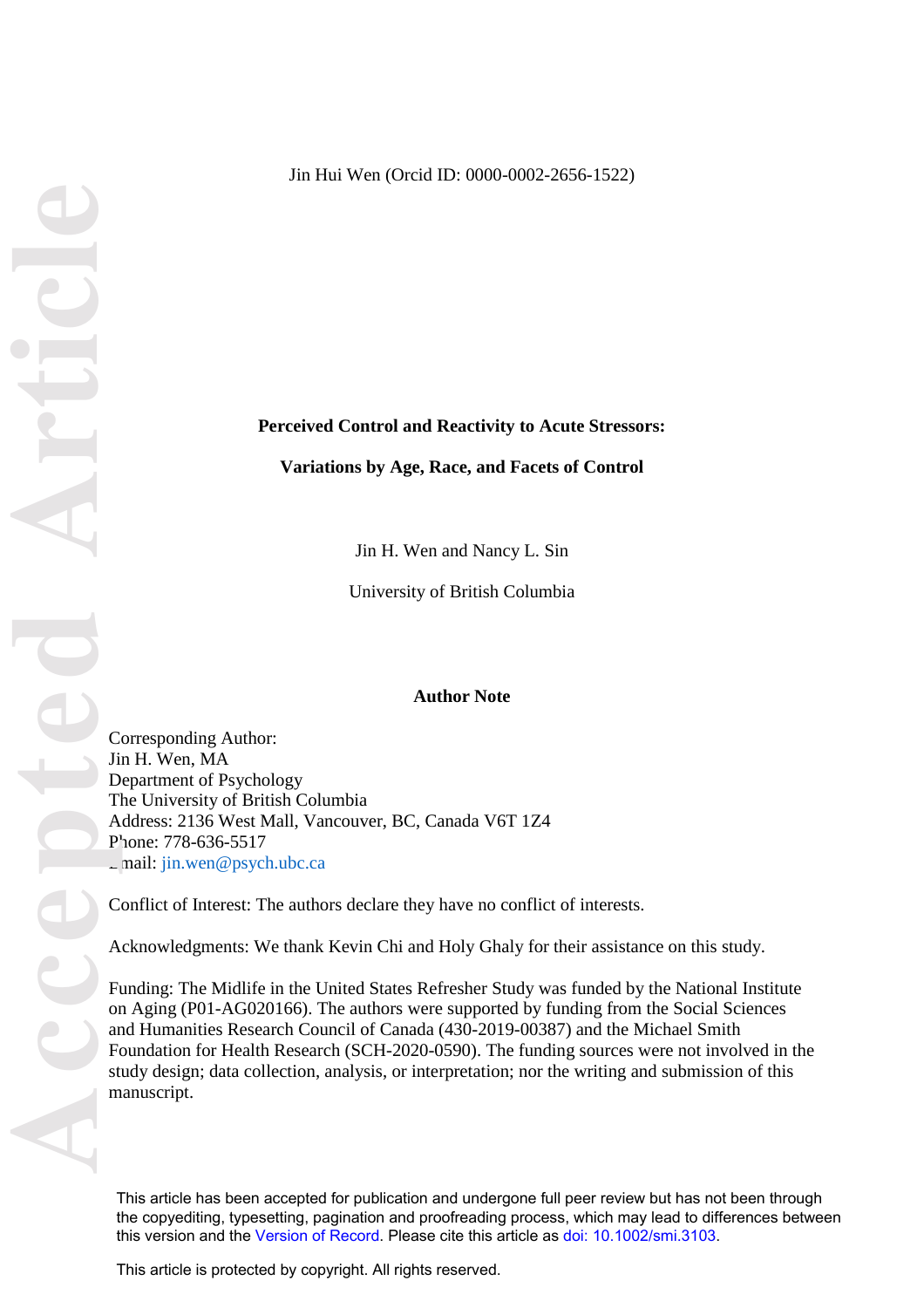Jin Hui Wen (Orcid ID: 0000-0002-2656-1522)

# Perceived Control and Reactivity to Acute Stressors:

## Variations by Age, Race, and Facets of Control

Jin H. Wen and Nancy L. Sin

University of British Columbia

### Author Note

Corresponding Author:
Jin H. Wen, MA
Department of Psychology
The University of British Columbia
Address: 2136 West Mall, Vancouver, BC, Canada V6T 1Z4
Phone: 778-636-5517
Email: jin.wen@psych.ubc.ca

Conflict of Interest: The authors declare they have no conflict of interests.

Acknowledgments: We thank Kevin Chi and Holy Ghaly for their assistance on this study.

Funding: The Midlife in the United States Refresher Study was funded by the National Institute on Aging (P01-AG020166). The authors were supported by funding from the Social Sciences and Humanities Research Council of Canada (430-2019-00387) and the Michael Smith Foundation for Health Research (SCH-2020-0590). The funding sources were not involved in the study design; data collection, analysis, or interpretation; nor the writing and submission of this manuscript.

This article has been accepted for publication and undergone full peer review but has not been through the copyediting, typesetting, pagination and proofreading process, which may lead to differences between this version and the Version of Record. Please cite this article as doi: 10.1002/smi.3103.

This article is protected by copyright. All rights reserved.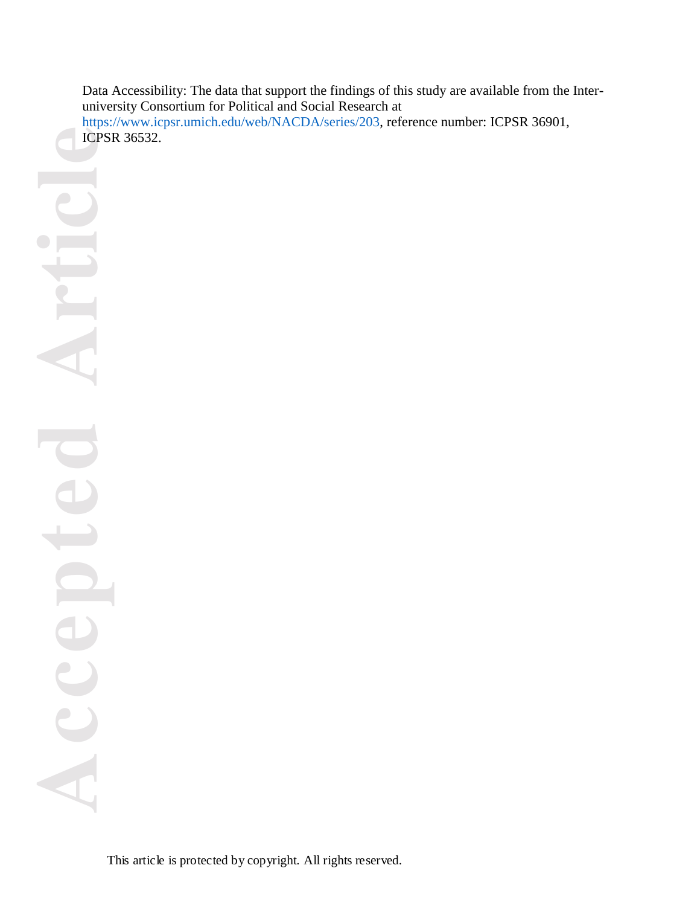Data Accessibility: The data that support the findings of this study are available from the Inter-university Consortium for Political and Social Research at https://www.icpsr.umich.edu/web/NACDA/series/203, reference number: ICPSR 36901, ICPSR 36532.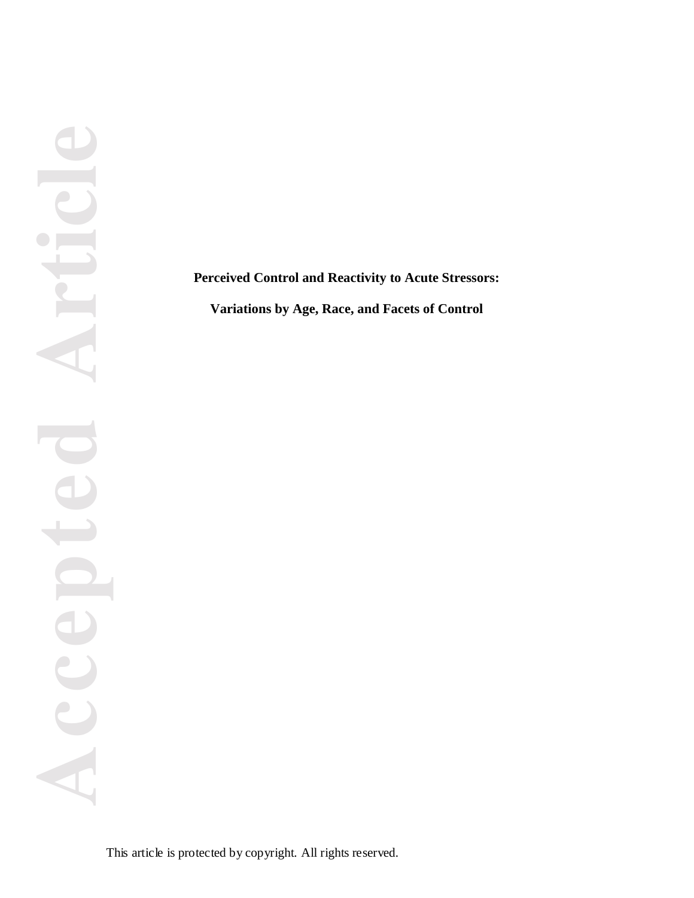**Perceived Control and Reactivity to Acute Stressors:**

**Variations by Age, Race, and Facets of Control**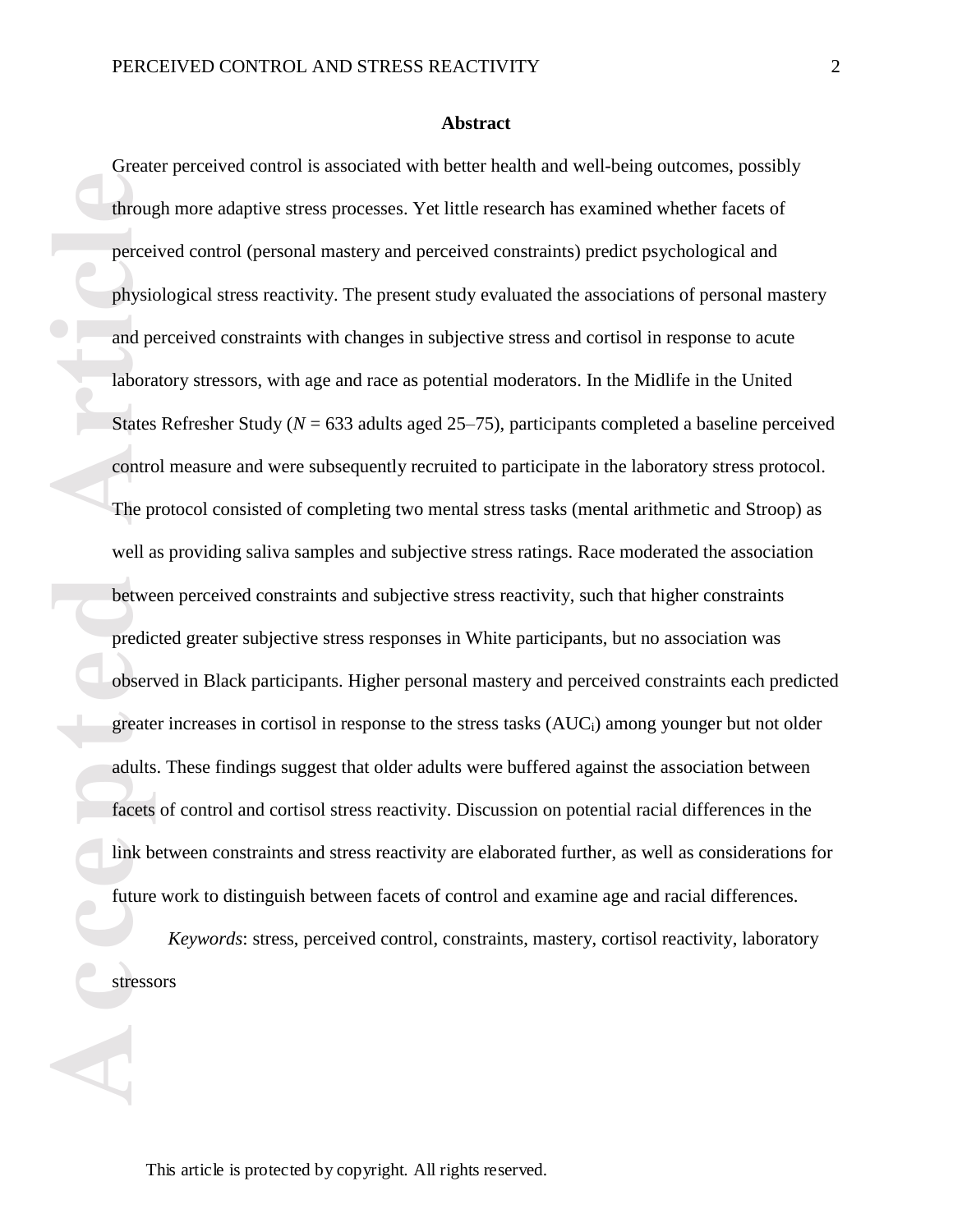**Abstract**

Greater perceived control is associated with better health and well-being outcomes, possibly through more adaptive stress processes. Yet little research has examined whether facets of perceived control (personal mastery and perceived constraints) predict psychological and physiological stress reactivity. The present study evaluated the associations of personal mastery and perceived constraints with changes in subjective stress and cortisol in response to acute laboratory stressors, with age and race as potential moderators. In the Midlife in the United States Refresher Study ($N$ = 633 adults aged 25–75), participants completed a baseline perceived control measure and were subsequently recruited to participate in the laboratory stress protocol. The protocol consisted of completing two mental stress tasks (mental arithmetic and Stroop) as well as providing saliva samples and subjective stress ratings. Race moderated the association between perceived constraints and subjective stress reactivity, such that higher constraints predicted greater subjective stress responses in White participants, but no association was observed in Black participants. Higher personal mastery and perceived constraints each predicted greater increases in cortisol in response to the stress tasks ($AUC_i$) among younger but not older adults. These findings suggest that older adults were buffered against the association between facets of control and cortisol stress reactivity. Discussion on potential racial differences in the link between constraints and stress reactivity are elaborated further, as well as considerations for future work to distinguish between facets of control and examine age and racial differences.

*Keywords*: stress, perceived control, constraints, mastery, cortisol reactivity, laboratory stressors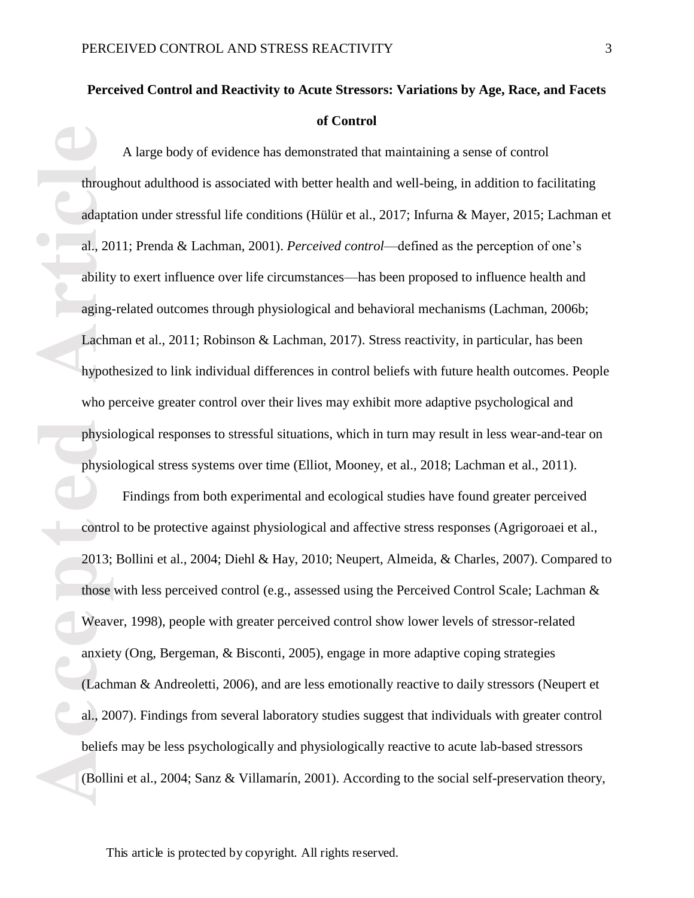**Perceived Control and Reactivity to Acute Stressors: Variations by Age, Race, and Facets of Control**

A large body of evidence has demonstrated that maintaining a sense of control throughout adulthood is associated with better health and well-being, in addition to facilitating adaptation under stressful life conditions (Hülür et al., 2017; Infurna & Mayer, 2015; Lachman et al., 2011; Prenda & Lachman, 2001). *Perceived control*—defined as the perception of one's ability to exert influence over life circumstances—has been proposed to influence health and aging-related outcomes through physiological and behavioral mechanisms (Lachman, 2006b; Lachman et al., 2011; Robinson & Lachman, 2017). Stress reactivity, in particular, has been hypothesized to link individual differences in control beliefs with future health outcomes. People who perceive greater control over their lives may exhibit more adaptive psychological and physiological responses to stressful situations, which in turn may result in less wear-and-tear on physiological stress systems over time (Elliot, Mooney, et al., 2018; Lachman et al., 2011).

Findings from both experimental and ecological studies have found greater perceived control to be protective against physiological and affective stress responses (Agrigoroaei et al., 2013; Bollini et al., 2004; Diehl & Hay, 2010; Neupert, Almeida, & Charles, 2007). Compared to those with less perceived control (e.g., assessed using the Perceived Control Scale; Lachman & Weaver, 1998), people with greater perceived control show lower levels of stressor-related anxiety (Ong, Bergeman, & Bisconti, 2005), engage in more adaptive coping strategies (Lachman & Andreoletti, 2006), and are less emotionally reactive to daily stressors (Neupert et al., 2007). Findings from several laboratory studies suggest that individuals with greater control beliefs may be less psychologically and physiologically reactive to acute lab-based stressors (Bollini et al., 2004; Sanz & Villamarín, 2001). According to the social self-preservation theory,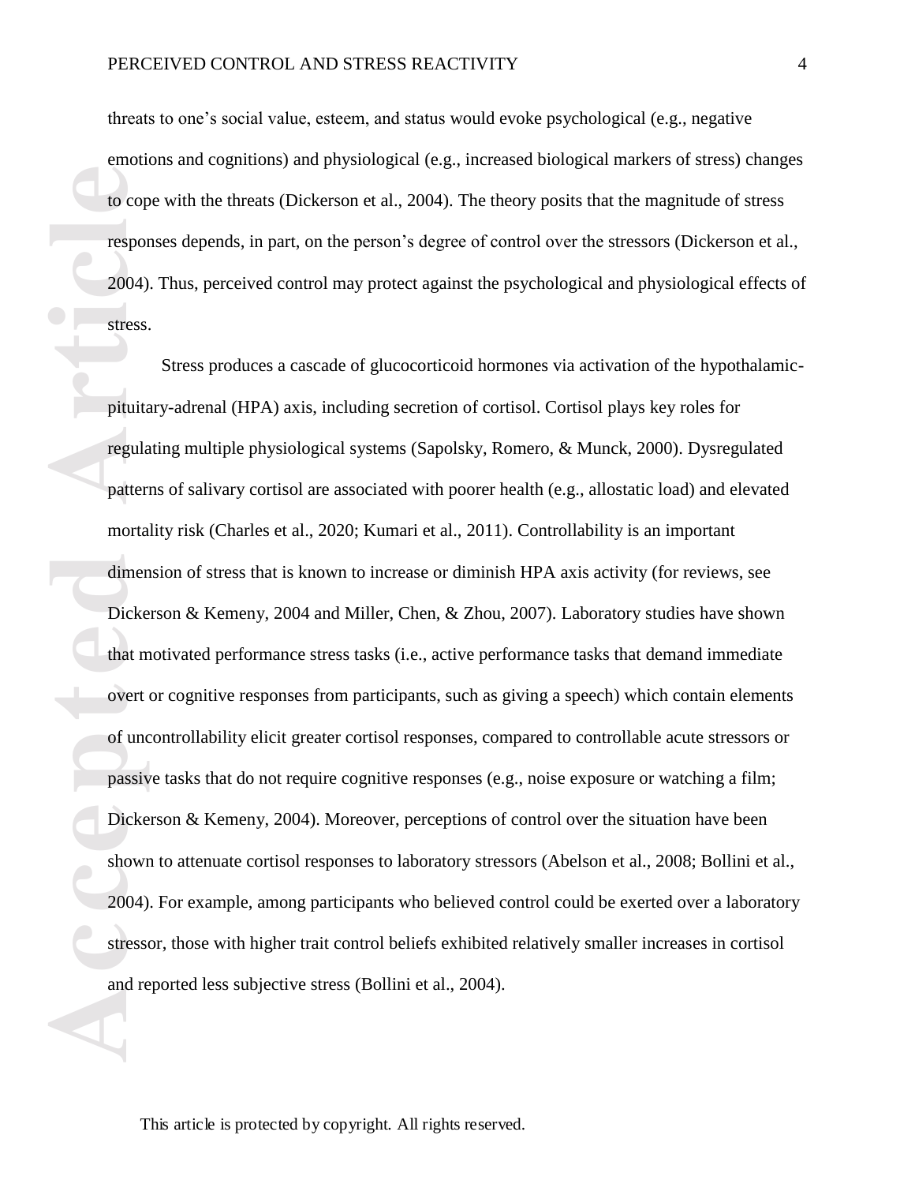threats to one's social value, esteem, and status would evoke psychological (e.g., negative emotions and cognitions) and physiological (e.g., increased biological markers of stress) changes to cope with the threats (Dickerson et al., 2004). The theory posits that the magnitude of stress responses depends, in part, on the person's degree of control over the stressors (Dickerson et al., 2004). Thus, perceived control may protect against the psychological and physiological effects of stress.

Stress produces a cascade of glucocorticoid hormones via activation of the hypothalamic-pituitary-adrenal (HPA) axis, including secretion of cortisol. Cortisol plays key roles for regulating multiple physiological systems (Sapolsky, Romero, & Munck, 2000). Dysregulated patterns of salivary cortisol are associated with poorer health (e.g., allostatic load) and elevated mortality risk (Charles et al., 2020; Kumari et al., 2011). Controllability is an important dimension of stress that is known to increase or diminish HPA axis activity (for reviews, see Dickerson & Kemeny, 2004 and Miller, Chen, & Zhou, 2007). Laboratory studies have shown that motivated performance stress tasks (i.e., active performance tasks that demand immediate overt or cognitive responses from participants, such as giving a speech) which contain elements of uncontrollability elicit greater cortisol responses, compared to controllable acute stressors or passive tasks that do not require cognitive responses (e.g., noise exposure or watching a film; Dickerson & Kemeny, 2004). Moreover, perceptions of control over the situation have been shown to attenuate cortisol responses to laboratory stressors (Abelson et al., 2008; Bollini et al., 2004). For example, among participants who believed control could be exerted over a laboratory stressor, those with higher trait control beliefs exhibited relatively smaller increases in cortisol and reported less subjective stress (Bollini et al., 2004).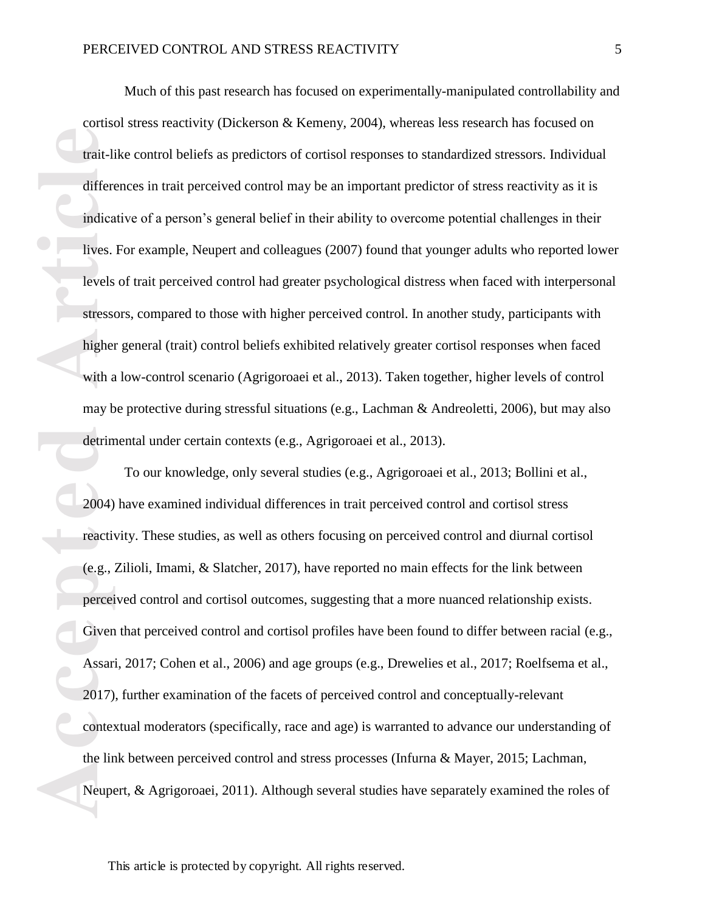Much of this past research has focused on experimentally-manipulated controllability and cortisol stress reactivity (Dickerson & Kemeny, 2004), whereas less research has focused on trait-like control beliefs as predictors of cortisol responses to standardized stressors. Individual differences in trait perceived control may be an important predictor of stress reactivity as it is indicative of a person's general belief in their ability to overcome potential challenges in their lives. For example, Neupert and colleagues (2007) found that younger adults who reported lower levels of trait perceived control had greater psychological distress when faced with interpersonal stressors, compared to those with higher perceived control. In another study, participants with higher general (trait) control beliefs exhibited relatively greater cortisol responses when faced with a low-control scenario (Agrigoroaei et al., 2013). Taken together, higher levels of control may be protective during stressful situations (e.g., Lachman & Andreoletti, 2006), but may also detrimental under certain contexts (e.g., Agrigoroaei et al., 2013).

To our knowledge, only several studies (e.g., Agrigoroaei et al., 2013; Bollini et al., 2004) have examined individual differences in trait perceived control and cortisol stress reactivity. These studies, as well as others focusing on perceived control and diurnal cortisol (e.g., Zilioli, Imami, & Slatcher, 2017), have reported no main effects for the link between perceived control and cortisol outcomes, suggesting that a more nuanced relationship exists. Given that perceived control and cortisol profiles have been found to differ between racial (e.g., Assari, 2017; Cohen et al., 2006) and age groups (e.g., Drewelies et al., 2017; Roelfsema et al., 2017), further examination of the facets of perceived control and conceptually-relevant contextual moderators (specifically, race and age) is warranted to advance our understanding of the link between perceived control and stress processes (Infurna & Mayer, 2015; Lachman, Neupert, & Agrigoroaei, 2011). Although several studies have separately examined the roles of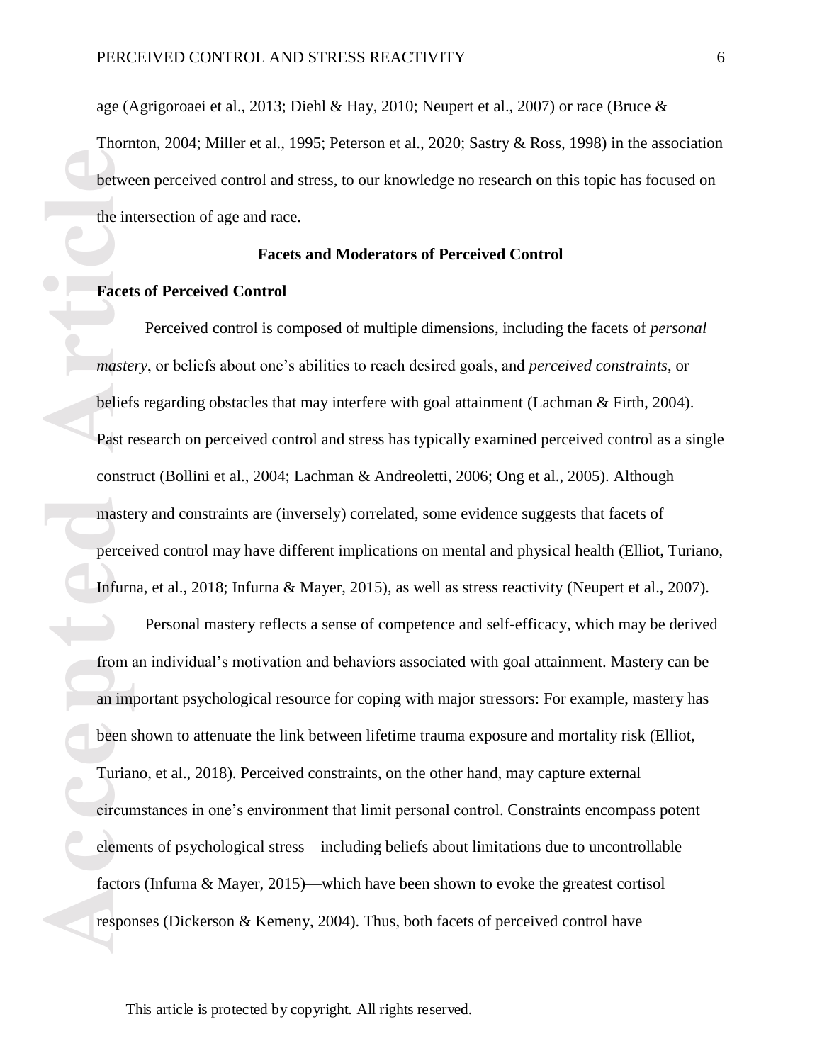age (Agrigoroaei et al., 2013; Diehl & Hay, 2010; Neupert et al., 2007) or race (Bruce & Thornton, 2004; Miller et al., 1995; Peterson et al., 2020; Sastry & Ross, 1998) in the association between perceived control and stress, to our knowledge no research on this topic has focused on the intersection of age and race.

## Facets and Moderators of Perceived Control

### Facets of Perceived Control

Perceived control is composed of multiple dimensions, including the facets of *personal mastery*, or beliefs about one's abilities to reach desired goals, and *perceived constraints*, or beliefs regarding obstacles that may interfere with goal attainment (Lachman & Firth, 2004). Past research on perceived control and stress has typically examined perceived control as a single construct (Bollini et al., 2004; Lachman & Andreoletti, 2006; Ong et al., 2005). Although mastery and constraints are (inversely) correlated, some evidence suggests that facets of perceived control may have different implications on mental and physical health (Elliot, Turiano, Infurna, et al., 2018; Infurna & Mayer, 2015), as well as stress reactivity (Neupert et al., 2007).

Personal mastery reflects a sense of competence and self-efficacy, which may be derived from an individual's motivation and behaviors associated with goal attainment. Mastery can be an important psychological resource for coping with major stressors: For example, mastery has been shown to attenuate the link between lifetime trauma exposure and mortality risk (Elliot, Turiano, et al., 2018). Perceived constraints, on the other hand, may capture external circumstances in one's environment that limit personal control. Constraints encompass potent elements of psychological stress—including beliefs about limitations due to uncontrollable factors (Infurna & Mayer, 2015)—which have been shown to evoke the greatest cortisol responses (Dickerson & Kemeny, 2004). Thus, both facets of perceived control have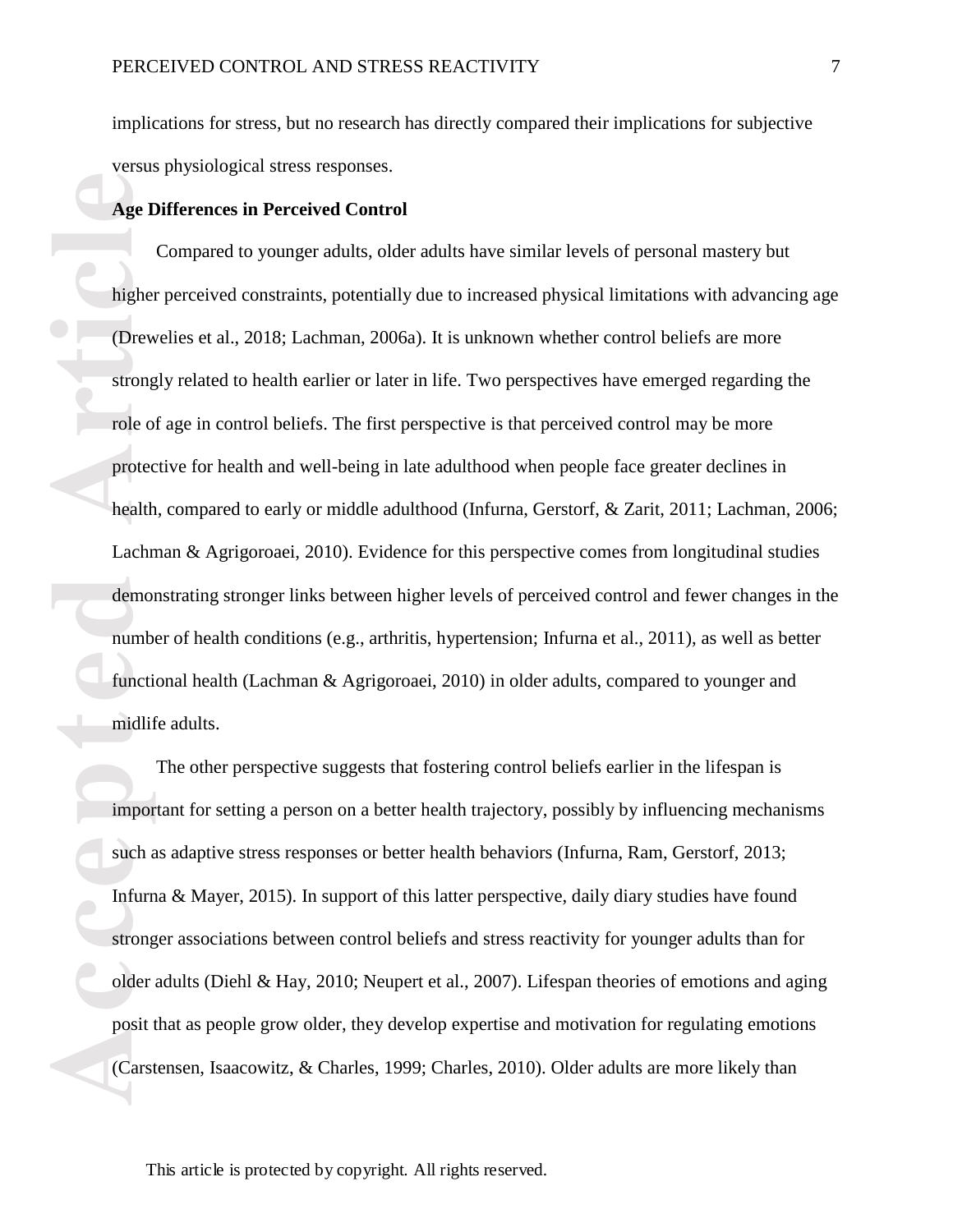implications for stress, but no research has directly compared their implications for subjective versus physiological stress responses.

**Age Differences in Perceived Control**

Compared to younger adults, older adults have similar levels of personal mastery but higher perceived constraints, potentially due to increased physical limitations with advancing age (Drewelies et al., 2018; Lachman, 2006a). It is unknown whether control beliefs are more strongly related to health earlier or later in life. Two perspectives have emerged regarding the role of age in control beliefs. The first perspective is that perceived control may be more protective for health and well-being in late adulthood when people face greater declines in health, compared to early or middle adulthood (Infurna, Gerstorf, & Zarit, 2011; Lachman, 2006; Lachman & Agrigoroaei, 2010). Evidence for this perspective comes from longitudinal studies demonstrating stronger links between higher levels of perceived control and fewer changes in the number of health conditions (e.g., arthritis, hypertension; Infurna et al., 2011), as well as better functional health (Lachman & Agrigoroaei, 2010) in older adults, compared to younger and midlife adults.

The other perspective suggests that fostering control beliefs earlier in the lifespan is important for setting a person on a better health trajectory, possibly by influencing mechanisms such as adaptive stress responses or better health behaviors (Infurna, Ram, Gerstorf, 2013; Infurna & Mayer, 2015). In support of this latter perspective, daily diary studies have found stronger associations between control beliefs and stress reactivity for younger adults than for older adults (Diehl & Hay, 2010; Neupert et al., 2007). Lifespan theories of emotions and aging posit that as people grow older, they develop expertise and motivation for regulating emotions (Carstensen, Isaacowitz, & Charles, 1999; Charles, 2010). Older adults are more likely than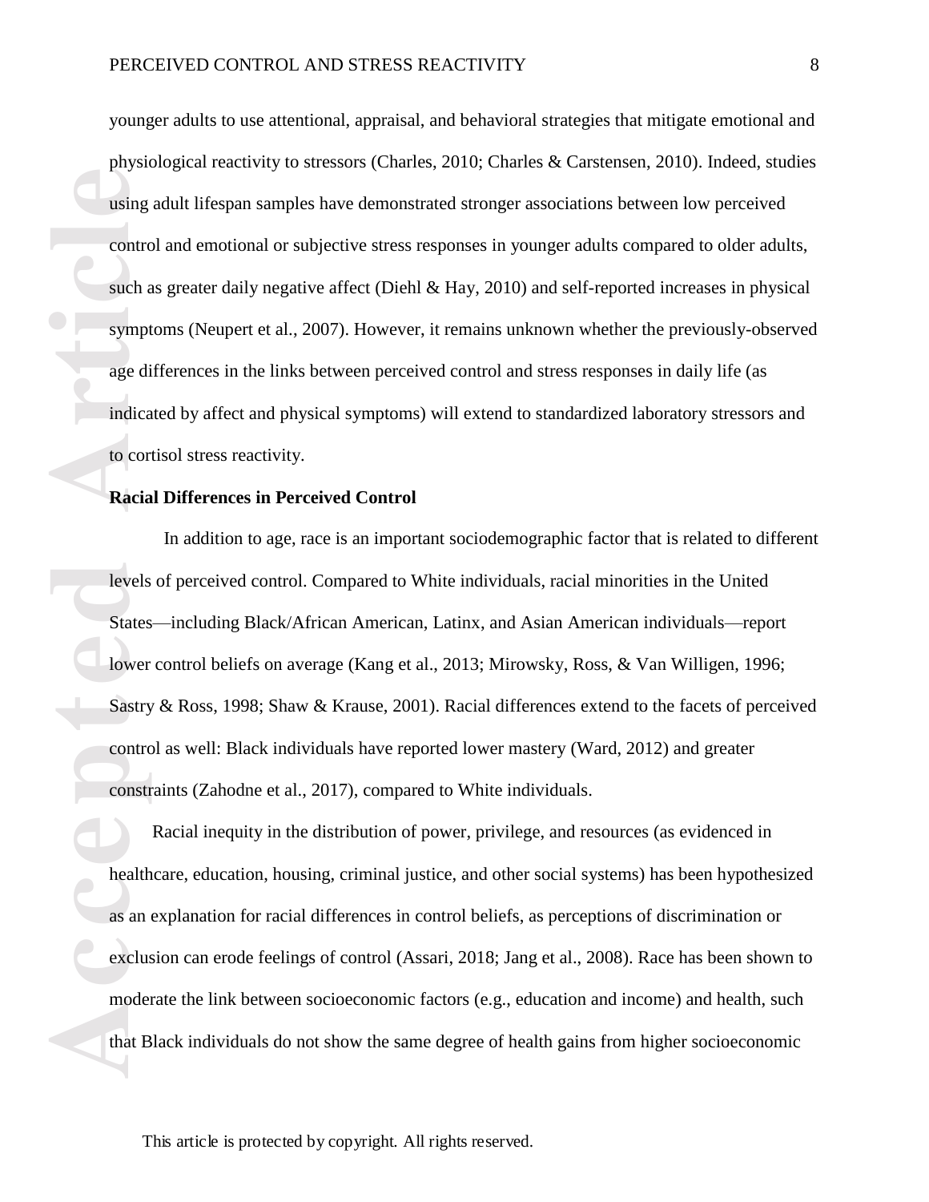younger adults to use attentional, appraisal, and behavioral strategies that mitigate emotional and physiological reactivity to stressors (Charles, 2010; Charles & Carstensen, 2010). Indeed, studies using adult lifespan samples have demonstrated stronger associations between low perceived control and emotional or subjective stress responses in younger adults compared to older adults, such as greater daily negative affect (Diehl & Hay, 2010) and self-reported increases in physical symptoms (Neupert et al., 2007). However, it remains unknown whether the previously-observed age differences in the links between perceived control and stress responses in daily life (as indicated by affect and physical symptoms) will extend to standardized laboratory stressors and to cortisol stress reactivity.

**Racial Differences in Perceived Control**

In addition to age, race is an important sociodemographic factor that is related to different levels of perceived control. Compared to White individuals, racial minorities in the United States—including Black/African American, Latinx, and Asian American individuals—report lower control beliefs on average (Kang et al., 2013; Mirowsky, Ross, & Van Willigen, 1996; Sastry & Ross, 1998; Shaw & Krause, 2001). Racial differences extend to the facets of perceived control as well: Black individuals have reported lower mastery (Ward, 2012) and greater constraints (Zahodne et al., 2017), compared to White individuals.

Racial inequity in the distribution of power, privilege, and resources (as evidenced in healthcare, education, housing, criminal justice, and other social systems) has been hypothesized as an explanation for racial differences in control beliefs, as perceptions of discrimination or exclusion can erode feelings of control (Assari, 2018; Jang et al., 2008). Race has been shown to moderate the link between socioeconomic factors (e.g., education and income) and health, such that Black individuals do not show the same degree of health gains from higher socioeconomic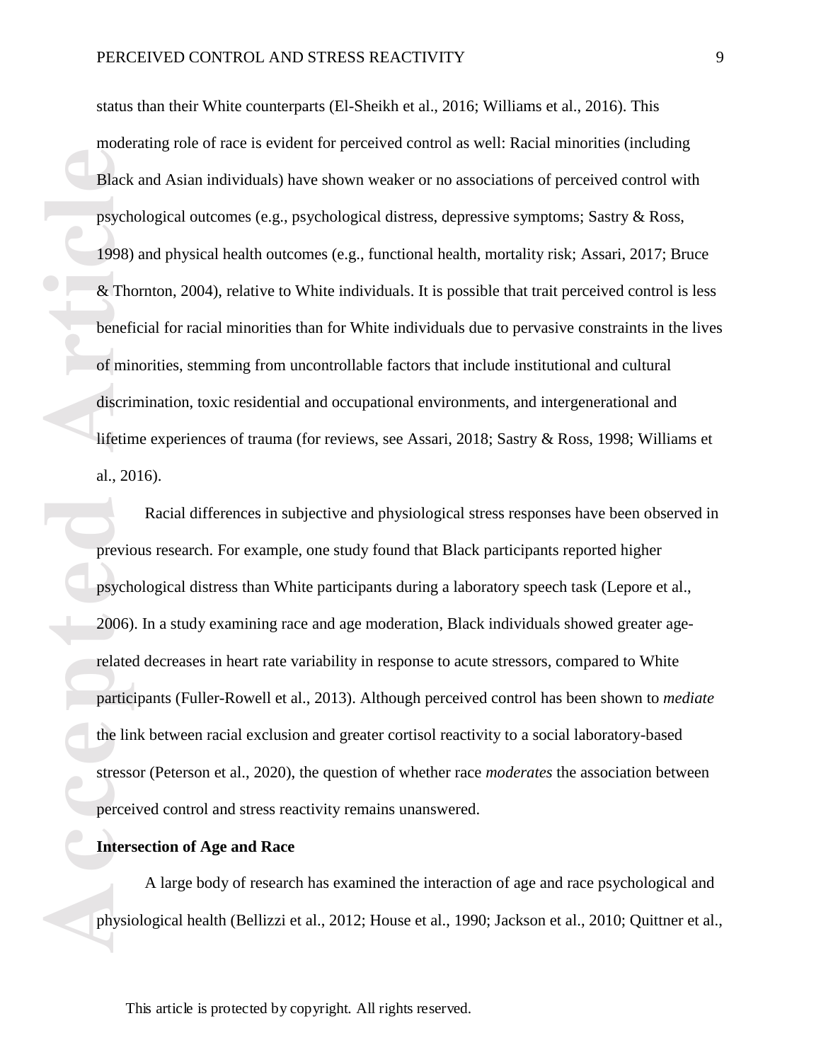status than their White counterparts (El-Sheikh et al., 2016; Williams et al., 2016). This moderating role of race is evident for perceived control as well: Racial minorities (including Black and Asian individuals) have shown weaker or no associations of perceived control with psychological outcomes (e.g., psychological distress, depressive symptoms; Sastry & Ross, 1998) and physical health outcomes (e.g., functional health, mortality risk; Assari, 2017; Bruce & Thornton, 2004), relative to White individuals. It is possible that trait perceived control is less beneficial for racial minorities than for White individuals due to pervasive constraints in the lives of minorities, stemming from uncontrollable factors that include institutional and cultural discrimination, toxic residential and occupational environments, and intergenerational and lifetime experiences of trauma (for reviews, see Assari, 2018; Sastry & Ross, 1998; Williams et al., 2016).

Racial differences in subjective and physiological stress responses have been observed in previous research. For example, one study found that Black participants reported higher psychological distress than White participants during a laboratory speech task (Lepore et al., 2006). In a study examining race and age moderation, Black individuals showed greater age-related decreases in heart rate variability in response to acute stressors, compared to White participants (Fuller-Rowell et al., 2013). Although perceived control has been shown to *mediate* the link between racial exclusion and greater cortisol reactivity to a social laboratory-based stressor (Peterson et al., 2020), the question of whether race *moderates* the association between perceived control and stress reactivity remains unanswered.

**Intersection of Age and Race**

A large body of research has examined the interaction of age and race psychological and physiological health (Bellizzi et al., 2012; House et al., 1990; Jackson et al., 2010; Quittner et al.,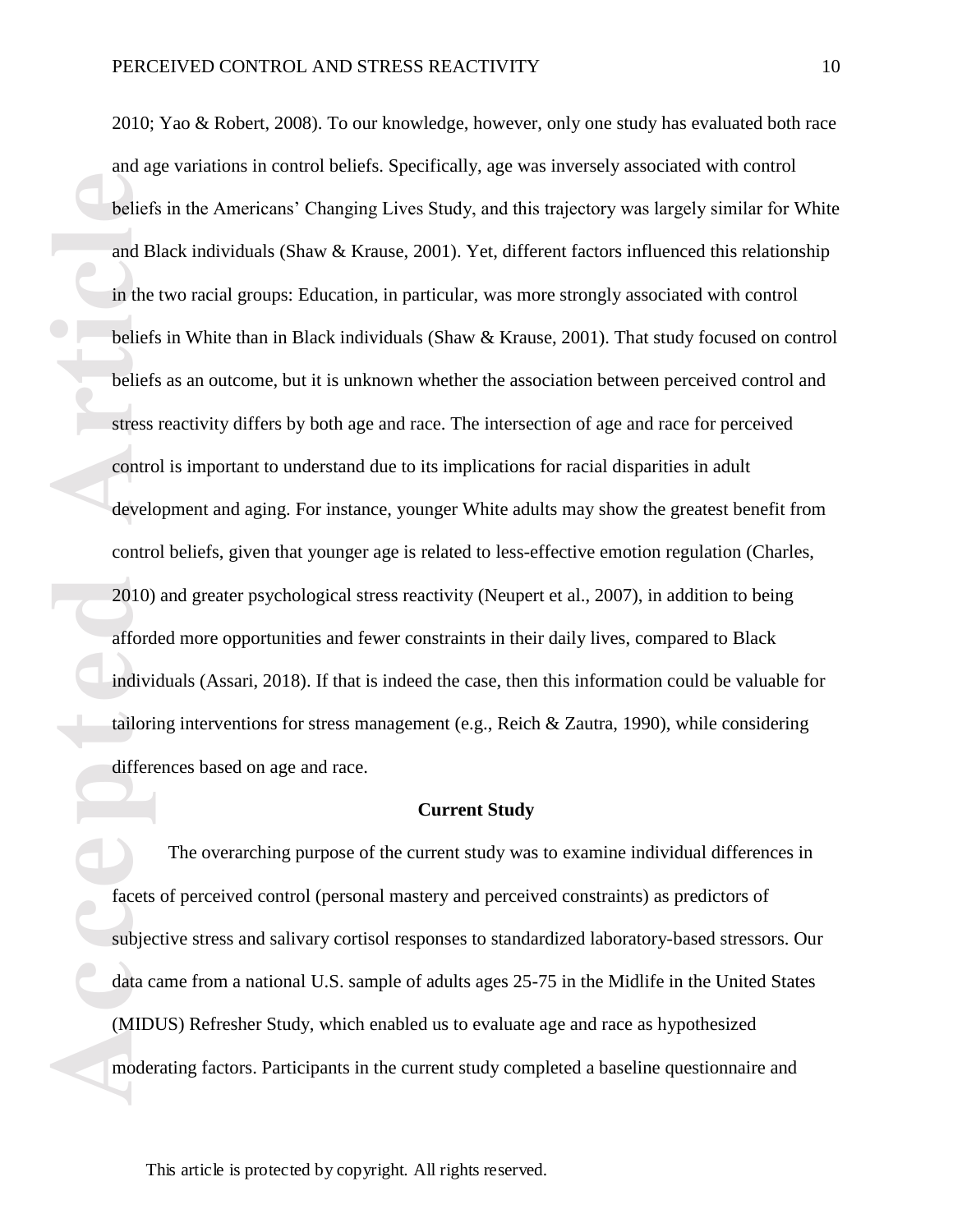2010; Yao & Robert, 2008). To our knowledge, however, only one study has evaluated both race and age variations in control beliefs. Specifically, age was inversely associated with control beliefs in the Americans' Changing Lives Study, and this trajectory was largely similar for White and Black individuals (Shaw & Krause, 2001). Yet, different factors influenced this relationship in the two racial groups: Education, in particular, was more strongly associated with control beliefs in White than in Black individuals (Shaw & Krause, 2001). That study focused on control beliefs as an outcome, but it is unknown whether the association between perceived control and stress reactivity differs by both age and race. The intersection of age and race for perceived control is important to understand due to its implications for racial disparities in adult development and aging. For instance, younger White adults may show the greatest benefit from control beliefs, given that younger age is related to less-effective emotion regulation (Charles, 2010) and greater psychological stress reactivity (Neupert et al., 2007), in addition to being afforded more opportunities and fewer constraints in their daily lives, compared to Black individuals (Assari, 2018). If that is indeed the case, then this information could be valuable for tailoring interventions for stress management (e.g., Reich & Zautra, 1990), while considering differences based on age and race.

## Current Study

The overarching purpose of the current study was to examine individual differences in facets of perceived control (personal mastery and perceived constraints) as predictors of subjective stress and salivary cortisol responses to standardized laboratory-based stressors. Our data came from a national U.S. sample of adults ages 25-75 in the Midlife in the United States (MIDUS) Refresher Study, which enabled us to evaluate age and race as hypothesized moderating factors. Participants in the current study completed a baseline questionnaire and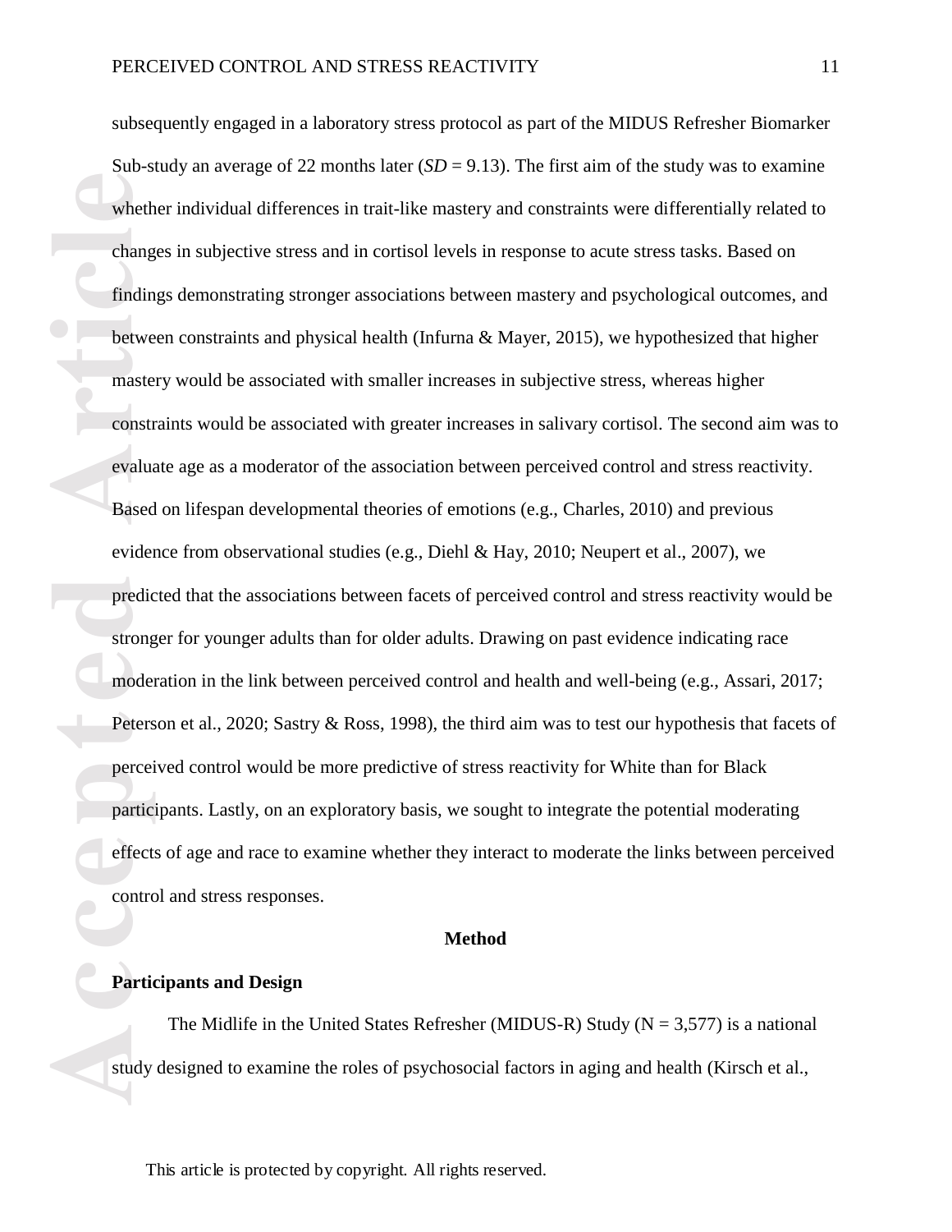subsequently engaged in a laboratory stress protocol as part of the MIDUS Refresher Biomarker Sub-study an average of 22 months later (*SD* = 9.13). The first aim of the study was to examine whether individual differences in trait-like mastery and constraints were differentially related to changes in subjective stress and in cortisol levels in response to acute stress tasks. Based on findings demonstrating stronger associations between mastery and psychological outcomes, and between constraints and physical health (Infurna & Mayer, 2015), we hypothesized that higher mastery would be associated with smaller increases in subjective stress, whereas higher constraints would be associated with greater increases in salivary cortisol. The second aim was to evaluate age as a moderator of the association between perceived control and stress reactivity. Based on lifespan developmental theories of emotions (e.g., Charles, 2010) and previous evidence from observational studies (e.g., Diehl & Hay, 2010; Neupert et al., 2007), we predicted that the associations between facets of perceived control and stress reactivity would be stronger for younger adults than for older adults. Drawing on past evidence indicating race moderation in the link between perceived control and health and well-being (e.g., Assari, 2017; Peterson et al., 2020; Sastry & Ross, 1998), the third aim was to test our hypothesis that facets of perceived control would be more predictive of stress reactivity for White than for Black participants. Lastly, on an exploratory basis, we sought to integrate the potential moderating effects of age and race to examine whether they interact to moderate the links between perceived control and stress responses.

## Method

### Participants and Design

The Midlife in the United States Refresher (MIDUS-R) Study (N = 3,577) is a national study designed to examine the roles of psychosocial factors in aging and health (Kirsch et al.,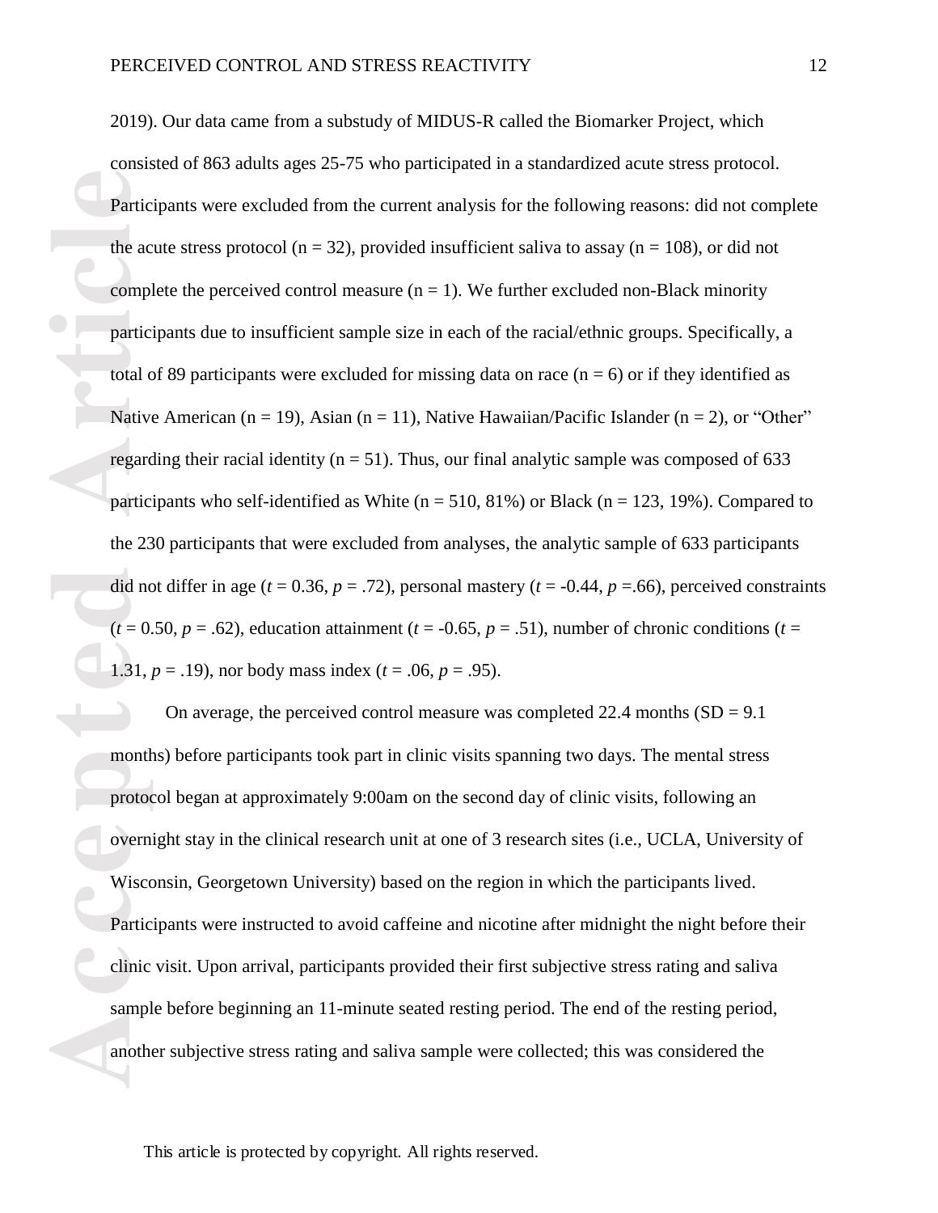2019). Our data came from a substudy of MIDUS-R called the Biomarker Project, which consisted of 863 adults ages 25-75 who participated in a standardized acute stress protocol. Participants were excluded from the current analysis for the following reasons: did not complete the acute stress protocol (n = 32), provided insufficient saliva to assay (n = 108), or did not complete the perceived control measure (n = 1). We further excluded non-Black minority participants due to insufficient sample size in each of the racial/ethnic groups. Specifically, a total of 89 participants were excluded for missing data on race (n = 6) or if they identified as Native American (n = 19), Asian (n = 11), Native Hawaiian/Pacific Islander (n = 2), or "Other" regarding their racial identity (n = 51). Thus, our final analytic sample was composed of 633 participants who self-identified as White (n = 510, 81%) or Black (n = 123, 19%). Compared to the 230 participants that were excluded from analyses, the analytic sample of 633 participants did not differ in age ($t$ = 0.36, $p$ = .72), personal mastery ($t$ = -0.44, $p$ =.66), perceived constraints ($t$ = 0.50, $p$ = .62), education attainment ($t$ = -0.65, $p$ = .51), number of chronic conditions ($t$ = 1.31, $p$ = .19), nor body mass index ($t$ = .06, $p$ = .95).

On average, the perceived control measure was completed 22.4 months (SD = 9.1 months) before participants took part in clinic visits spanning two days. The mental stress protocol began at approximately 9:00am on the second day of clinic visits, following an overnight stay in the clinical research unit at one of 3 research sites (i.e., UCLA, University of Wisconsin, Georgetown University) based on the region in which the participants lived. Participants were instructed to avoid caffeine and nicotine after midnight the night before their clinic visit. Upon arrival, participants provided their first subjective stress rating and saliva sample before beginning an 11-minute seated resting period. The end of the resting period, another subjective stress rating and saliva sample were collected; this was considered the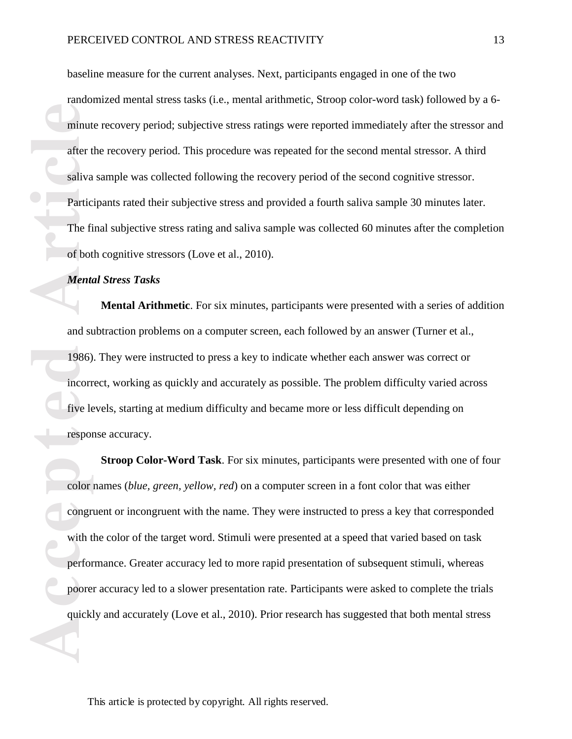baseline measure for the current analyses. Next, participants engaged in one of the two randomized mental stress tasks (i.e., mental arithmetic, Stroop color-word task) followed by a 6-minute recovery period; subjective stress ratings were reported immediately after the stressor and after the recovery period. This procedure was repeated for the second mental stressor. A third saliva sample was collected following the recovery period of the second cognitive stressor. Participants rated their subjective stress and provided a fourth saliva sample 30 minutes later. The final subjective stress rating and saliva sample was collected 60 minutes after the completion of both cognitive stressors (Love et al., 2010).

### *Mental Stress Tasks*

**Mental Arithmetic**. For six minutes, participants were presented with a series of addition and subtraction problems on a computer screen, each followed by an answer (Turner et al., 1986). They were instructed to press a key to indicate whether each answer was correct or incorrect, working as quickly and accurately as possible. The problem difficulty varied across five levels, starting at medium difficulty and became more or less difficult depending on response accuracy.

**Stroop Color-Word Task**. For six minutes, participants were presented with one of four color names (*blue, green, yellow, red*) on a computer screen in a font color that was either congruent or incongruent with the name. They were instructed to press a key that corresponded with the color of the target word. Stimuli were presented at a speed that varied based on task performance. Greater accuracy led to more rapid presentation of subsequent stimuli, whereas poorer accuracy led to a slower presentation rate. Participants were asked to complete the trials quickly and accurately (Love et al., 2010). Prior research has suggested that both mental stress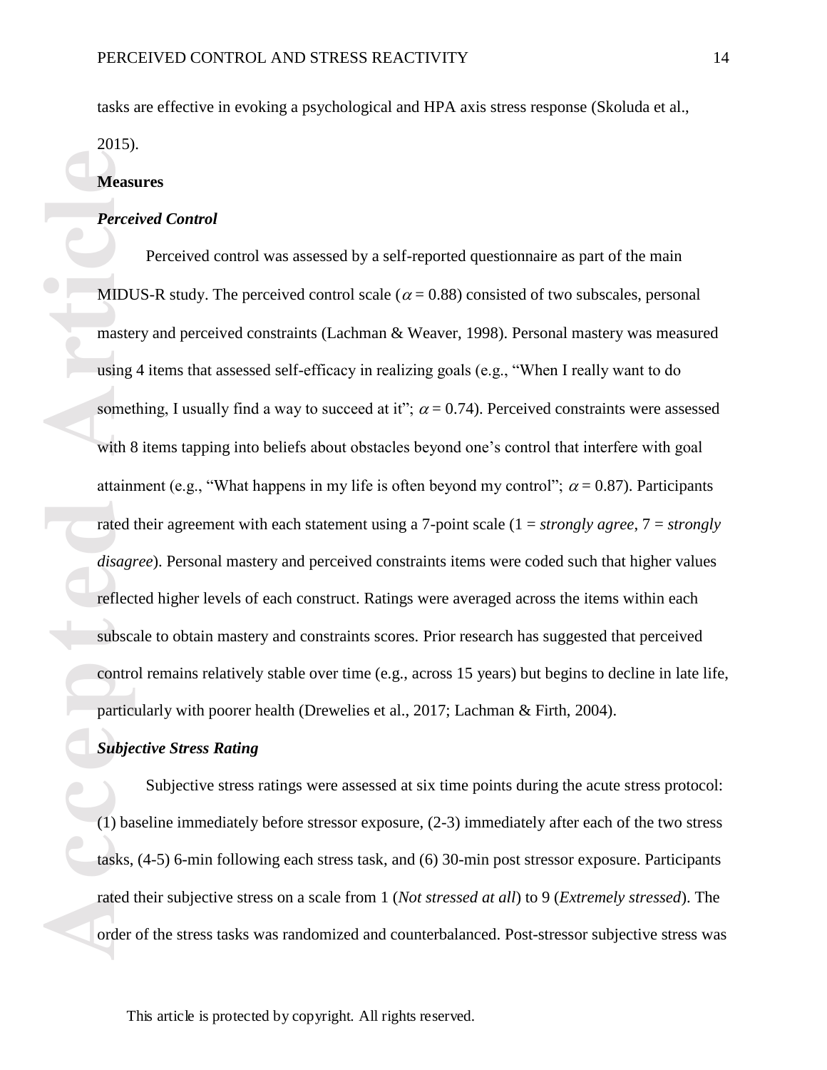tasks are effective in evoking a psychological and HPA axis stress response (Skoluda et al., 2015).

## Measures

### *Perceived Control*

Perceived control was assessed by a self-reported questionnaire as part of the main MIDUS-R study. The perceived control scale ($\alpha = 0.88$) consisted of two subscales, personal mastery and perceived constraints (Lachman & Weaver, 1998). Personal mastery was measured using 4 items that assessed self-efficacy in realizing goals (e.g., "When I really want to do something, I usually find a way to succeed at it"; $\alpha = 0.74$). Perceived constraints were assessed with 8 items tapping into beliefs about obstacles beyond one's control that interfere with goal attainment (e.g., "What happens in my life is often beyond my control"; $\alpha = 0.87$). Participants rated their agreement with each statement using a 7-point scale (1 = *strongly agree*, 7 = *strongly disagree*). Personal mastery and perceived constraints items were coded such that higher values reflected higher levels of each construct. Ratings were averaged across the items within each subscale to obtain mastery and constraints scores. Prior research has suggested that perceived control remains relatively stable over time (e.g., across 15 years) but begins to decline in late life, particularly with poorer health (Drewelies et al., 2017; Lachman & Firth, 2004).

### *Subjective Stress Rating*

Subjective stress ratings were assessed at six time points during the acute stress protocol: (1) baseline immediately before stressor exposure, (2-3) immediately after each of the two stress tasks, (4-5) 6-min following each stress task, and (6) 30-min post stressor exposure. Participants rated their subjective stress on a scale from 1 (*Not stressed at all*) to 9 (*Extremely stressed*). The order of the stress tasks was randomized and counterbalanced. Post-stressor subjective stress was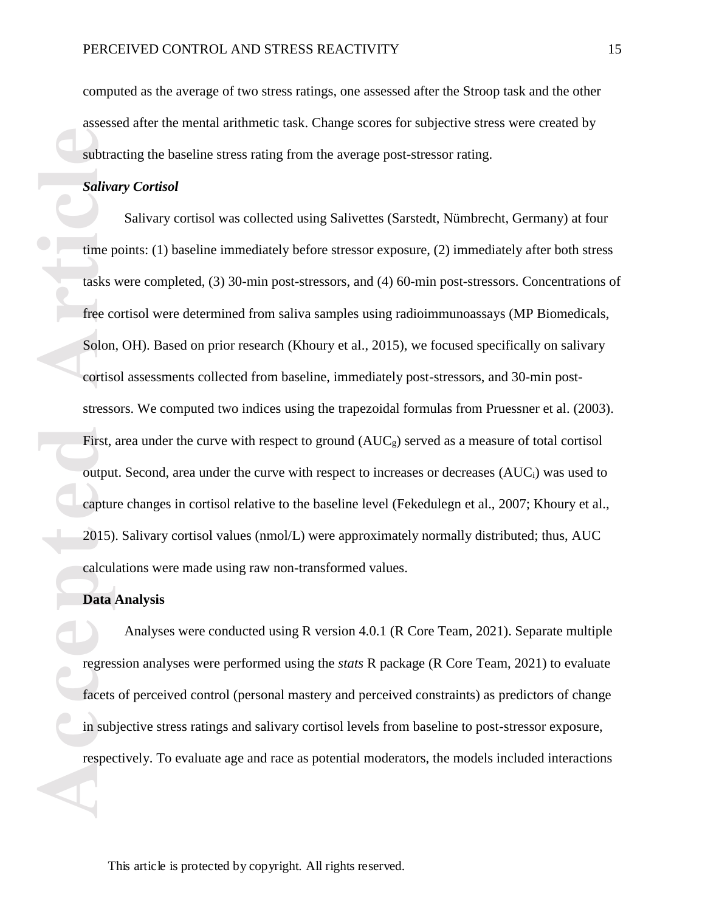computed as the average of two stress ratings, one assessed after the Stroop task and the other assessed after the mental arithmetic task. Change scores for subjective stress were created by subtracting the baseline stress rating from the average post-stressor rating.

***Salivary Cortisol***

Salivary cortisol was collected using Salivettes (Sarstedt, Nümbrecht, Germany) at four time points: (1) baseline immediately before stressor exposure, (2) immediately after both stress tasks were completed, (3) 30-min post-stressors, and (4) 60-min post-stressors. Concentrations of free cortisol were determined from saliva samples using radioimmunoassays (MP Biomedicals, Solon, OH). Based on prior research (Khoury et al., 2015), we focused specifically on salivary cortisol assessments collected from baseline, immediately post-stressors, and 30-min post-stressors. We computed two indices using the trapezoidal formulas from Pruessner et al. (2003). First, area under the curve with respect to ground ($AUC_g$) served as a measure of total cortisol output. Second, area under the curve with respect to increases or decreases ($AUC_i$) was used to capture changes in cortisol relative to the baseline level (Fekedulegn et al., 2007; Khoury et al., 2015). Salivary cortisol values (nmol/L) were approximately normally distributed; thus, AUC calculations were made using raw non-transformed values.

**Data Analysis**

Analyses were conducted using R version 4.0.1 (R Core Team, 2021). Separate multiple regression analyses were performed using the *stats* R package (R Core Team, 2021) to evaluate facets of perceived control (personal mastery and perceived constraints) as predictors of change in subjective stress ratings and salivary cortisol levels from baseline to post-stressor exposure, respectively. To evaluate age and race as potential moderators, the models included interactions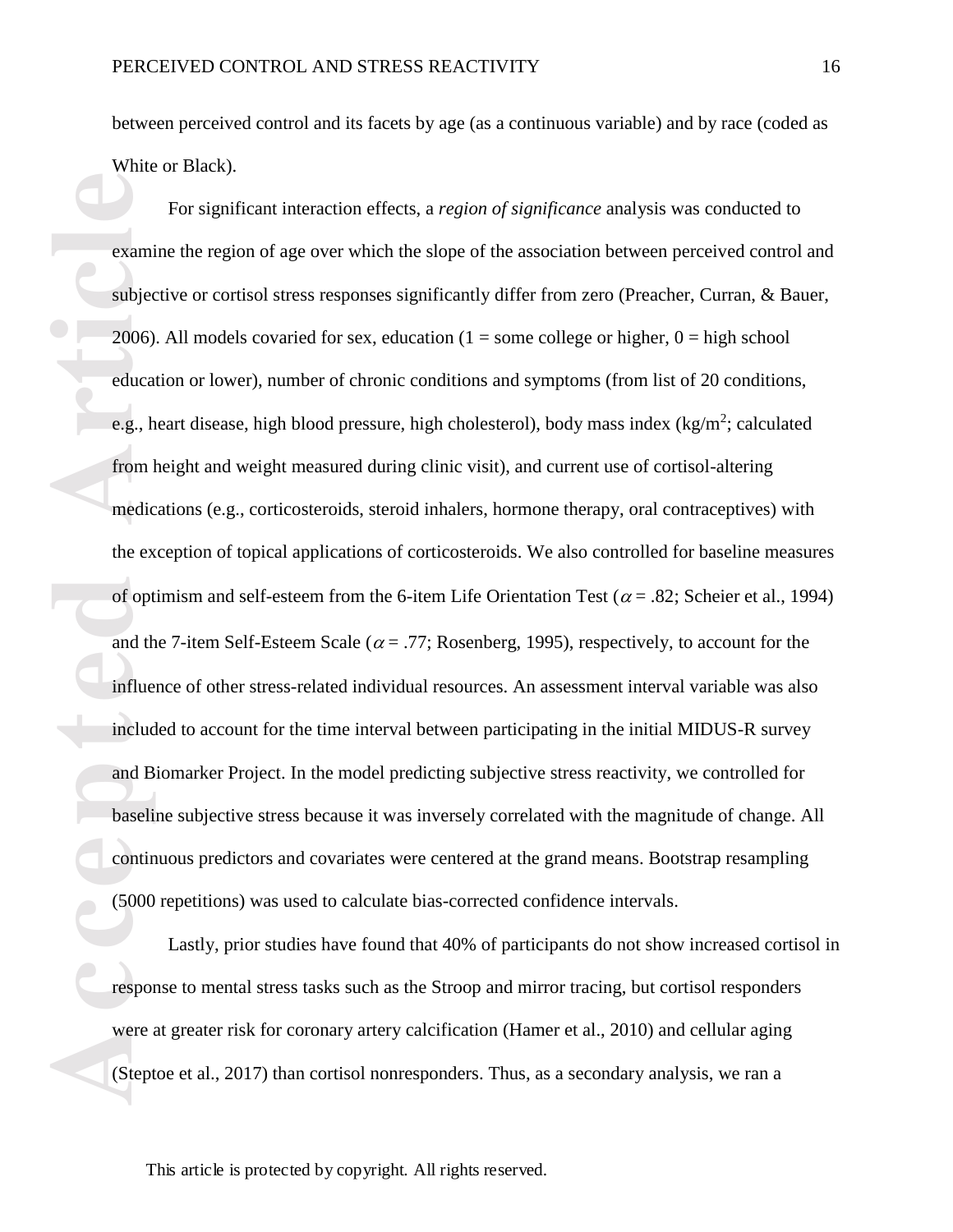between perceived control and its facets by age (as a continuous variable) and by race (coded as White or Black).

For significant interaction effects, a *region of significance* analysis was conducted to examine the region of age over which the slope of the association between perceived control and subjective or cortisol stress responses significantly differ from zero (Preacher, Curran, & Bauer, 2006). All models covaried for sex, education (1 = some college or higher, 0 = high school education or lower), number of chronic conditions and symptoms (from list of 20 conditions, e.g., heart disease, high blood pressure, high cholesterol), body mass index (kg/m$^2$; calculated from height and weight measured during clinic visit), and current use of cortisol-altering medications (e.g., corticosteroids, steroid inhalers, hormone therapy, oral contraceptives) with the exception of topical applications of corticosteroids. We also controlled for baseline measures of optimism and self-esteem from the 6-item Life Orientation Test ($\alpha$ = .82; Scheier et al., 1994) and the 7-item Self-Esteem Scale ($\alpha$ = .77; Rosenberg, 1995), respectively, to account for the influence of other stress-related individual resources. An assessment interval variable was also included to account for the time interval between participating in the initial MIDUS-R survey and Biomarker Project. In the model predicting subjective stress reactivity, we controlled for baseline subjective stress because it was inversely correlated with the magnitude of change. All continuous predictors and covariates were centered at the grand means. Bootstrap resampling (5000 repetitions) was used to calculate bias-corrected confidence intervals.

Lastly, prior studies have found that 40% of participants do not show increased cortisol in response to mental stress tasks such as the Stroop and mirror tracing, but cortisol responders were at greater risk for coronary artery calcification (Hamer et al., 2010) and cellular aging (Steptoe et al., 2017) than cortisol nonresponders. Thus, as a secondary analysis, we ran a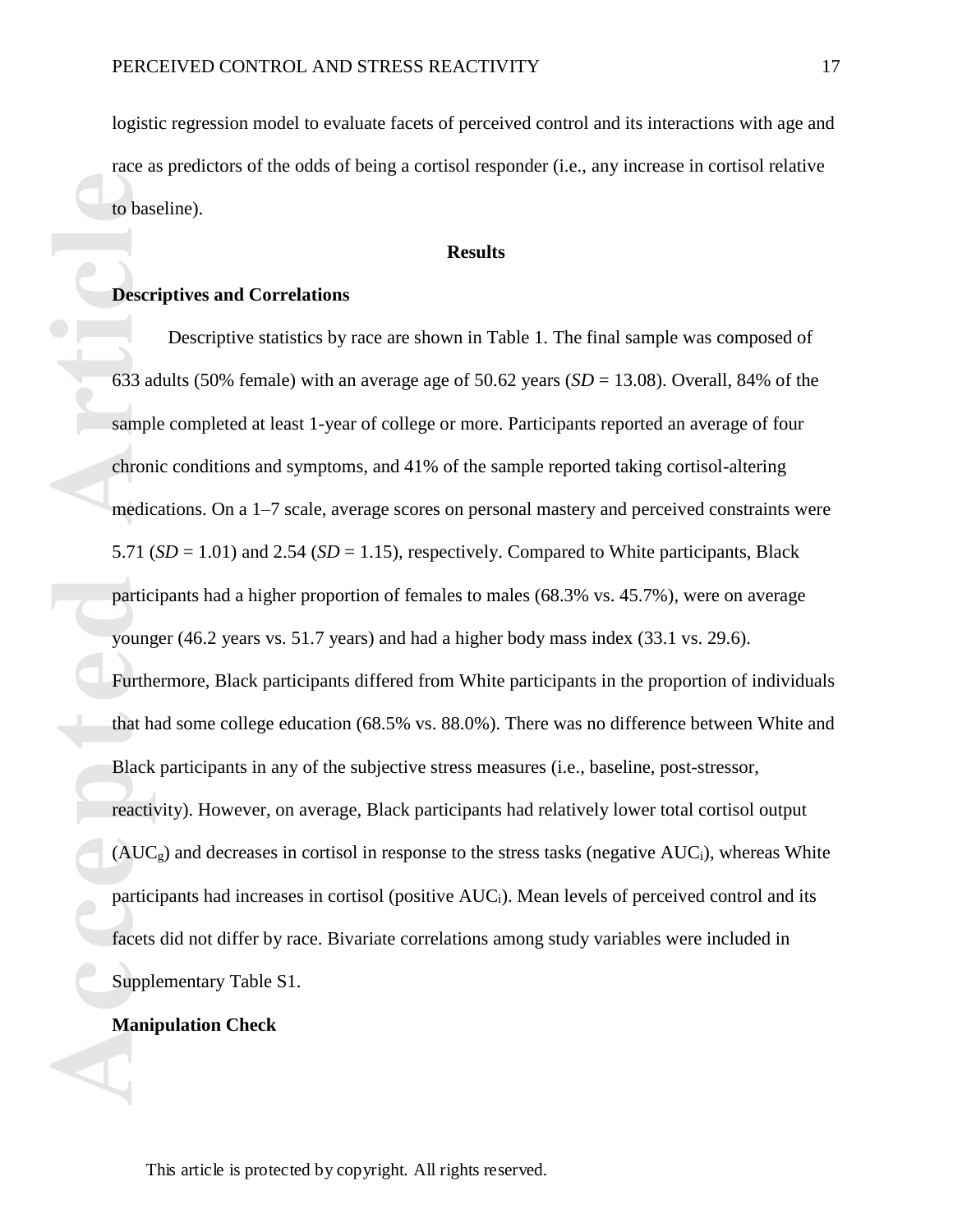logistic regression model to evaluate facets of perceived control and its interactions with age and race as predictors of the odds of being a cortisol responder (i.e., any increase in cortisol relative to baseline).

## Results

### Descriptives and Correlations

Descriptive statistics by race are shown in Table 1. The final sample was composed of 633 adults (50% female) with an average age of 50.62 years (*SD* = 13.08). Overall, 84% of the sample completed at least 1-year of college or more. Participants reported an average of four chronic conditions and symptoms, and 41% of the sample reported taking cortisol-altering medications. On a 1–7 scale, average scores on personal mastery and perceived constraints were 5.71 (*SD* = 1.01) and 2.54 (*SD* = 1.15), respectively. Compared to White participants, Black participants had a higher proportion of females to males (68.3% vs. 45.7%), were on average younger (46.2 years vs. 51.7 years) and had a higher body mass index (33.1 vs. 29.6). Furthermore, Black participants differed from White participants in the proportion of individuals that had some college education (68.5% vs. 88.0%). There was no difference between White and Black participants in any of the subjective stress measures (i.e., baseline, post-stressor, reactivity). However, on average, Black participants had relatively lower total cortisol output ($AUC_g$) and decreases in cortisol in response to the stress tasks (negative $AUC_i$), whereas White participants had increases in cortisol (positive $AUC_i$). Mean levels of perceived control and its facets did not differ by race. Bivariate correlations among study variables were included in Supplementary Table S1.

### Manipulation Check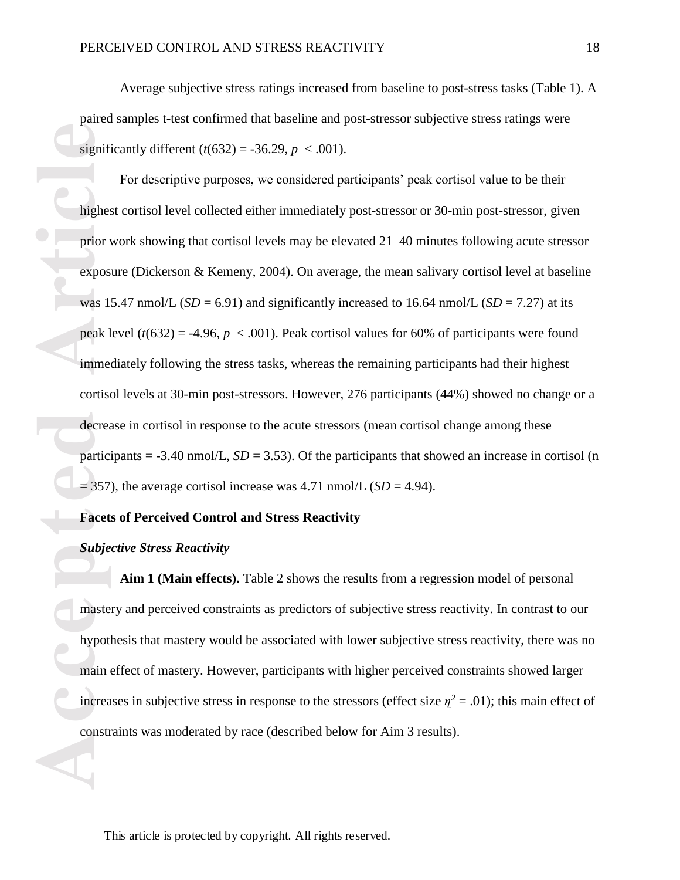Average subjective stress ratings increased from baseline to post-stress tasks (Table 1). A paired samples t-test confirmed that baseline and post-stressor subjective stress ratings were significantly different ($t(632) = -36.29$, $p < .001$).

For descriptive purposes, we considered participants' peak cortisol value to be their highest cortisol level collected either immediately post-stressor or 30-min post-stressor, given prior work showing that cortisol levels may be elevated 21–40 minutes following acute stressor exposure (Dickerson & Kemeny, 2004). On average, the mean salivary cortisol level at baseline was 15.47 nmol/L ($SD = 6.91$) and significantly increased to 16.64 nmol/L ($SD = 7.27$) at its peak level ($t(632) = -4.96$, $p < .001$). Peak cortisol values for 60% of participants were found immediately following the stress tasks, whereas the remaining participants had their highest cortisol levels at 30-min post-stressors. However, 276 participants (44%) showed no change or a decrease in cortisol in response to the acute stressors (mean cortisol change among these participants = -3.40 nmol/L, $SD = 3.53$). Of the participants that showed an increase in cortisol ($n = 357$), the average cortisol increase was 4.71 nmol/L ($SD = 4.94$).

## Facets of Perceived Control and Stress Reactivity

### *Subjective Stress Reactivity*

**Aim 1 (Main effects).** Table 2 shows the results from a regression model of personal mastery and perceived constraints as predictors of subjective stress reactivity. In contrast to our hypothesis that mastery would be associated with lower subjective stress reactivity, there was no main effect of mastery. However, participants with higher perceived constraints showed larger increases in subjective stress in response to the stressors (effect size $\eta^2 = .01$); this main effect of constraints was moderated by race (described below for Aim 3 results).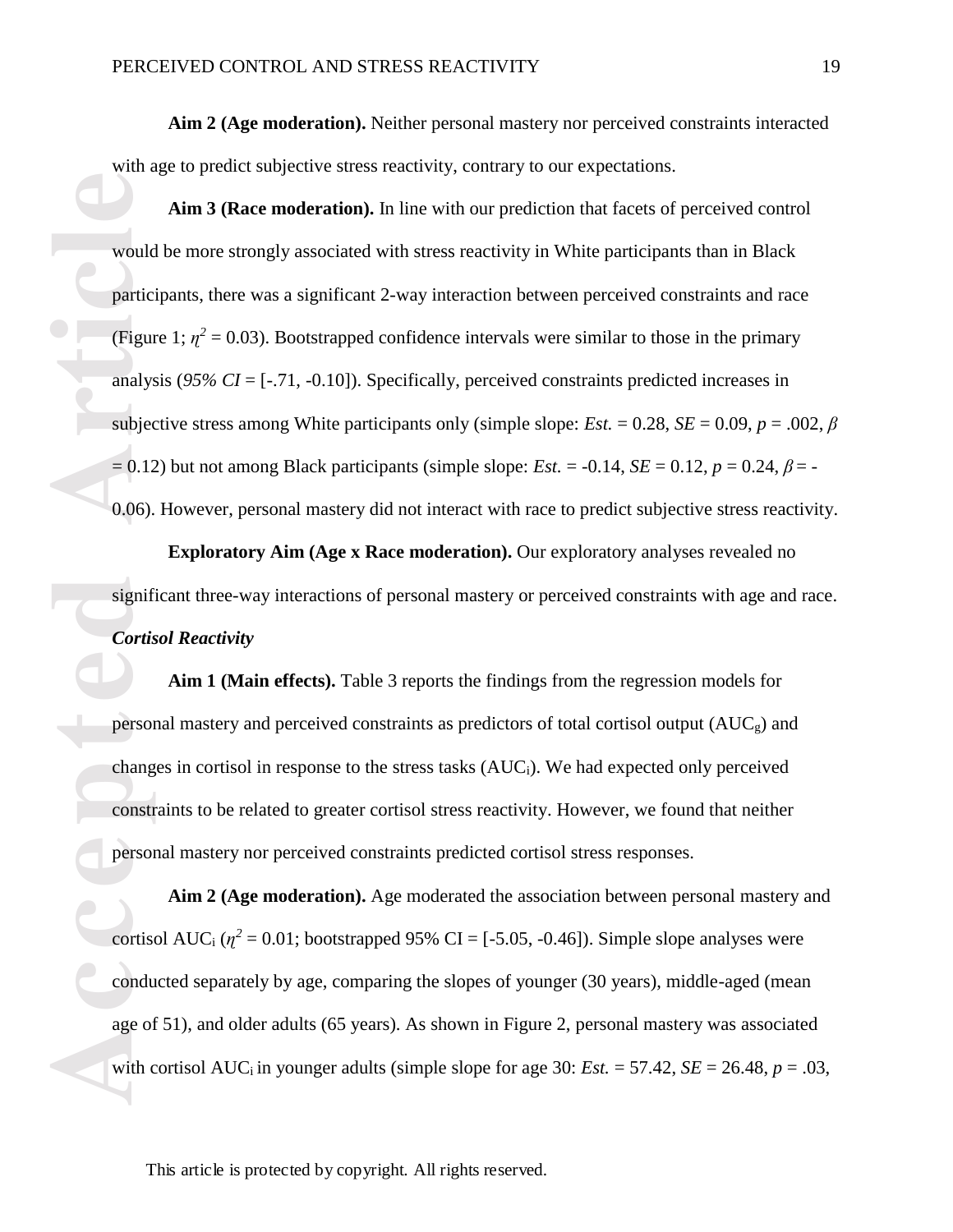**Aim 2 (Age moderation).** Neither personal mastery nor perceived constraints interacted with age to predict subjective stress reactivity, contrary to our expectations.

**Aim 3 (Race moderation).** In line with our prediction that facets of perceived control would be more strongly associated with stress reactivity in White participants than in Black participants, there was a significant 2-way interaction between perceived constraints and race (Figure 1; $\eta^2 = 0.03$). Bootstrapped confidence intervals were similar to those in the primary analysis (*95% CI* = [-.71, -0.10]). Specifically, perceived constraints predicted increases in subjective stress among White participants only (simple slope: *Est.* = 0.28, *SE* = 0.09, $p = .002$, $\beta = 0.12$) but not among Black participants (simple slope: *Est.* = -0.14, *SE* = 0.12, $p = 0.24$, $\beta = -0.06$). However, personal mastery did not interact with race to predict subjective stress reactivity.

**Exploratory Aim (Age x Race moderation).** Our exploratory analyses revealed no significant three-way interactions of personal mastery or perceived constraints with age and race.

***Cortisol Reactivity***

**Aim 1 (Main effects).** Table 3 reports the findings from the regression models for personal mastery and perceived constraints as predictors of total cortisol output ($AUC_g$) and changes in cortisol in response to the stress tasks ($AUC_i$). We had expected only perceived constraints to be related to greater cortisol stress reactivity. However, we found that neither personal mastery nor perceived constraints predicted cortisol stress responses.

**Aim 2 (Age moderation).** Age moderated the association between personal mastery and cortisol $AUC_i$ ($\eta^2 = 0.01$; bootstrapped 95% CI = [-5.05, -0.46]). Simple slope analyses were conducted separately by age, comparing the slopes of younger (30 years), middle-aged (mean age of 51), and older adults (65 years). As shown in Figure 2, personal mastery was associated with cortisol $AUC_i$ in younger adults (simple slope for age 30: *Est.* = 57.42, *SE* = 26.48, $p = .03$,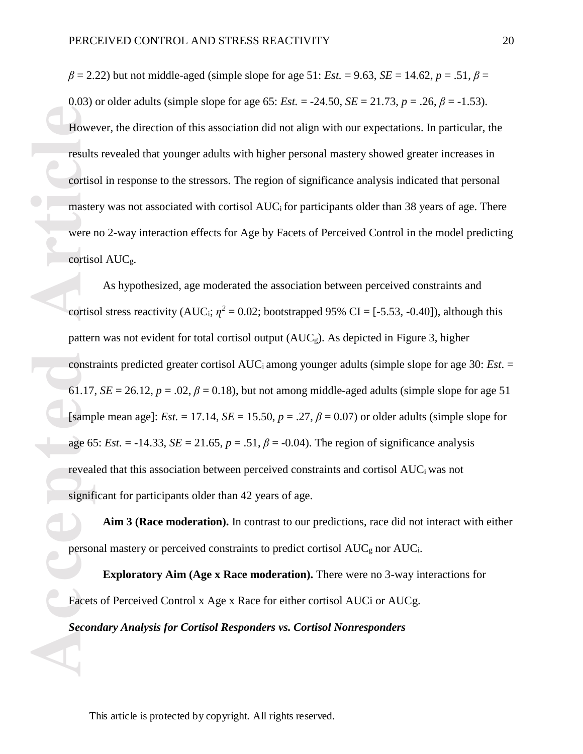$\beta$ = 2.22) but not middle-aged (simple slope for age 51: *Est.* = 9.63, *SE* = 14.62, *p* = .51, $\beta$ = 0.03) or older adults (simple slope for age 65: *Est.* = -24.50, *SE* = 21.73, *p* = .26, $\beta$ = -1.53). However, the direction of this association did not align with our expectations. In particular, the results revealed that younger adults with higher personal mastery showed greater increases in cortisol in response to the stressors. The region of significance analysis indicated that personal mastery was not associated with cortisol $AUC_i$ for participants older than 38 years of age. There were no 2-way interaction effects for Age by Facets of Perceived Control in the model predicting cortisol $AUC_g$.

As hypothesized, age moderated the association between perceived constraints and cortisol stress reactivity ($AUC_i$; $\eta^2$ = 0.02; bootstrapped 95% CI = [-5.53, -0.40]), although this pattern was not evident for total cortisol output ($AUC_g$). As depicted in Figure 3, higher constraints predicted greater cortisol $AUC_i$ among younger adults (simple slope for age 30: *Est.* = 61.17, *SE* = 26.12, *p* = .02, $\beta$ = 0.18), but not among middle-aged adults (simple slope for age 51 [sample mean age]: *Est.* = 17.14, *SE* = 15.50, *p* = .27, $\beta$ = 0.07) or older adults (simple slope for age 65: *Est.* = -14.33, *SE* = 21.65, *p* = .51, $\beta$ = -0.04). The region of significance analysis revealed that this association between perceived constraints and cortisol $AUC_i$ was not significant for participants older than 42 years of age.

**Aim 3 (Race moderation).** In contrast to our predictions, race did not interact with either personal mastery or perceived constraints to predict cortisol $AUC_g$ nor $AUC_i$.

**Exploratory Aim (Age x Race moderation).** There were no 3-way interactions for Facets of Perceived Control x Age x Race for either cortisol AUCi or AUCg.

***Secondary Analysis for Cortisol Responders vs. Cortisol Nonresponders***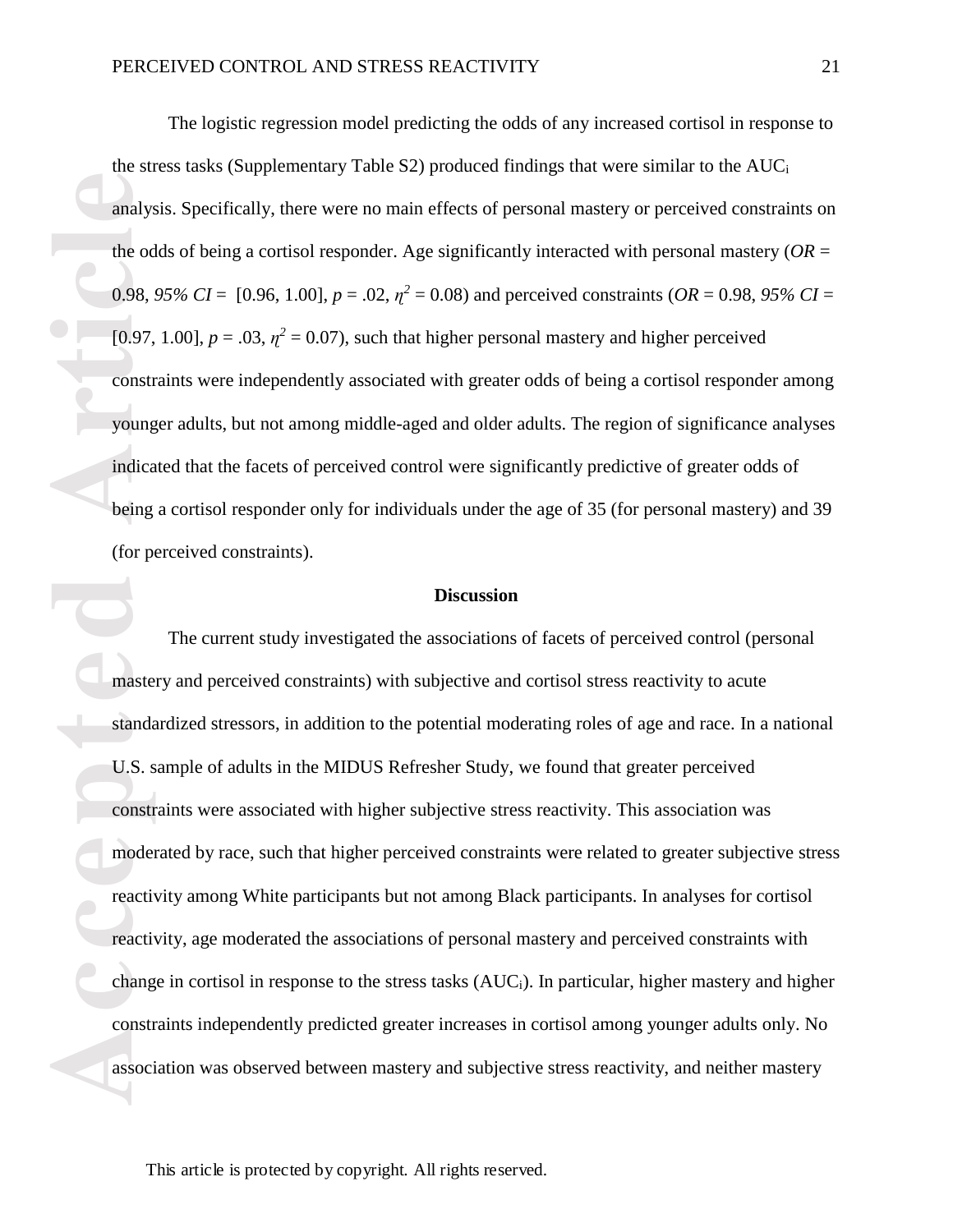The logistic regression model predicting the odds of any increased cortisol in response to the stress tasks (Supplementary Table S2) produced findings that were similar to the $AUC_i$ analysis. Specifically, there were no main effects of personal mastery or perceived constraints on the odds of being a cortisol responder. Age significantly interacted with personal mastery (*OR* = 0.98, *95% CI* = [0.96, 1.00], $p = .02$, $\eta^2 = 0.08$) and perceived constraints (*OR* = 0.98, *95% CI* = [0.97, 1.00], $p = .03$, $\eta^2 = 0.07$), such that higher personal mastery and higher perceived constraints were independently associated with greater odds of being a cortisol responder among younger adults, but not among middle-aged and older adults. The region of significance analyses indicated that the facets of perceived control were significantly predictive of greater odds of being a cortisol responder only for individuals under the age of 35 (for personal mastery) and 39 (for perceived constraints).

## Discussion

The current study investigated the associations of facets of perceived control (personal mastery and perceived constraints) with subjective and cortisol stress reactivity to acute standardized stressors, in addition to the potential moderating roles of age and race. In a national U.S. sample of adults in the MIDUS Refresher Study, we found that greater perceived constraints were associated with higher subjective stress reactivity. This association was moderated by race, such that higher perceived constraints were related to greater subjective stress reactivity among White participants but not among Black participants. In analyses for cortisol reactivity, age moderated the associations of personal mastery and perceived constraints with change in cortisol in response to the stress tasks ($AUC_i$). In particular, higher mastery and higher constraints independently predicted greater increases in cortisol among younger adults only. No association was observed between mastery and subjective stress reactivity, and neither mastery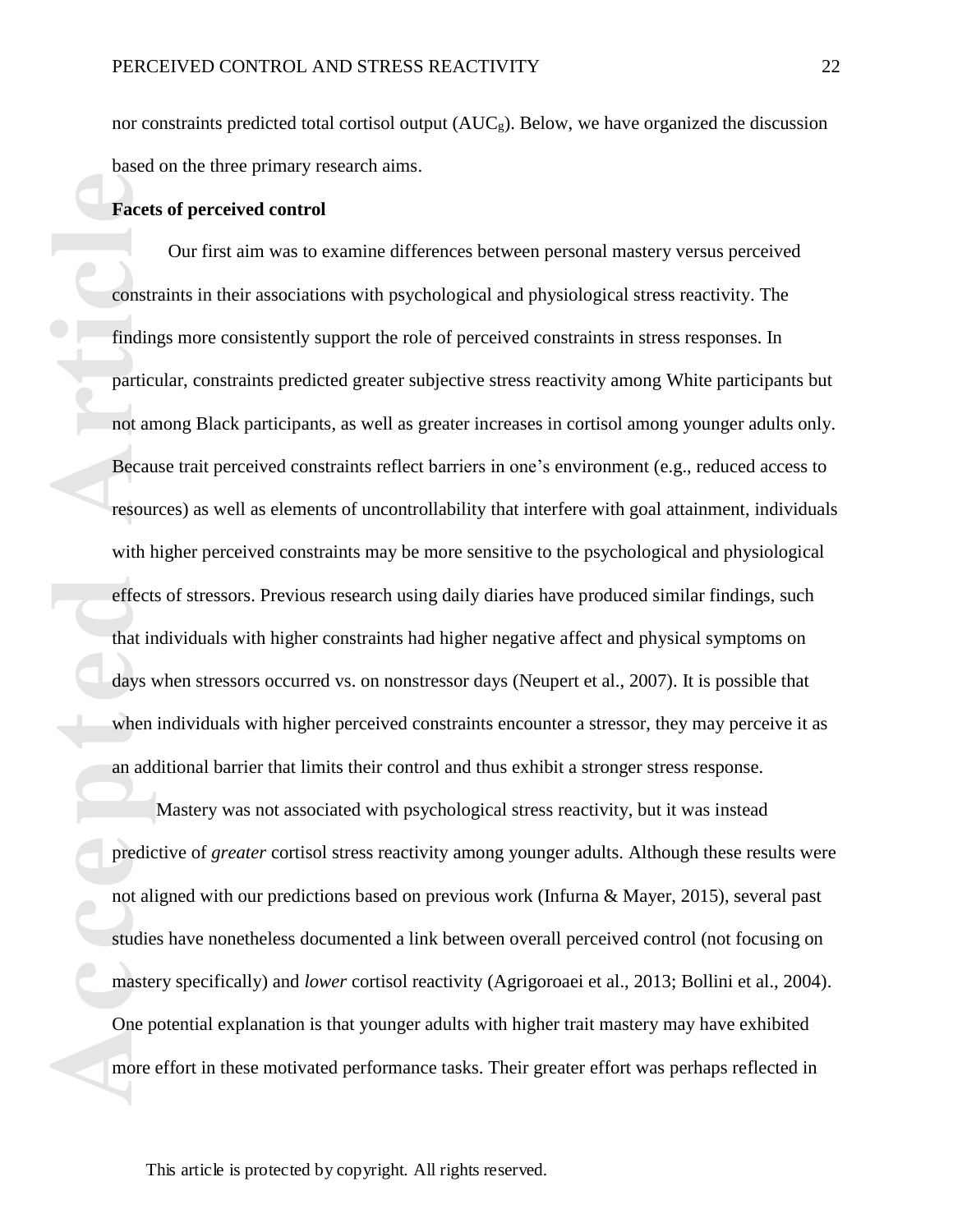nor constraints predicted total cortisol output ($AUC_g$). Below, we have organized the discussion based on the three primary research aims.

**Facets of perceived control**

Our first aim was to examine differences between personal mastery versus perceived constraints in their associations with psychological and physiological stress reactivity. The findings more consistently support the role of perceived constraints in stress responses. In particular, constraints predicted greater subjective stress reactivity among White participants but not among Black participants, as well as greater increases in cortisol among younger adults only. Because trait perceived constraints reflect barriers in one's environment (e.g., reduced access to resources) as well as elements of uncontrollability that interfere with goal attainment, individuals with higher perceived constraints may be more sensitive to the psychological and physiological effects of stressors. Previous research using daily diaries have produced similar findings, such that individuals with higher constraints had higher negative affect and physical symptoms on days when stressors occurred vs. on nonstressor days (Neupert et al., 2007). It is possible that when individuals with higher perceived constraints encounter a stressor, they may perceive it as an additional barrier that limits their control and thus exhibit a stronger stress response.

Mastery was not associated with psychological stress reactivity, but it was instead predictive of *greater* cortisol stress reactivity among younger adults. Although these results were not aligned with our predictions based on previous work (Infurna & Mayer, 2015), several past studies have nonetheless documented a link between overall perceived control (not focusing on mastery specifically) and *lower* cortisol reactivity (Agrigoroaei et al., 2013; Bollini et al., 2004). One potential explanation is that younger adults with higher trait mastery may have exhibited more effort in these motivated performance tasks. Their greater effort was perhaps reflected in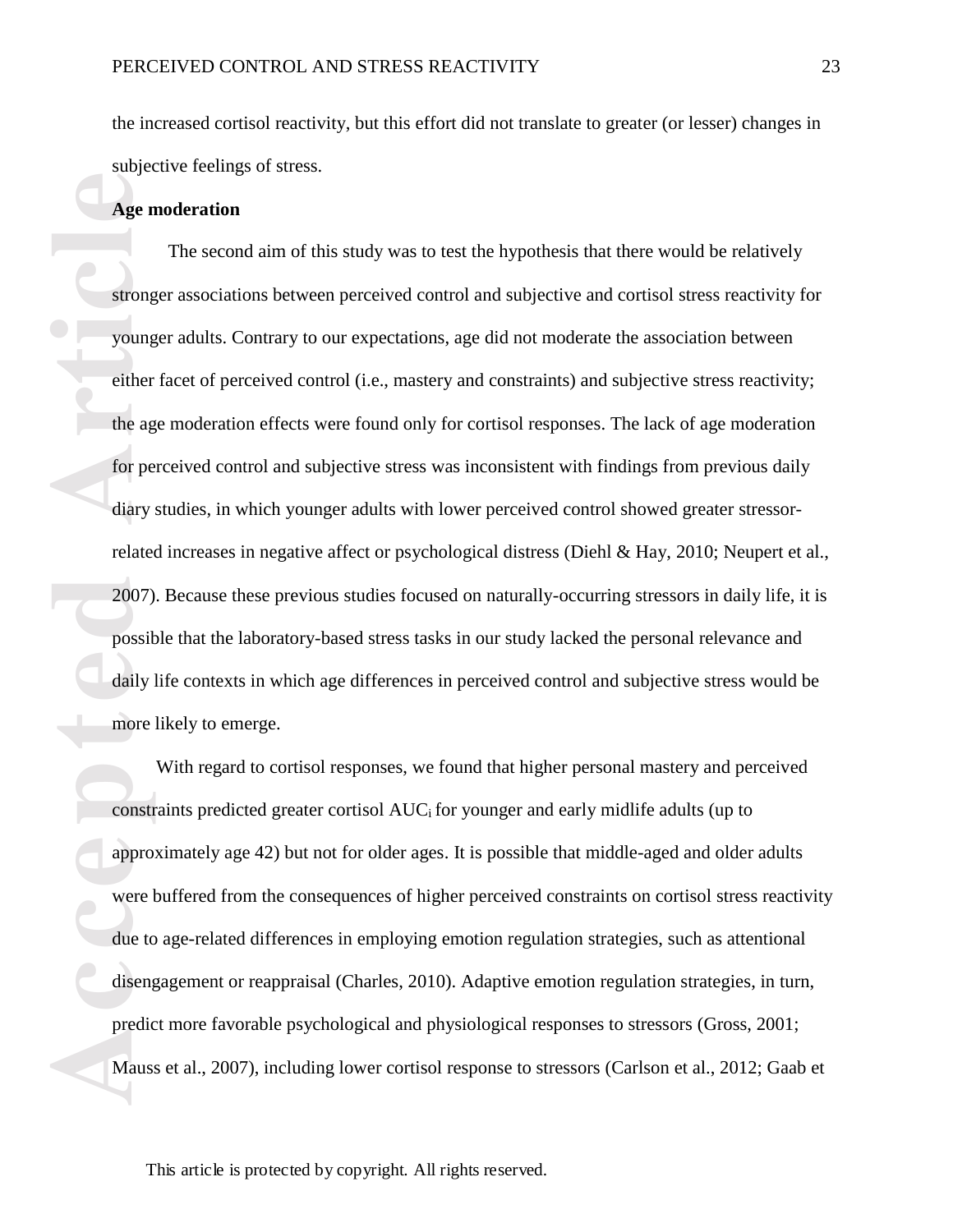the increased cortisol reactivity, but this effort did not translate to greater (or lesser) changes in subjective feelings of stress.

**Age moderation**

The second aim of this study was to test the hypothesis that there would be relatively stronger associations between perceived control and subjective and cortisol stress reactivity for younger adults. Contrary to our expectations, age did not moderate the association between either facet of perceived control (i.e., mastery and constraints) and subjective stress reactivity; the age moderation effects were found only for cortisol responses. The lack of age moderation for perceived control and subjective stress was inconsistent with findings from previous daily diary studies, in which younger adults with lower perceived control showed greater stressor-related increases in negative affect or psychological distress (Diehl & Hay, 2010; Neupert et al., 2007). Because these previous studies focused on naturally-occurring stressors in daily life, it is possible that the laboratory-based stress tasks in our study lacked the personal relevance and daily life contexts in which age differences in perceived control and subjective stress would be more likely to emerge.

With regard to cortisol responses, we found that higher personal mastery and perceived constraints predicted greater cortisol $AUC_i$ for younger and early midlife adults (up to approximately age 42) but not for older ages. It is possible that middle-aged and older adults were buffered from the consequences of higher perceived constraints on cortisol stress reactivity due to age-related differences in employing emotion regulation strategies, such as attentional disengagement or reappraisal (Charles, 2010). Adaptive emotion regulation strategies, in turn, predict more favorable psychological and physiological responses to stressors (Gross, 2001; Mauss et al., 2007), including lower cortisol response to stressors (Carlson et al., 2012; Gaab et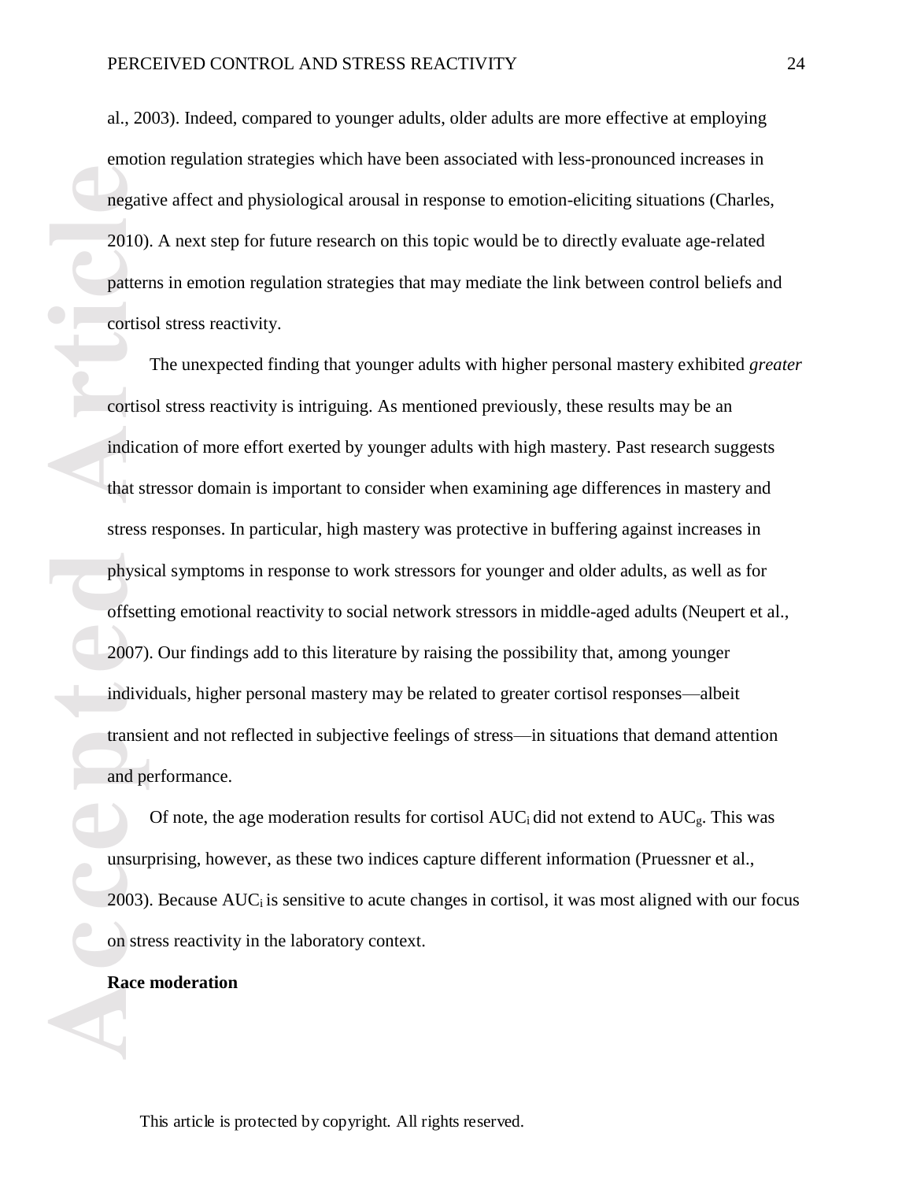al., 2003). Indeed, compared to younger adults, older adults are more effective at employing emotion regulation strategies which have been associated with less-pronounced increases in negative affect and physiological arousal in response to emotion-eliciting situations (Charles, 2010). A next step for future research on this topic would be to directly evaluate age-related patterns in emotion regulation strategies that may mediate the link between control beliefs and cortisol stress reactivity.

The unexpected finding that younger adults with higher personal mastery exhibited *greater* cortisol stress reactivity is intriguing. As mentioned previously, these results may be an indication of more effort exerted by younger adults with high mastery. Past research suggests that stressor domain is important to consider when examining age differences in mastery and stress responses. In particular, high mastery was protective in buffering against increases in physical symptoms in response to work stressors for younger and older adults, as well as for offsetting emotional reactivity to social network stressors in middle-aged adults (Neupert et al., 2007). Our findings add to this literature by raising the possibility that, among younger individuals, higher personal mastery may be related to greater cortisol responses—albeit transient and not reflected in subjective feelings of stress—in situations that demand attention and performance.

Of note, the age moderation results for cortisol $AUC_i$ did not extend to $AUC_g$. This was unsurprising, however, as these two indices capture different information (Pruessner et al., 2003). Because $AUC_i$ is sensitive to acute changes in cortisol, it was most aligned with our focus on stress reactivity in the laboratory context.

**Race moderation**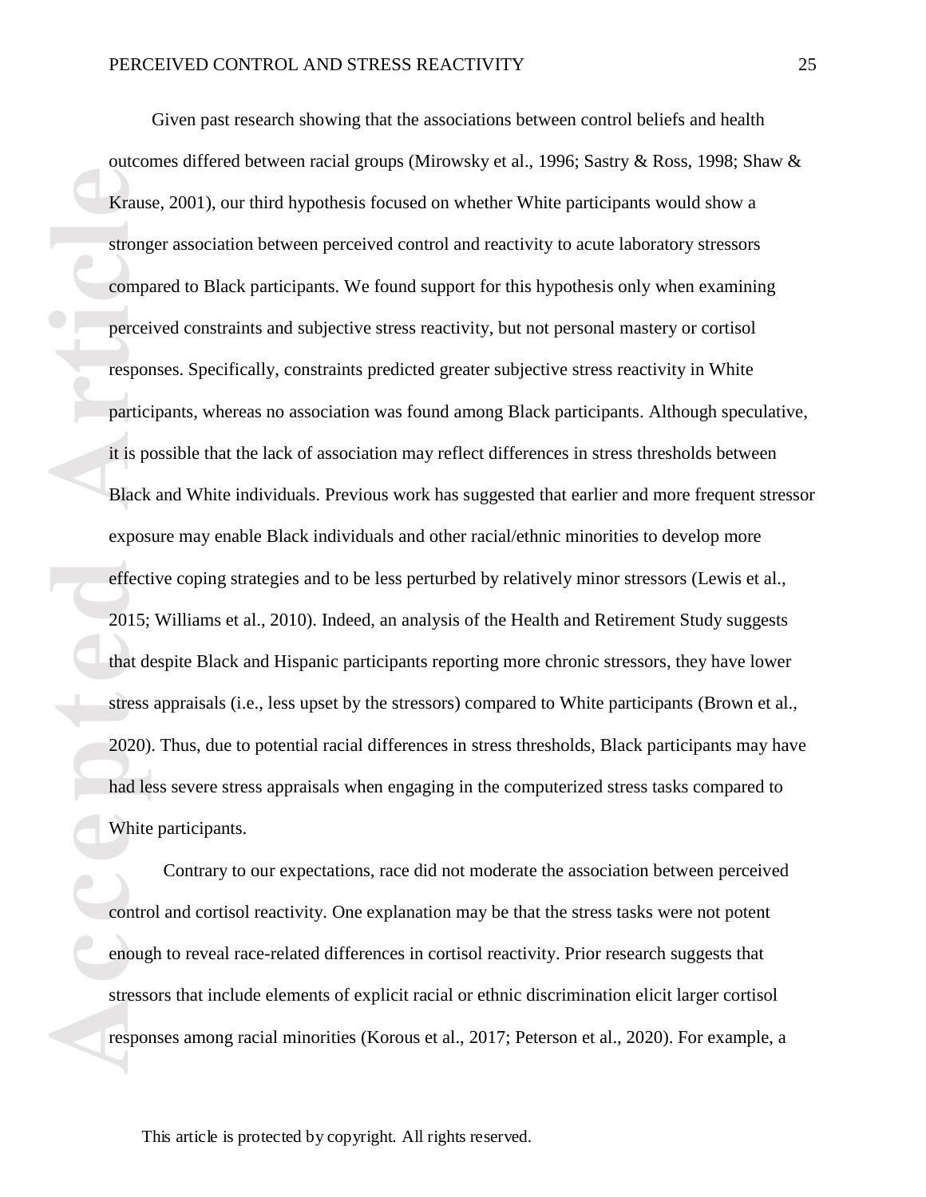Given past research showing that the associations between control beliefs and health outcomes differed between racial groups (Mirowsky et al., 1996; Sastry & Ross, 1998; Shaw & Krause, 2001), our third hypothesis focused on whether White participants would show a stronger association between perceived control and reactivity to acute laboratory stressors compared to Black participants. We found support for this hypothesis only when examining perceived constraints and subjective stress reactivity, but not personal mastery or cortisol responses. Specifically, constraints predicted greater subjective stress reactivity in White participants, whereas no association was found among Black participants. Although speculative, it is possible that the lack of association may reflect differences in stress thresholds between Black and White individuals. Previous work has suggested that earlier and more frequent stressor exposure may enable Black individuals and other racial/ethnic minorities to develop more effective coping strategies and to be less perturbed by relatively minor stressors (Lewis et al., 2015; Williams et al., 2010). Indeed, an analysis of the Health and Retirement Study suggests that despite Black and Hispanic participants reporting more chronic stressors, they have lower stress appraisals (i.e., less upset by the stressors) compared to White participants (Brown et al., 2020). Thus, due to potential racial differences in stress thresholds, Black participants may have had less severe stress appraisals when engaging in the computerized stress tasks compared to White participants.

Contrary to our expectations, race did not moderate the association between perceived control and cortisol reactivity. One explanation may be that the stress tasks were not potent enough to reveal race-related differences in cortisol reactivity. Prior research suggests that stressors that include elements of explicit racial or ethnic discrimination elicit larger cortisol responses among racial minorities (Korous et al., 2017; Peterson et al., 2020). For example, a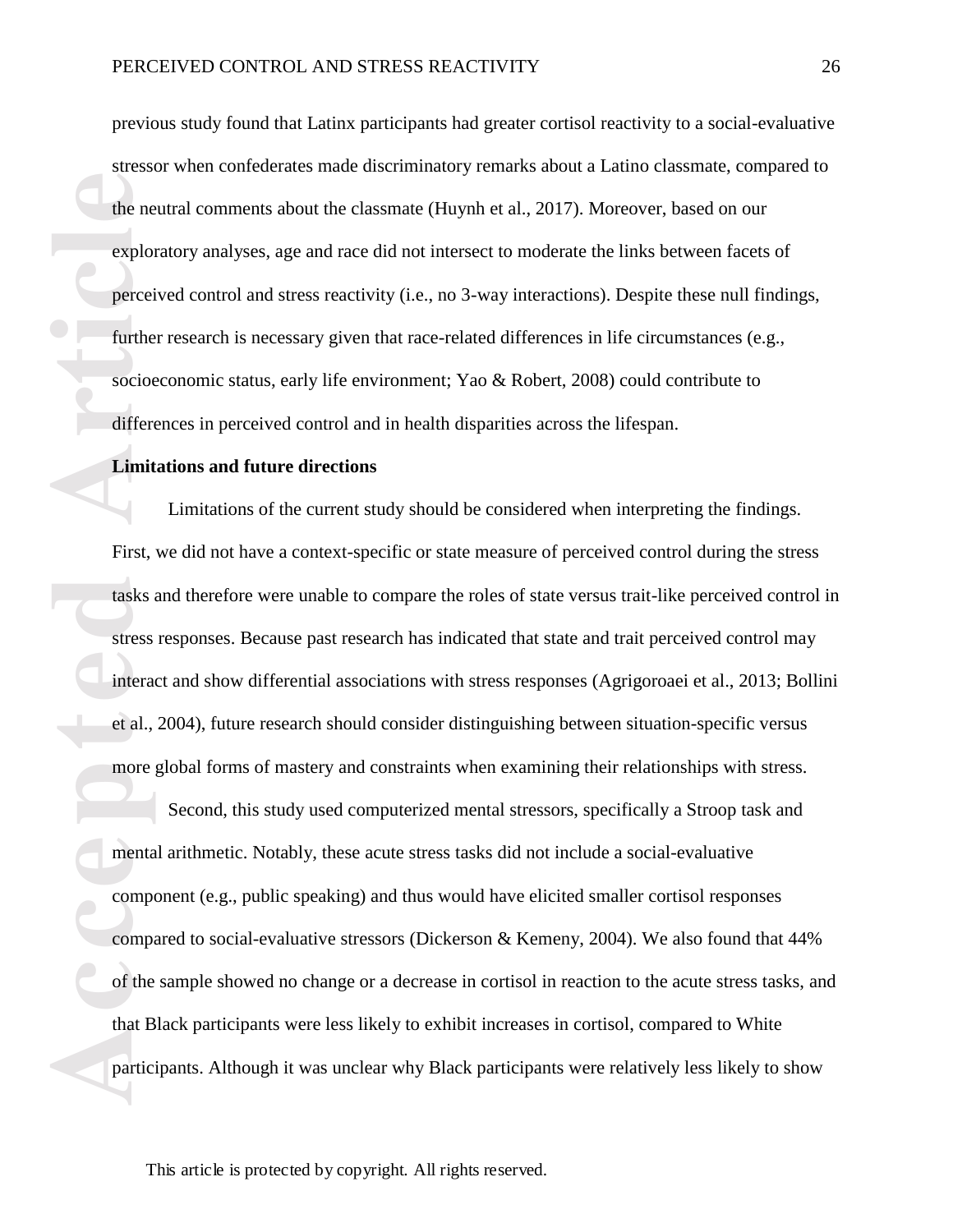previous study found that Latinx participants had greater cortisol reactivity to a social-evaluative stressor when confederates made discriminatory remarks about a Latino classmate, compared to the neutral comments about the classmate (Huynh et al., 2017). Moreover, based on our exploratory analyses, age and race did not intersect to moderate the links between facets of perceived control and stress reactivity (i.e., no 3-way interactions). Despite these null findings, further research is necessary given that race-related differences in life circumstances (e.g., socioeconomic status, early life environment; Yao & Robert, 2008) could contribute to differences in perceived control and in health disparities across the lifespan.

**Limitations and future directions**

Limitations of the current study should be considered when interpreting the findings. First, we did not have a context-specific or state measure of perceived control during the stress tasks and therefore were unable to compare the roles of state versus trait-like perceived control in stress responses. Because past research has indicated that state and trait perceived control may interact and show differential associations with stress responses (Agrigoroaei et al., 2013; Bollini et al., 2004), future research should consider distinguishing between situation-specific versus more global forms of mastery and constraints when examining their relationships with stress.

Second, this study used computerized mental stressors, specifically a Stroop task and mental arithmetic. Notably, these acute stress tasks did not include a social-evaluative component (e.g., public speaking) and thus would have elicited smaller cortisol responses compared to social-evaluative stressors (Dickerson & Kemeny, 2004). We also found that 44% of the sample showed no change or a decrease in cortisol in reaction to the acute stress tasks, and that Black participants were less likely to exhibit increases in cortisol, compared to White participants. Although it was unclear why Black participants were relatively less likely to show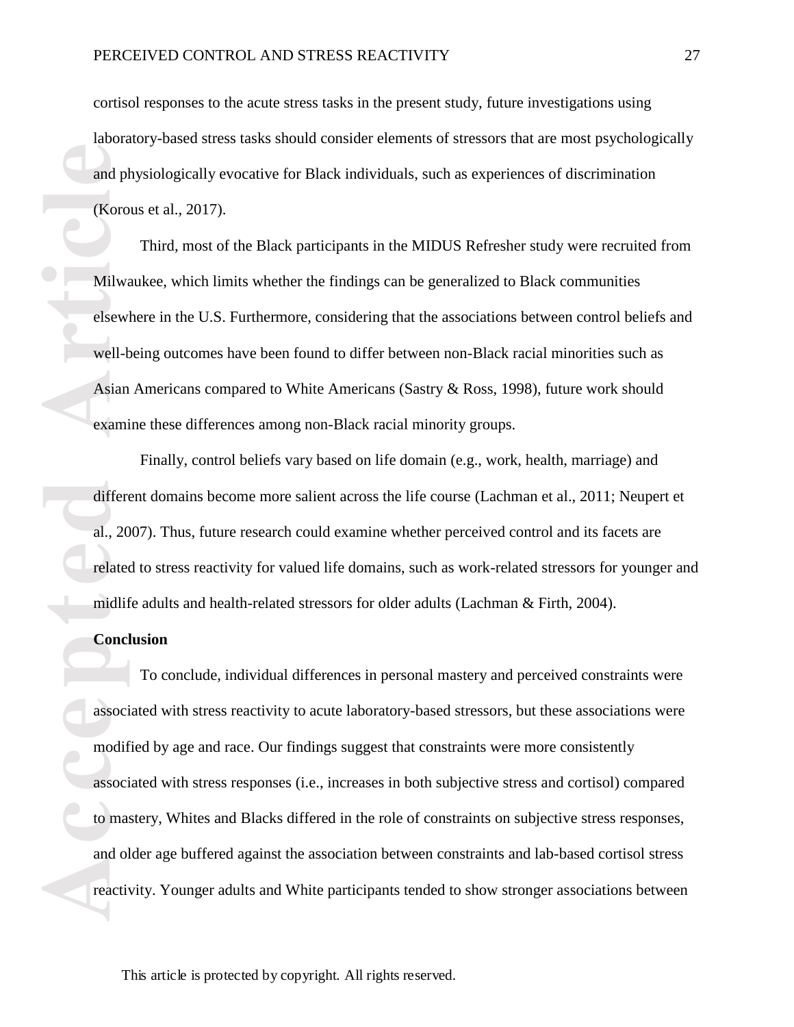cortisol responses to the acute stress tasks in the present study, future investigations using laboratory-based stress tasks should consider elements of stressors that are most psychologically and physiologically evocative for Black individuals, such as experiences of discrimination (Korous et al., 2017).

Third, most of the Black participants in the MIDUS Refresher study were recruited from Milwaukee, which limits whether the findings can be generalized to Black communities elsewhere in the U.S. Furthermore, considering that the associations between control beliefs and well-being outcomes have been found to differ between non-Black racial minorities such as Asian Americans compared to White Americans (Sastry & Ross, 1998), future work should examine these differences among non-Black racial minority groups.

Finally, control beliefs vary based on life domain (e.g., work, health, marriage) and different domains become more salient across the life course (Lachman et al., 2011; Neupert et al., 2007). Thus, future research could examine whether perceived control and its facets are related to stress reactivity for valued life domains, such as work-related stressors for younger and midlife adults and health-related stressors for older adults (Lachman & Firth, 2004).

**Conclusion**

To conclude, individual differences in personal mastery and perceived constraints were associated with stress reactivity to acute laboratory-based stressors, but these associations were modified by age and race. Our findings suggest that constraints were more consistently associated with stress responses (i.e., increases in both subjective stress and cortisol) compared to mastery, Whites and Blacks differed in the role of constraints on subjective stress responses, and older age buffered against the association between constraints and lab-based cortisol stress reactivity. Younger adults and White participants tended to show stronger associations between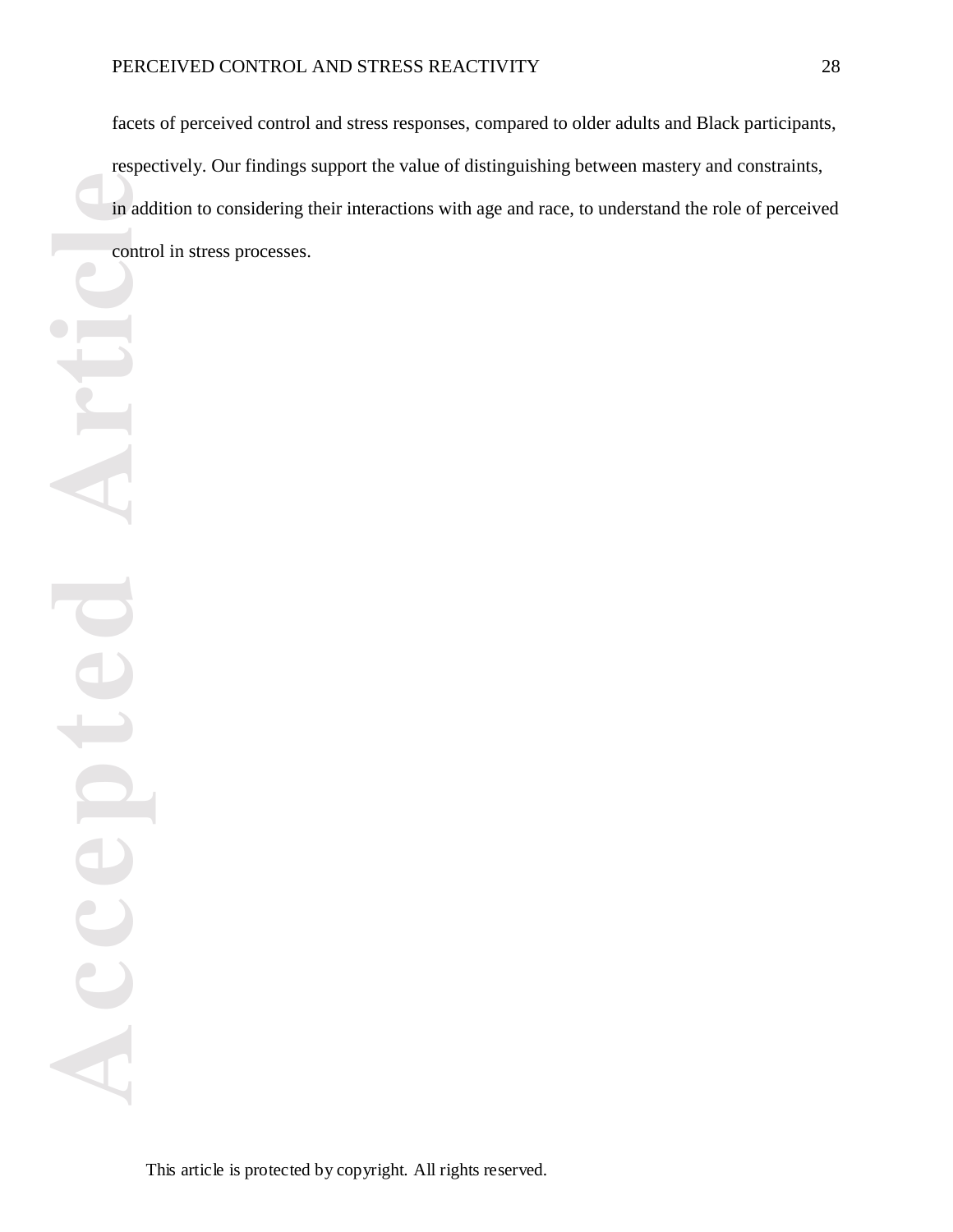facets of perceived control and stress responses, compared to older adults and Black participants, respectively. Our findings support the value of distinguishing between mastery and constraints, in addition to considering their interactions with age and race, to understand the role of perceived control in stress processes.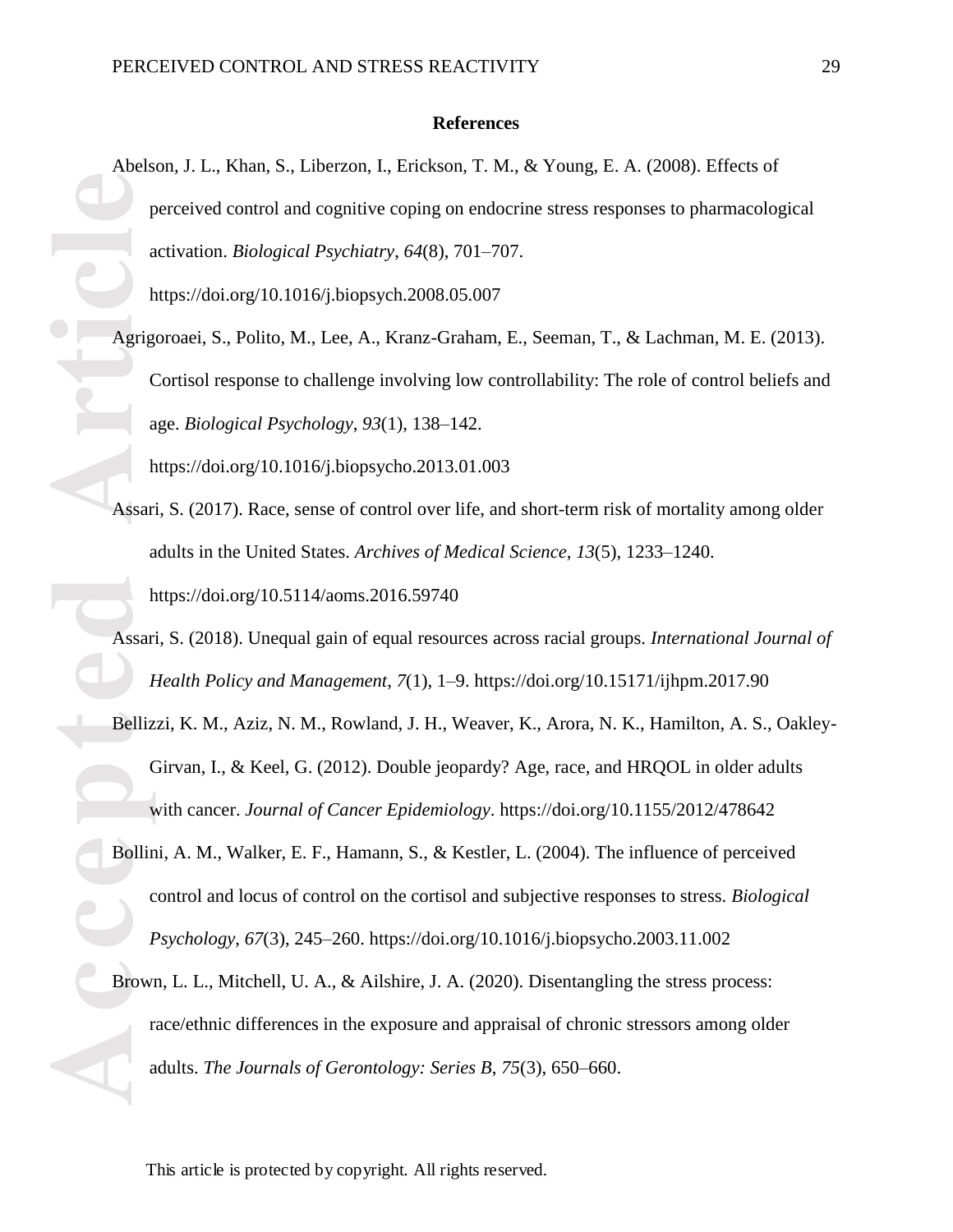## References

Abelson, J. L., Khan, S., Liberzon, I., Erickson, T. M., & Young, E. A. (2008). Effects of perceived control and cognitive coping on endocrine stress responses to pharmacological activation. *Biological Psychiatry*, *64*(8), 701–707. https://doi.org/10.1016/j.biopsych.2008.05.007

Agrigoroaei, S., Polito, M., Lee, A., Kranz-Graham, E., Seeman, T., & Lachman, M. E. (2013). Cortisol response to challenge involving low controllability: The role of control beliefs and age. *Biological Psychology*, *93*(1), 138–142. https://doi.org/10.1016/j.biopsycho.2013.01.003

Assari, S. (2017). Race, sense of control over life, and short-term risk of mortality among older adults in the United States. *Archives of Medical Science*, *13*(5), 1233–1240. https://doi.org/10.5114/aoms.2016.59740

Assari, S. (2018). Unequal gain of equal resources across racial groups. *International Journal of Health Policy and Management*, *7*(1), 1–9. https://doi.org/10.15171/ijhpm.2017.90

Bellizzi, K. M., Aziz, N. M., Rowland, J. H., Weaver, K., Arora, N. K., Hamilton, A. S., Oakley-Girvan, I., & Keel, G. (2012). Double jeopardy? Age, race, and HRQOL in older adults with cancer. *Journal of Cancer Epidemiology*. https://doi.org/10.1155/2012/478642

Bollini, A. M., Walker, E. F., Hamann, S., & Kestler, L. (2004). The influence of perceived control and locus of control on the cortisol and subjective responses to stress. *Biological Psychology*, *67*(3), 245–260. https://doi.org/10.1016/j.biopsycho.2003.11.002

Brown, L. L., Mitchell, U. A., & Ailshire, J. A. (2020). Disentangling the stress process: race/ethnic differences in the exposure and appraisal of chronic stressors among older adults. *The Journals of Gerontology: Series B*, *75*(3), 650–660.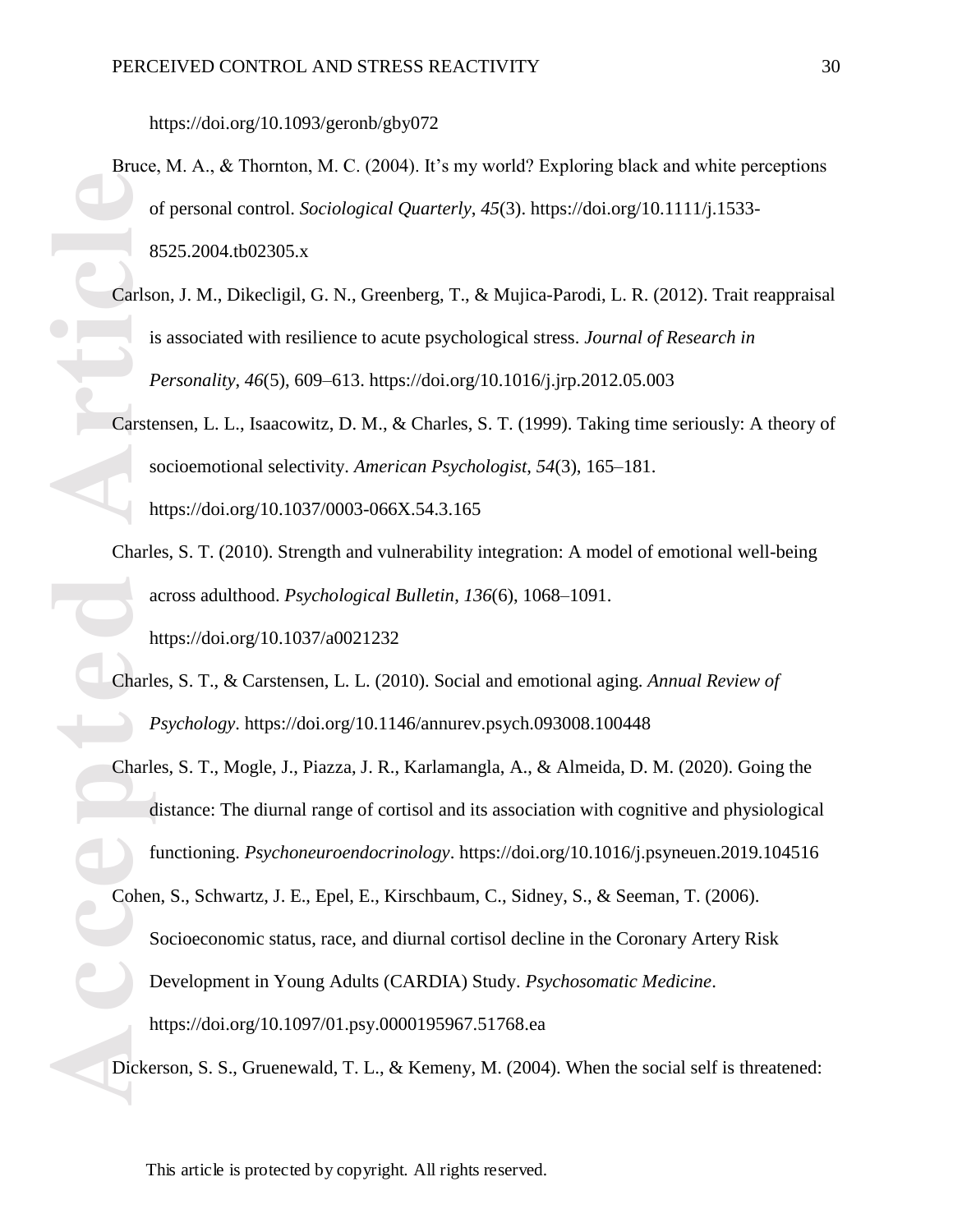https://doi.org/10.1093/geronb/gby072

Bruce, M. A., & Thornton, M. C. (2004). It's my world? Exploring black and white perceptions of personal control. *Sociological Quarterly*, *45*(3). https://doi.org/10.1111/j.1533-8525.2004.tb02305.x

Carlson, J. M., Dikecligil, G. N., Greenberg, T., & Mujica-Parodi, L. R. (2012). Trait reappraisal is associated with resilience to acute psychological stress. *Journal of Research in Personality*, *46*(5), 609–613. https://doi.org/10.1016/j.jrp.2012.05.003

Carstensen, L. L., Isaacowitz, D. M., & Charles, S. T. (1999). Taking time seriously: A theory of socioemotional selectivity. *American Psychologist*, *54*(3), 165–181. https://doi.org/10.1037/0003-066X.54.3.165

Charles, S. T. (2010). Strength and vulnerability integration: A model of emotional well-being across adulthood. *Psychological Bulletin*, *136*(6), 1068–1091. https://doi.org/10.1037/a0021232

Charles, S. T., & Carstensen, L. L. (2010). Social and emotional aging. *Annual Review of Psychology*. https://doi.org/10.1146/annurev.psych.093008.100448

Charles, S. T., Mogle, J., Piazza, J. R., Karlamangla, A., & Almeida, D. M. (2020). Going the distance: The diurnal range of cortisol and its association with cognitive and physiological functioning. *Psychoneuroendocrinology*. https://doi.org/10.1016/j.psyneuen.2019.104516

Cohen, S., Schwartz, J. E., Epel, E., Kirschbaum, C., Sidney, S., & Seeman, T. (2006). Socioeconomic status, race, and diurnal cortisol decline in the Coronary Artery Risk Development in Young Adults (CARDIA) Study. *Psychosomatic Medicine*. https://doi.org/10.1097/01.psy.0000195967.51768.ea

Dickerson, S. S., Gruenewald, T. L., & Kemeny, M. (2004). When the social self is threatened: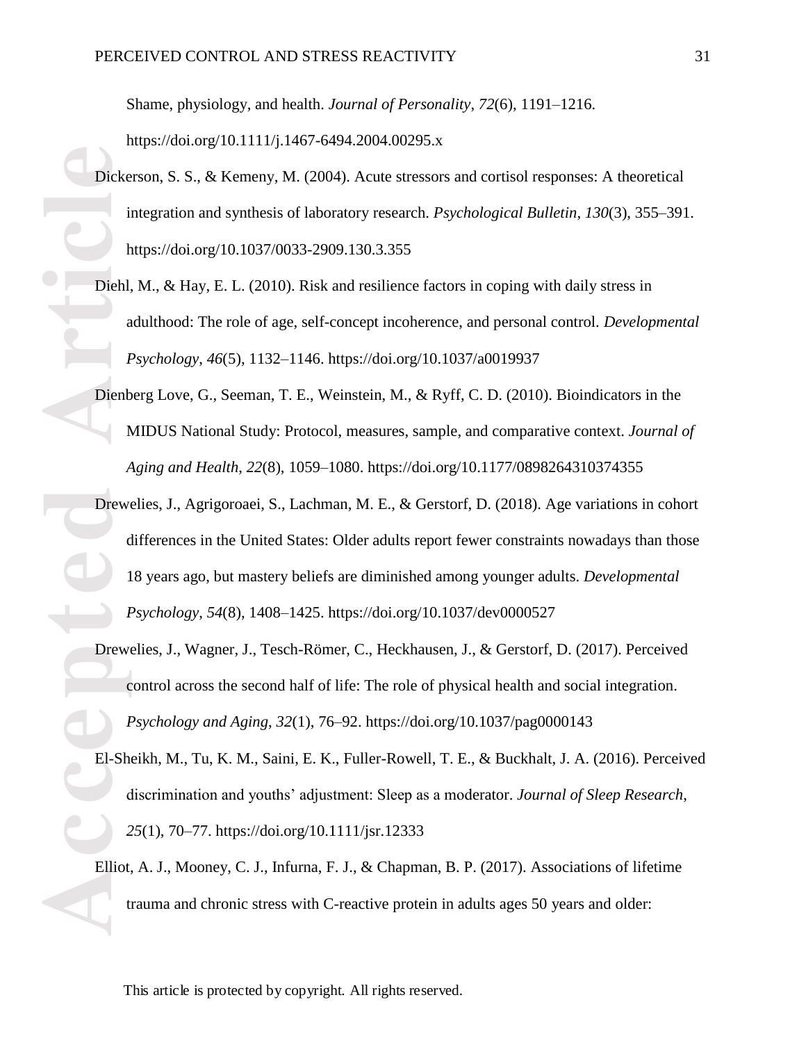Shame, physiology, and health. *Journal of Personality*, *72*(6), 1191–1216. https://doi.org/10.1111/j.1467-6494.2004.00295.x

Dickerson, S. S., & Kemeny, M. (2004). Acute stressors and cortisol responses: A theoretical integration and synthesis of laboratory research. *Psychological Bulletin*, *130*(3), 355–391. https://doi.org/10.1037/0033-2909.130.3.355

Diehl, M., & Hay, E. L. (2010). Risk and resilience factors in coping with daily stress in adulthood: The role of age, self-concept incoherence, and personal control. *Developmental Psychology*, *46*(5), 1132–1146. https://doi.org/10.1037/a0019937

Dienberg Love, G., Seeman, T. E., Weinstein, M., & Ryff, C. D. (2010). Bioindicators in the MIDUS National Study: Protocol, measures, sample, and comparative context. *Journal of Aging and Health*, *22*(8), 1059–1080. https://doi.org/10.1177/0898264310374355

Drewelies, J., Agrigoroaei, S., Lachman, M. E., & Gerstorf, D. (2018). Age variations in cohort differences in the United States: Older adults report fewer constraints nowadays than those 18 years ago, but mastery beliefs are diminished among younger adults. *Developmental Psychology*, *54*(8), 1408–1425. https://doi.org/10.1037/dev0000527

Drewelies, J., Wagner, J., Tesch-Römer, C., Heckhausen, J., & Gerstorf, D. (2017). Perceived control across the second half of life: The role of physical health and social integration. *Psychology and Aging*, *32*(1), 76–92. https://doi.org/10.1037/pag0000143

El-Sheikh, M., Tu, K. M., Saini, E. K., Fuller-Rowell, T. E., & Buckhalt, J. A. (2016). Perceived discrimination and youths' adjustment: Sleep as a moderator. *Journal of Sleep Research*, *25*(1), 70–77. https://doi.org/10.1111/jsr.12333

Elliot, A. J., Mooney, C. J., Infurna, F. J., & Chapman, B. P. (2017). Associations of lifetime trauma and chronic stress with C-reactive protein in adults ages 50 years and older: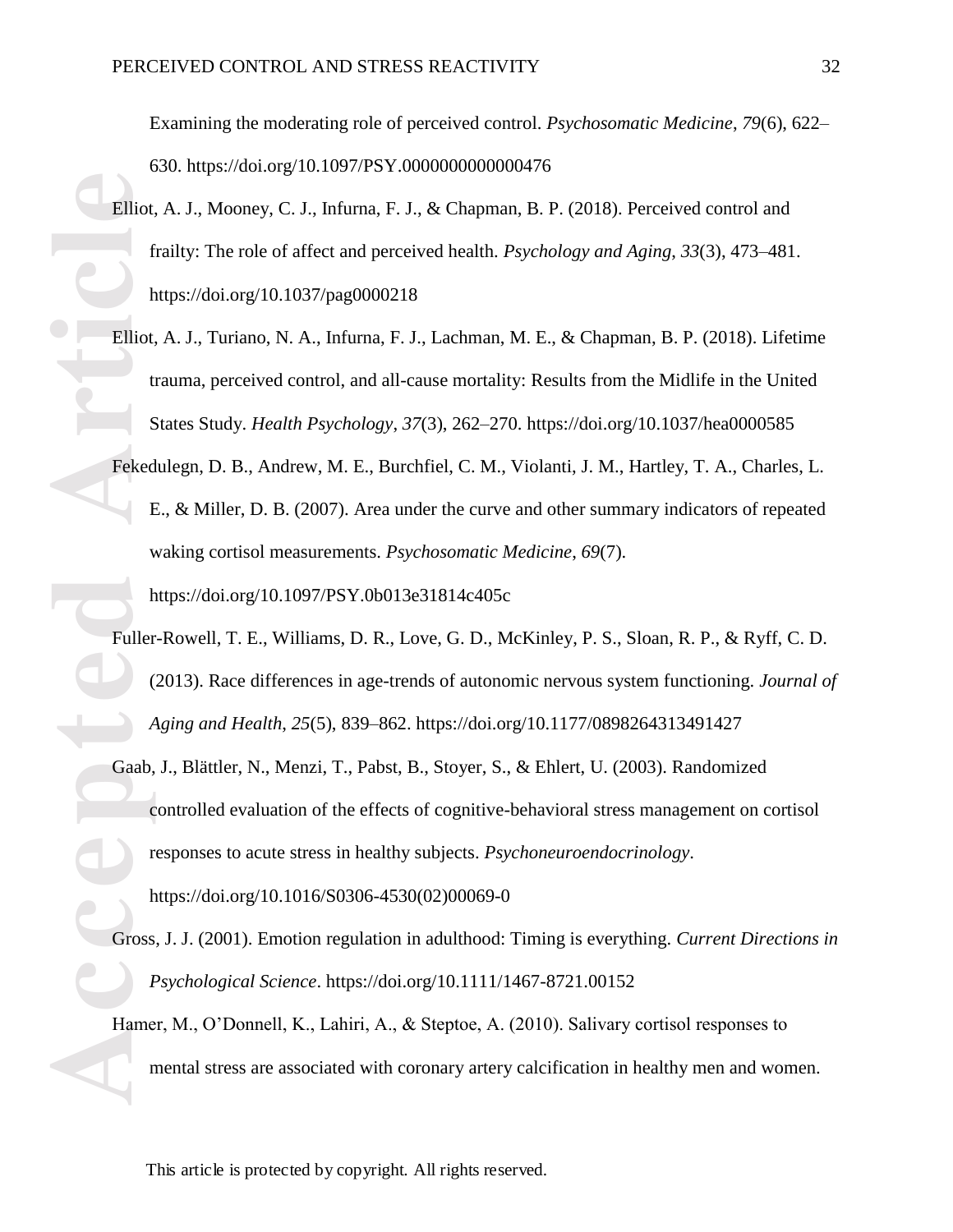Examining the moderating role of perceived control. *Psychosomatic Medicine*, *79*(6), 622–630. https://doi.org/10.1097/PSY.0000000000000476

Elliot, A. J., Mooney, C. J., Infurna, F. J., & Chapman, B. P. (2018). Perceived control and frailty: The role of affect and perceived health. *Psychology and Aging*, *33*(3), 473–481. https://doi.org/10.1037/pag0000218

Elliot, A. J., Turiano, N. A., Infurna, F. J., Lachman, M. E., & Chapman, B. P. (2018). Lifetime trauma, perceived control, and all-cause mortality: Results from the Midlife in the United States Study. *Health Psychology*, *37*(3), 262–270. https://doi.org/10.1037/hea0000585

Fekedulegn, D. B., Andrew, M. E., Burchfiel, C. M., Violanti, J. M., Hartley, T. A., Charles, L. E., & Miller, D. B. (2007). Area under the curve and other summary indicators of repeated waking cortisol measurements. *Psychosomatic Medicine*, *69*(7). https://doi.org/10.1097/PSY.0b013e31814c405c

Fuller-Rowell, T. E., Williams, D. R., Love, G. D., McKinley, P. S., Sloan, R. P., & Ryff, C. D. (2013). Race differences in age-trends of autonomic nervous system functioning. *Journal of Aging and Health*, *25*(5), 839–862. https://doi.org/10.1177/0898264313491427

Gaab, J., Blättler, N., Menzi, T., Pabst, B., Stoyer, S., & Ehlert, U. (2003). Randomized controlled evaluation of the effects of cognitive-behavioral stress management on cortisol responses to acute stress in healthy subjects. *Psychoneuroendocrinology*. https://doi.org/10.1016/S0306-4530(02)00069-0

Gross, J. J. (2001). Emotion regulation in adulthood: Timing is everything. *Current Directions in Psychological Science*. https://doi.org/10.1111/1467-8721.00152

Hamer, M., O'Donnell, K., Lahiri, A., & Steptoe, A. (2010). Salivary cortisol responses to mental stress are associated with coronary artery calcification in healthy men and women.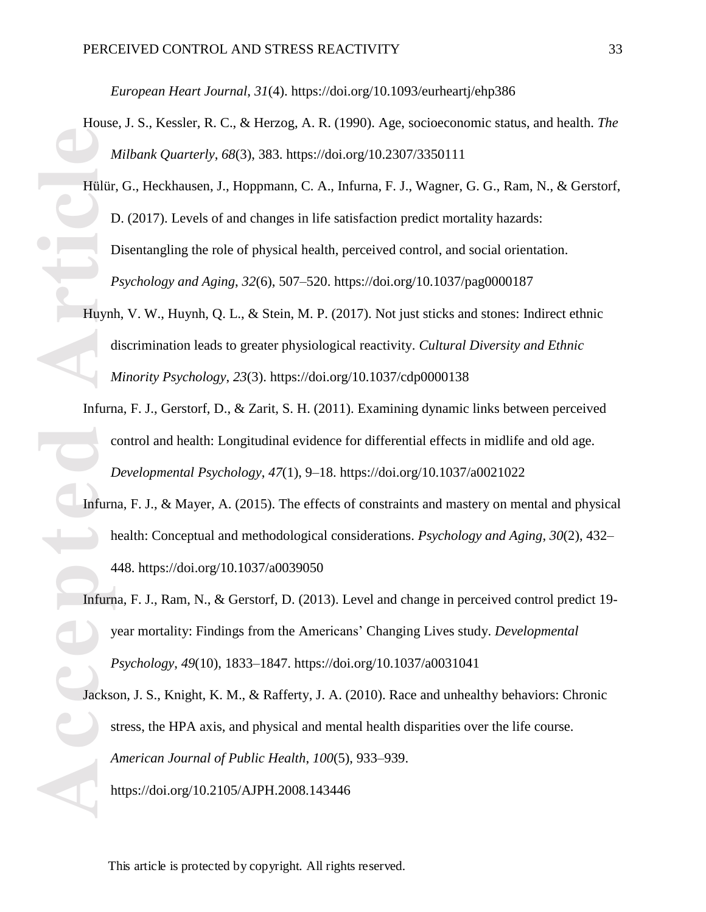*European Heart Journal*, *31*(4). https://doi.org/10.1093/eurheartj/ehp386

House, J. S., Kessler, R. C., & Herzog, A. R. (1990). Age, socioeconomic status, and health. *The Milbank Quarterly*, *68*(3), 383. https://doi.org/10.2307/3350111

Hülür, G., Heckhausen, J., Hoppmann, C. A., Infurna, F. J., Wagner, G. G., Ram, N., & Gerstorf, D. (2017). Levels of and changes in life satisfaction predict mortality hazards: Disentangling the role of physical health, perceived control, and social orientation. *Psychology and Aging*, *32*(6), 507–520. https://doi.org/10.1037/pag0000187

Huynh, V. W., Huynh, Q. L., & Stein, M. P. (2017). Not just sticks and stones: Indirect ethnic discrimination leads to greater physiological reactivity. *Cultural Diversity and Ethnic Minority Psychology*, *23*(3). https://doi.org/10.1037/cdp0000138

Infurna, F. J., Gerstorf, D., & Zarit, S. H. (2011). Examining dynamic links between perceived control and health: Longitudinal evidence for differential effects in midlife and old age. *Developmental Psychology*, *47*(1), 9–18. https://doi.org/10.1037/a0021022

Infurna, F. J., & Mayer, A. (2015). The effects of constraints and mastery on mental and physical health: Conceptual and methodological considerations. *Psychology and Aging*, *30*(2), 432–448. https://doi.org/10.1037/a0039050

Infurna, F. J., Ram, N., & Gerstorf, D. (2013). Level and change in perceived control predict 19-year mortality: Findings from the Americans' Changing Lives study. *Developmental Psychology*, *49*(10), 1833–1847. https://doi.org/10.1037/a0031041

Jackson, J. S., Knight, K. M., & Rafferty, J. A. (2010). Race and unhealthy behaviors: Chronic stress, the HPA axis, and physical and mental health disparities over the life course. *American Journal of Public Health*, *100*(5), 933–939. https://doi.org/10.2105/AJPH.2008.143446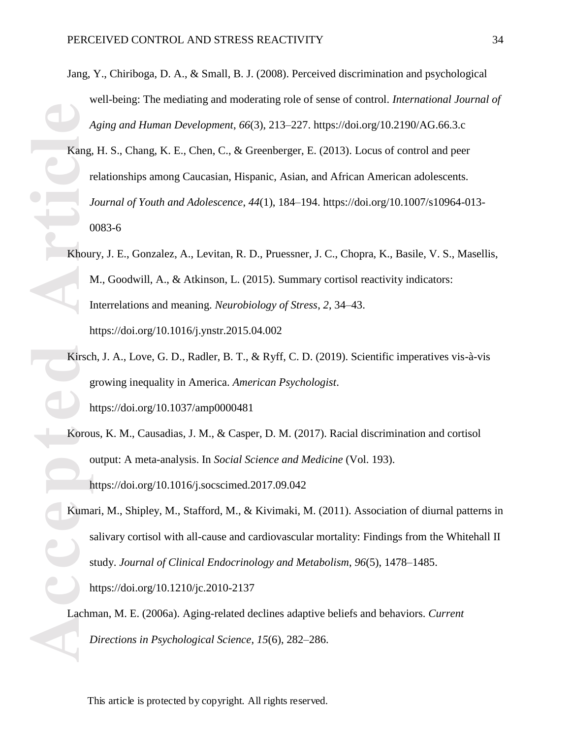Jang, Y., Chiriboga, D. A., & Small, B. J. (2008). Perceived discrimination and psychological well-being: The mediating and moderating role of sense of control. *International Journal of Aging and Human Development*, *66*(3), 213–227. https://doi.org/10.2190/AG.66.3.c

Kang, H. S., Chang, K. E., Chen, C., & Greenberger, E. (2013). Locus of control and peer relationships among Caucasian, Hispanic, Asian, and African American adolescents. *Journal of Youth and Adolescence*, *44*(1), 184–194. https://doi.org/10.1007/s10964-013-0083-6

Khoury, J. E., Gonzalez, A., Levitan, R. D., Pruessner, J. C., Chopra, K., Basile, V. S., Masellis, M., Goodwill, A., & Atkinson, L. (2015). Summary cortisol reactivity indicators: Interrelations and meaning. *Neurobiology of Stress*, *2*, 34–43. https://doi.org/10.1016/j.ynstr.2015.04.002

Kirsch, J. A., Love, G. D., Radler, B. T., & Ryff, C. D. (2019). Scientific imperatives vis-à-vis growing inequality in America. *American Psychologist*. https://doi.org/10.1037/amp0000481

Korous, K. M., Causadias, J. M., & Casper, D. M. (2017). Racial discrimination and cortisol output: A meta-analysis. In *Social Science and Medicine* (Vol. 193). https://doi.org/10.1016/j.socscimed.2017.09.042

Kumari, M., Shipley, M., Stafford, M., & Kivimaki, M. (2011). Association of diurnal patterns in salivary cortisol with all-cause and cardiovascular mortality: Findings from the Whitehall II study. *Journal of Clinical Endocrinology and Metabolism*, *96*(5), 1478–1485. https://doi.org/10.1210/jc.2010-2137

Lachman, M. E. (2006a). Aging-related declines adaptive beliefs and behaviors. *Current Directions in Psychological Science*, *15*(6), 282–286.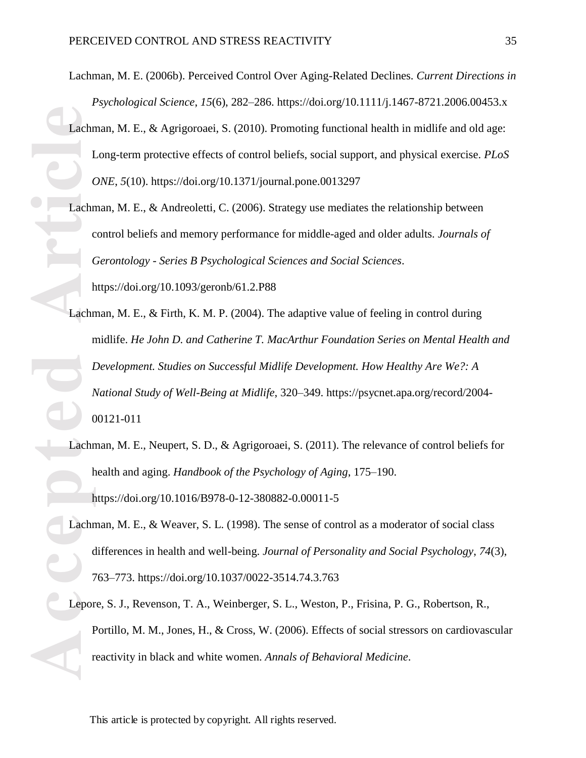Lachman, M. E. (2006b). Perceived Control Over Aging-Related Declines. *Current Directions in Psychological Science*, *15*(6), 282–286. https://doi.org/10.1111/j.1467-8721.2006.00453.x

Lachman, M. E., & Agrigoroaei, S. (2010). Promoting functional health in midlife and old age: Long-term protective effects of control beliefs, social support, and physical exercise. *PLoS ONE*, *5*(10). https://doi.org/10.1371/journal.pone.0013297

Lachman, M. E., & Andreoletti, C. (2006). Strategy use mediates the relationship between control beliefs and memory performance for middle-aged and older adults. *Journals of Gerontology - Series B Psychological Sciences and Social Sciences*. https://doi.org/10.1093/geronb/61.2.P88

Lachman, M. E., & Firth, K. M. P. (2004). The adaptive value of feeling in control during midlife. *He John D. and Catherine T. MacArthur Foundation Series on Mental Health and Development. Studies on Successful Midlife Development. How Healthy Are We?: A National Study of Well-Being at Midlife*, 320–349. https://psycnet.apa.org/record/2004-00121-011

Lachman, M. E., Neupert, S. D., & Agrigoroaei, S. (2011). The relevance of control beliefs for health and aging. *Handbook of the Psychology of Aging*, 175–190. https://doi.org/10.1016/B978-0-12-380882-0.00011-5

Lachman, M. E., & Weaver, S. L. (1998). The sense of control as a moderator of social class differences in health and well-being. *Journal of Personality and Social Psychology*, *74*(3), 763–773. https://doi.org/10.1037/0022-3514.74.3.763

Lepore, S. J., Revenson, T. A., Weinberger, S. L., Weston, P., Frisina, P. G., Robertson, R., Portillo, M. M., Jones, H., & Cross, W. (2006). Effects of social stressors on cardiovascular reactivity in black and white women. *Annals of Behavioral Medicine*.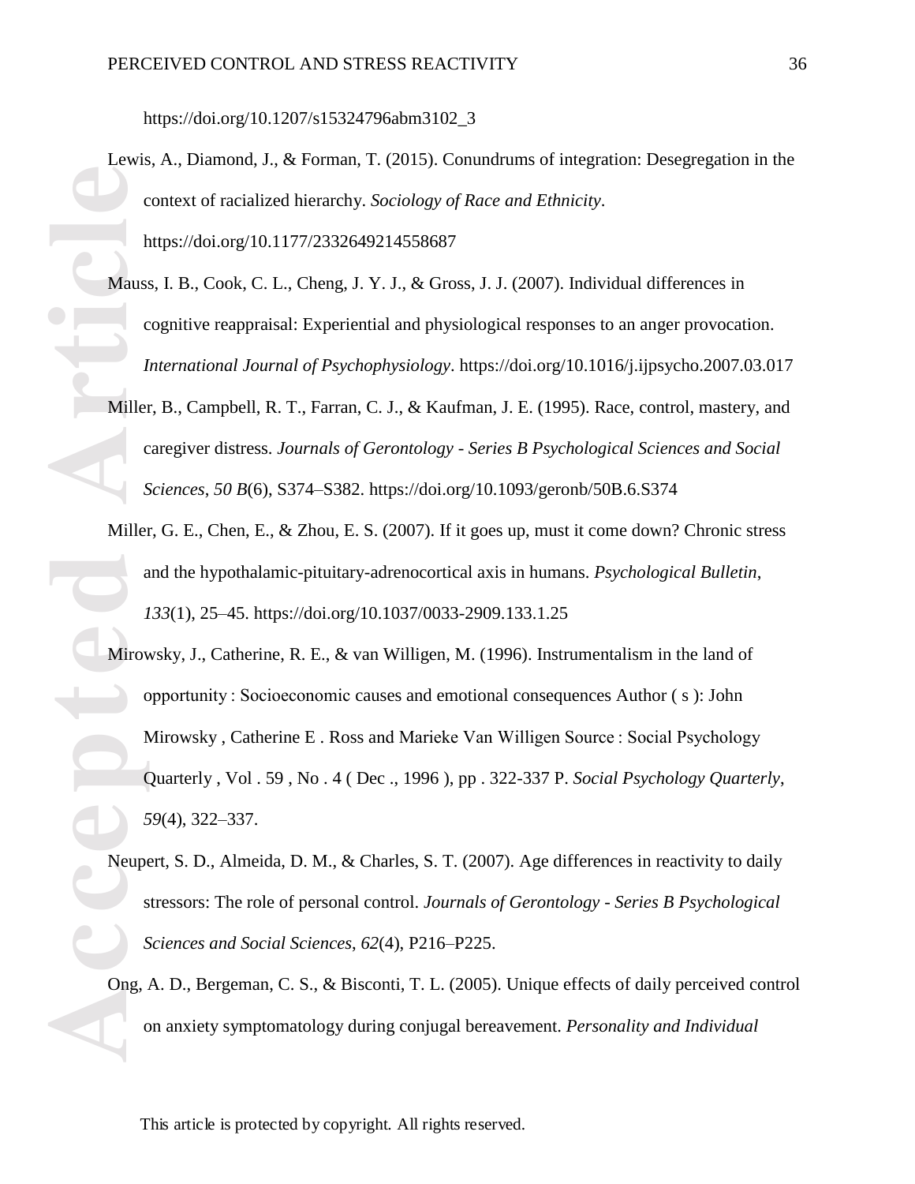https://doi.org/10.1207/s15324796abm3102_3

Lewis, A., Diamond, J., & Forman, T. (2015). Conundrums of integration: Desegregation in the context of racialized hierarchy. *Sociology of Race and Ethnicity*. https://doi.org/10.1177/2332649214558687

Mauss, I. B., Cook, C. L., Cheng, J. Y. J., & Gross, J. J. (2007). Individual differences in cognitive reappraisal: Experiential and physiological responses to an anger provocation. *International Journal of Psychophysiology*. https://doi.org/10.1016/j.ijpsycho.2007.03.017

Miller, B., Campbell, R. T., Farran, C. J., & Kaufman, J. E. (1995). Race, control, mastery, and caregiver distress. *Journals of Gerontology - Series B Psychological Sciences and Social Sciences*, *50 B*(6), S374–S382. https://doi.org/10.1093/geronb/50B.6.S374

Miller, G. E., Chen, E., & Zhou, E. S. (2007). If it goes up, must it come down? Chronic stress and the hypothalamic-pituitary-adrenocortical axis in humans. *Psychological Bulletin*, *133*(1), 25–45. https://doi.org/10.1037/0033-2909.133.1.25

Mirowsky, J., Catherine, R. E., & van Willigen, M. (1996). Instrumentalism in the land of opportunity : Socioeconomic causes and emotional consequences Author ( s ): John Mirowsky , Catherine E . Ross and Marieke Van Willigen Source : Social Psychology Quarterly , Vol . 59 , No . 4 ( Dec ., 1996 ), pp . 322-337 P. *Social Psychology Quarterly*, *59*(4), 322–337.

Neupert, S. D., Almeida, D. M., & Charles, S. T. (2007). Age differences in reactivity to daily stressors: The role of personal control. *Journals of Gerontology - Series B Psychological Sciences and Social Sciences*, *62*(4), P216–P225.

Ong, A. D., Bergeman, C. S., & Bisconti, T. L. (2005). Unique effects of daily perceived control on anxiety symptomatology during conjugal bereavement. *Personality and Individual*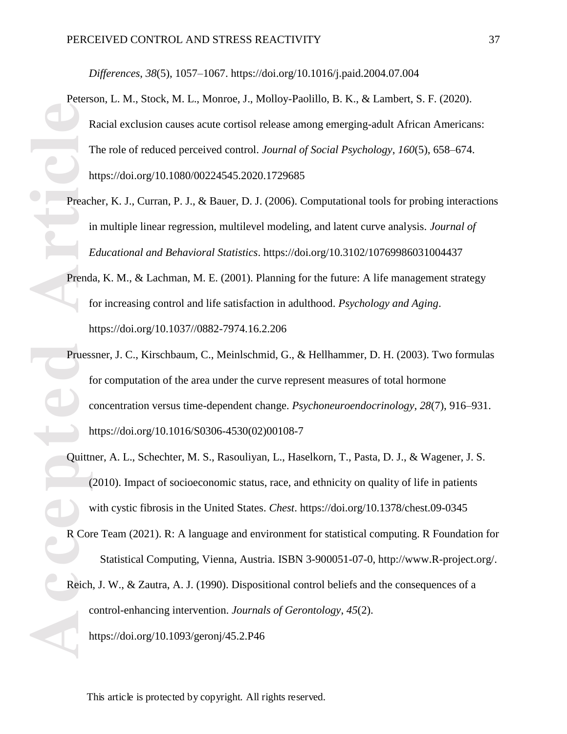*Differences*, *38*(5), 1057–1067. https://doi.org/10.1016/j.paid.2004.07.004

Peterson, L. M., Stock, M. L., Monroe, J., Molloy-Paolillo, B. K., & Lambert, S. F. (2020). Racial exclusion causes acute cortisol release among emerging-adult African Americans: The role of reduced perceived control. *Journal of Social Psychology*, *160*(5), 658–674. https://doi.org/10.1080/00224545.2020.1729685

Preacher, K. J., Curran, P. J., & Bauer, D. J. (2006). Computational tools for probing interactions in multiple linear regression, multilevel modeling, and latent curve analysis. *Journal of Educational and Behavioral Statistics*. https://doi.org/10.3102/10769986031004437

Prenda, K. M., & Lachman, M. E. (2001). Planning for the future: A life management strategy for increasing control and life satisfaction in adulthood. *Psychology and Aging*. https://doi.org/10.1037//0882-7974.16.2.206

Pruessner, J. C., Kirschbaum, C., Meinlschmid, G., & Hellhammer, D. H. (2003). Two formulas for computation of the area under the curve represent measures of total hormone concentration versus time-dependent change. *Psychoneuroendocrinology*, *28*(7), 916–931. https://doi.org/10.1016/S0306-4530(02)00108-7

Quittner, A. L., Schechter, M. S., Rasouliyan, L., Haselkorn, T., Pasta, D. J., & Wagener, J. S. (2010). Impact of socioeconomic status, race, and ethnicity on quality of life in patients with cystic fibrosis in the United States. *Chest*. https://doi.org/10.1378/chest.09-0345

R Core Team (2021). R: A language and environment for statistical computing. R Foundation for Statistical Computing, Vienna, Austria. ISBN 3-900051-07-0, http://www.R-project.org/.

Reich, J. W., & Zautra, A. J. (1990). Dispositional control beliefs and the consequences of a control-enhancing intervention. *Journals of Gerontology*, *45*(2). https://doi.org/10.1093/geronj/45.2.P46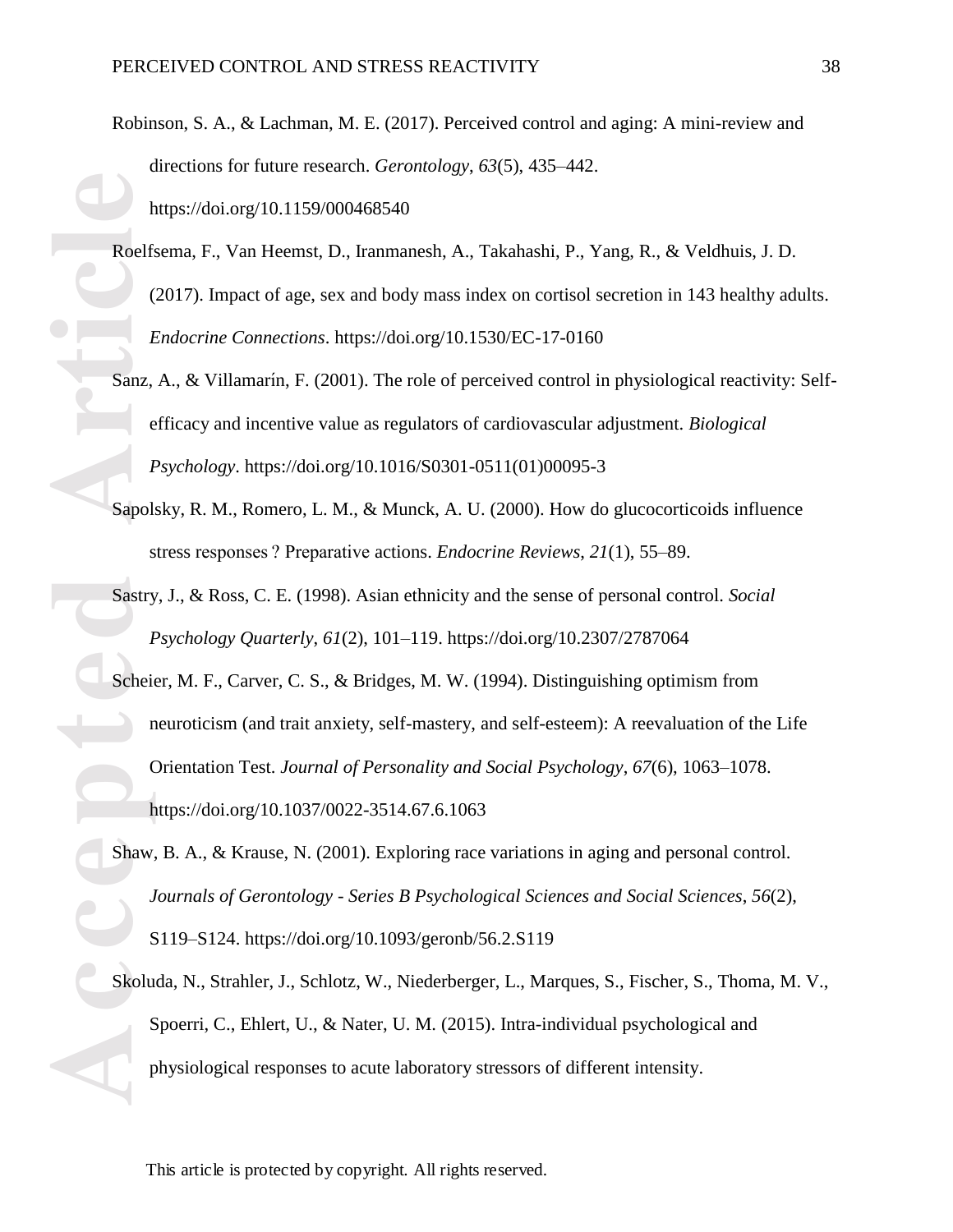Robinson, S. A., & Lachman, M. E. (2017). Perceived control and aging: A mini-review and directions for future research. *Gerontology*, *63*(5), 435–442. https://doi.org/10.1159/000468540

Roelfsema, F., Van Heemst, D., Iranmanesh, A., Takahashi, P., Yang, R., & Veldhuis, J. D. (2017). Impact of age, sex and body mass index on cortisol secretion in 143 healthy adults. *Endocrine Connections*. https://doi.org/10.1530/EC-17-0160

Sanz, A., & Villamarín, F. (2001). The role of perceived control in physiological reactivity: Self-efficacy and incentive value as regulators of cardiovascular adjustment. *Biological Psychology*. https://doi.org/10.1016/S0301-0511(01)00095-3

Sapolsky, R. M., Romero, L. M., & Munck, A. U. (2000). How do glucocorticoids influence stress responses ? Preparative actions. *Endocrine Reviews*, *21*(1), 55–89.

Sastry, J., & Ross, C. E. (1998). Asian ethnicity and the sense of personal control. *Social Psychology Quarterly*, *61*(2), 101–119. https://doi.org/10.2307/2787064

Scheier, M. F., Carver, C. S., & Bridges, M. W. (1994). Distinguishing optimism from neuroticism (and trait anxiety, self-mastery, and self-esteem): A reevaluation of the Life Orientation Test. *Journal of Personality and Social Psychology*, *67*(6), 1063–1078. https://doi.org/10.1037/0022-3514.67.6.1063

Shaw, B. A., & Krause, N. (2001). Exploring race variations in aging and personal control. *Journals of Gerontology - Series B Psychological Sciences and Social Sciences*, *56*(2), S119–S124. https://doi.org/10.1093/geronb/56.2.S119

Skoluda, N., Strahler, J., Schlotz, W., Niederberger, L., Marques, S., Fischer, S., Thoma, M. V., Spoerri, C., Ehlert, U., & Nater, U. M. (2015). Intra-individual psychological and physiological responses to acute laboratory stressors of different intensity.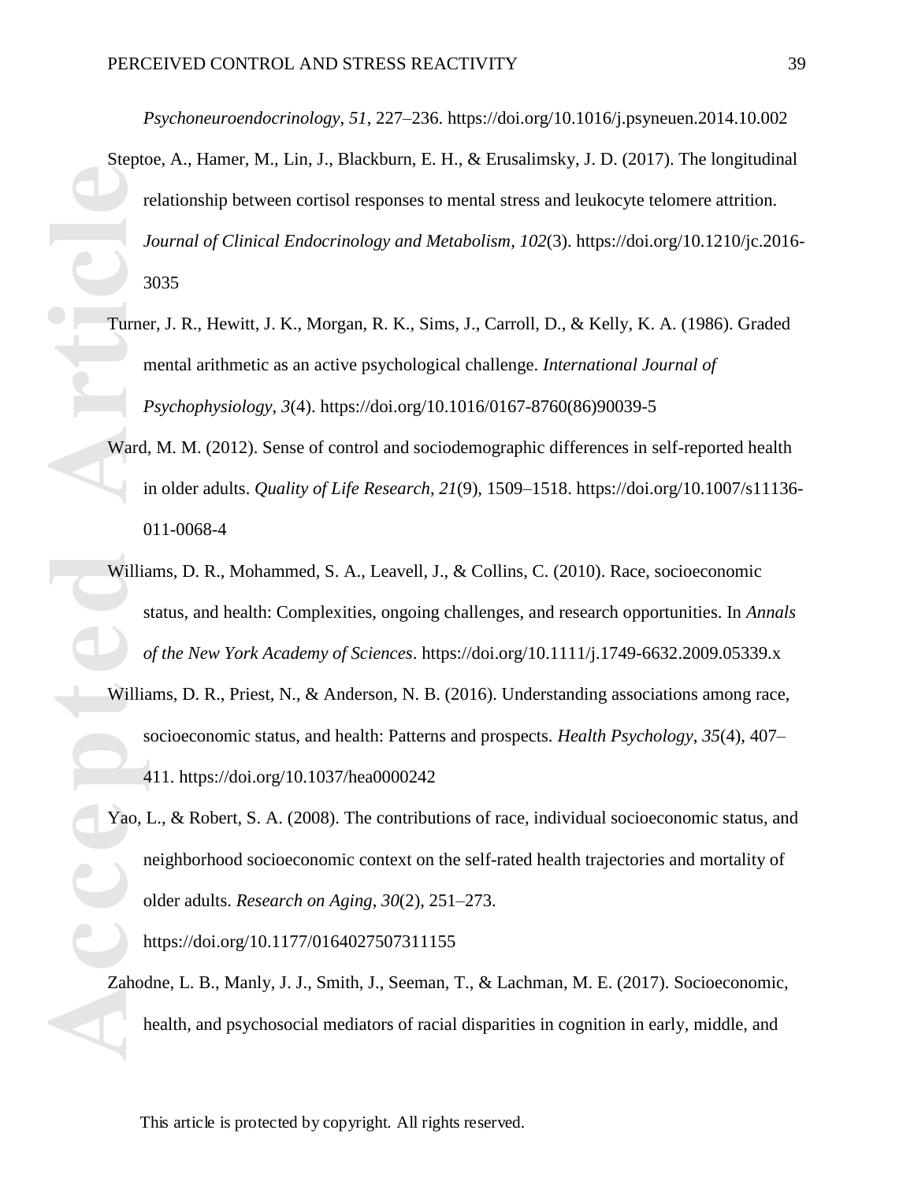*Psychoneuroendocrinology*, *51*, 227–236. https://doi.org/10.1016/j.psyneuen.2014.10.002

Steptoe, A., Hamer, M., Lin, J., Blackburn, E. H., & Erusalimsky, J. D. (2017). The longitudinal relationship between cortisol responses to mental stress and leukocyte telomere attrition. *Journal of Clinical Endocrinology and Metabolism*, *102*(3). https://doi.org/10.1210/jc.2016-3035

Turner, J. R., Hewitt, J. K., Morgan, R. K., Sims, J., Carroll, D., & Kelly, K. A. (1986). Graded mental arithmetic as an active psychological challenge. *International Journal of Psychophysiology*, *3*(4). https://doi.org/10.1016/0167-8760(86)90039-5

Ward, M. M. (2012). Sense of control and sociodemographic differences in self-reported health in older adults. *Quality of Life Research*, *21*(9), 1509–1518. https://doi.org/10.1007/s11136-011-0068-4

Williams, D. R., Mohammed, S. A., Leavell, J., & Collins, C. (2010). Race, socioeconomic status, and health: Complexities, ongoing challenges, and research opportunities. In *Annals of the New York Academy of Sciences*. https://doi.org/10.1111/j.1749-6632.2009.05339.x

Williams, D. R., Priest, N., & Anderson, N. B. (2016). Understanding associations among race, socioeconomic status, and health: Patterns and prospects. *Health Psychology*, *35*(4), 407–411. https://doi.org/10.1037/hea0000242

Yao, L., & Robert, S. A. (2008). The contributions of race, individual socioeconomic status, and neighborhood socioeconomic context on the self-rated health trajectories and mortality of older adults. *Research on Aging*, *30*(2), 251–273. https://doi.org/10.1177/0164027507311155

Zahodne, L. B., Manly, J. J., Smith, J., Seeman, T., & Lachman, M. E. (2017). Socioeconomic, health, and psychosocial mediators of racial disparities in cognition in early, middle, and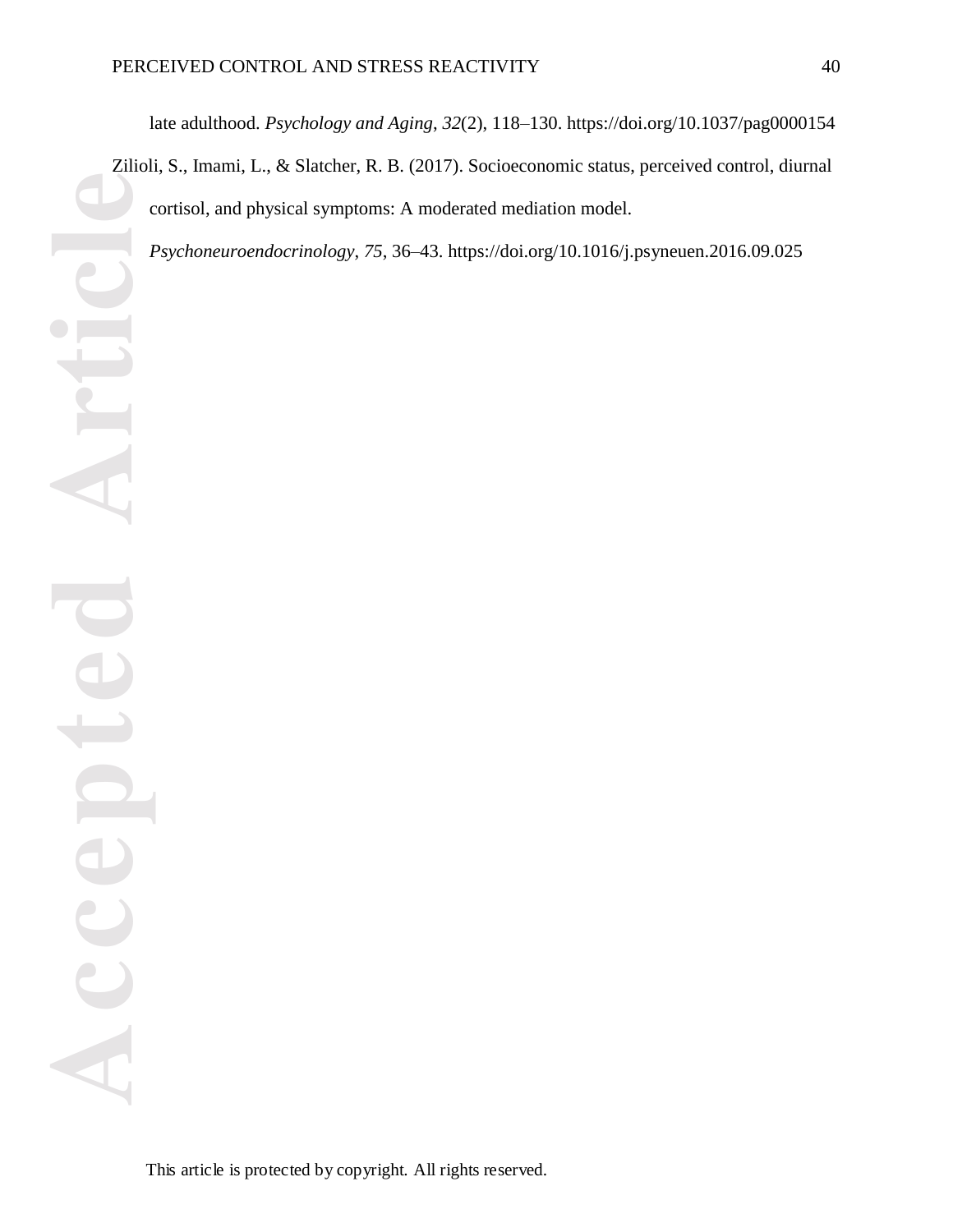late adulthood. *Psychology and Aging*, *32*(2), 118–130. https://doi.org/10.1037/pag0000154

Zilioli, S., Imami, L., & Slatcher, R. B. (2017). Socioeconomic status, perceived control, diurnal cortisol, and physical symptoms: A moderated mediation model. *Psychoneuroendocrinology*, *75*, 36–43. https://doi.org/10.1016/j.psyneuen.2016.09.025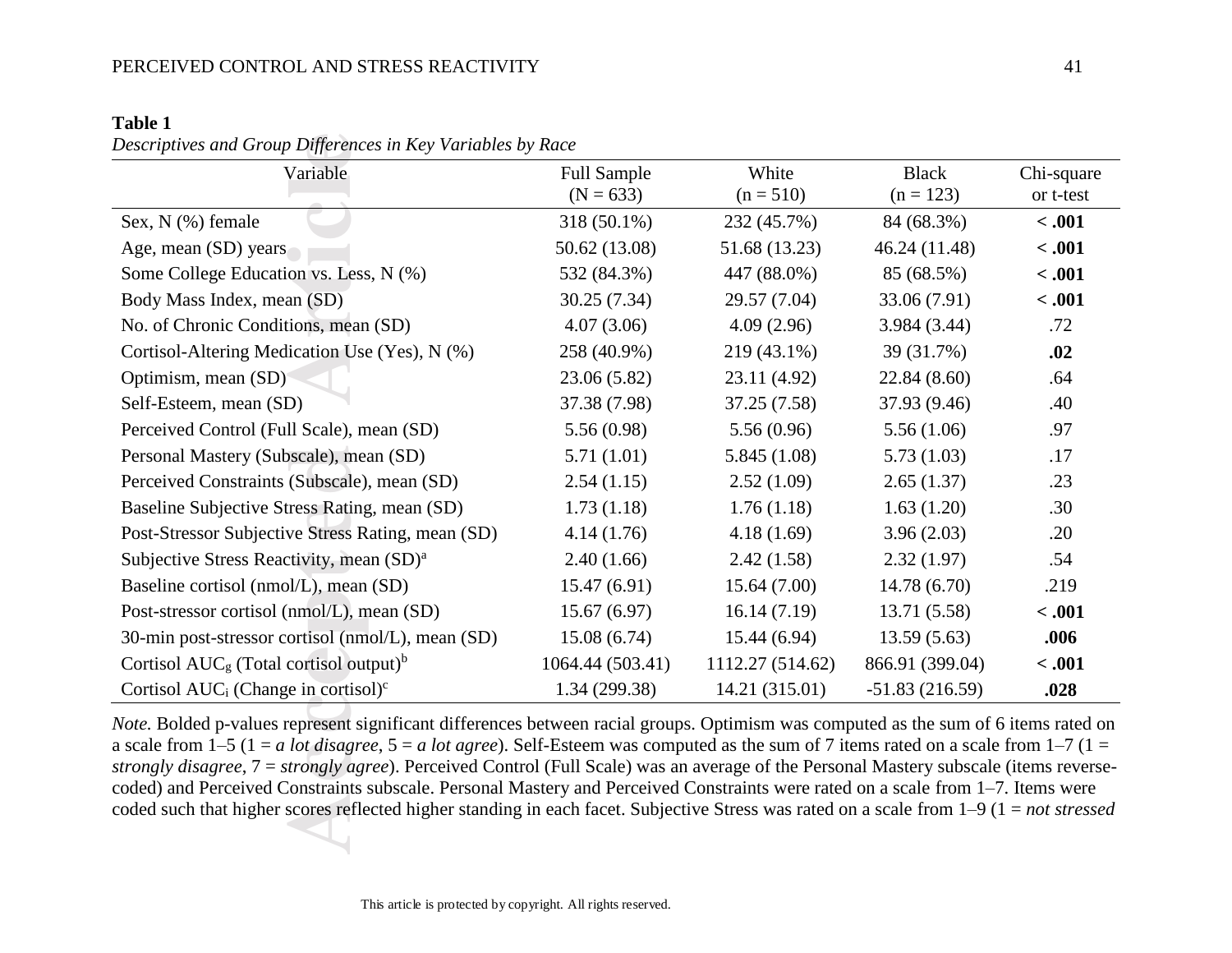**Table 1**

*Descriptives and Group Differences in Key Variables by Race*

| Variable | Full Sample (N = 633) | White (n = 510) | Black (n = 123) | Chi-square or t-test |
|---|---|---|---|---|
| Sex, N (%) female | 318 (50.1%) | 232 (45.7%) | 84 (68.3%) | **< .001** |
| Age, mean (SD) years | 50.62 (13.08) | 51.68 (13.23) | 46.24 (11.48) | **< .001** |
| Some College Education vs. Less, N (%) | 532 (84.3%) | 447 (88.0%) | 85 (68.5%) | **< .001** |
| Body Mass Index, mean (SD) | 30.25 (7.34) | 29.57 (7.04) | 33.06 (7.91) | **< .001** |
| No. of Chronic Conditions, mean (SD) | 4.07 (3.06) | 4.09 (2.96) | 3.984 (3.44) | .72 |
| Cortisol-Altering Medication Use (Yes), N (%) | 258 (40.9%) | 219 (43.1%) | 39 (31.7%) | **.02** |
| Optimism, mean (SD) | 23.06 (5.82) | 23.11 (4.92) | 22.84 (8.60) | .64 |
| Self-Esteem, mean (SD) | 37.38 (7.98) | 37.25 (7.58) | 37.93 (9.46) | .40 |
| Perceived Control (Full Scale), mean (SD) | 5.56 (0.98) | 5.56 (0.96) | 5.56 (1.06) | .97 |
| Personal Mastery (Subscale), mean (SD) | 5.71 (1.01) | 5.845 (1.08) | 5.73 (1.03) | .17 |
| Perceived Constraints (Subscale), mean (SD) | 2.54 (1.15) | 2.52 (1.09) | 2.65 (1.37) | .23 |
| Baseline Subjective Stress Rating, mean (SD) | 1.73 (1.18) | 1.76 (1.18) | 1.63 (1.20) | .30 |
| Post-Stressor Subjective Stress Rating, mean (SD) | 4.14 (1.76) | 4.18 (1.69) | 3.96 (2.03) | .20 |
| Subjective Stress Reactivity, mean (SD)[a] | 2.40 (1.66) | 2.42 (1.58) | 2.32 (1.97) | .54 |
| Baseline cortisol (nmol/L), mean (SD) | 15.47 (6.91) | 15.64 (7.00) | 14.78 (6.70) | .219 |
| Post-stressor cortisol (nmol/L), mean (SD) | 15.67 (6.97) | 16.14 (7.19) | 13.71 (5.58) | **< .001** |
| 30-min post-stressor cortisol (nmol/L), mean (SD) | 15.08 (6.74) | 15.44 (6.94) | 13.59 (5.63) | **.006** |
| Cortisol $AUC_g$ (Total cortisol output)[b] | 1064.44 (503.41) | 1112.27 (514.62) | 866.91 (399.04) | **< .001** |
| Cortisol $AUC_i$ (Change in cortisol)[c] | 1.34 (299.38) | 14.21 (315.01) | -51.83 (216.59) | **.028** |

*Note.* Bolded p-values represent significant differences between racial groups. Optimism was computed as the sum of 6 items rated on a scale from 1–5 (1 = *a lot disagree*, 5 = *a lot agree*). Self-Esteem was computed as the sum of 7 items rated on a scale from 1–7 (1 = *strongly disagree*, 7 = *strongly agree*). Perceived Control (Full Scale) was an average of the Personal Mastery subscale (items reverse-coded) and Perceived Constraints subscale. Personal Mastery and Perceived Constraints were rated on a scale from 1–7. Items were coded such that higher scores reflected higher standing in each facet. Subjective Stress was rated on a scale from 1–9 (1 = *not stressed*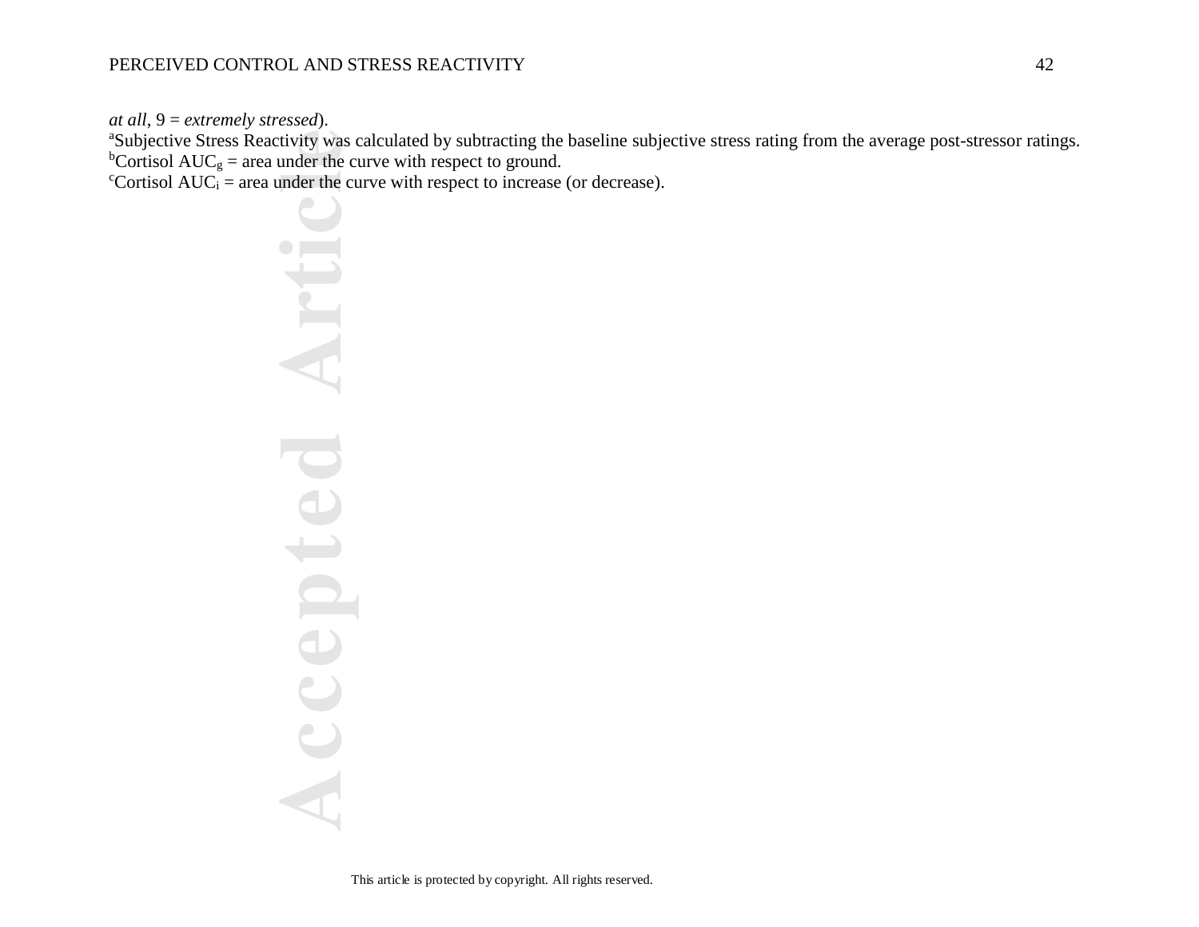*at all*, 9 = *extremely stressed*).

[a]Subjective Stress Reactivity was calculated by subtracting the baseline subjective stress rating from the average post-stressor ratings.

[b]Cortisol $AUC_g$ = area under the curve with respect to ground.

[c]Cortisol $AUC_i$ = area under the curve with respect to increase (or decrease).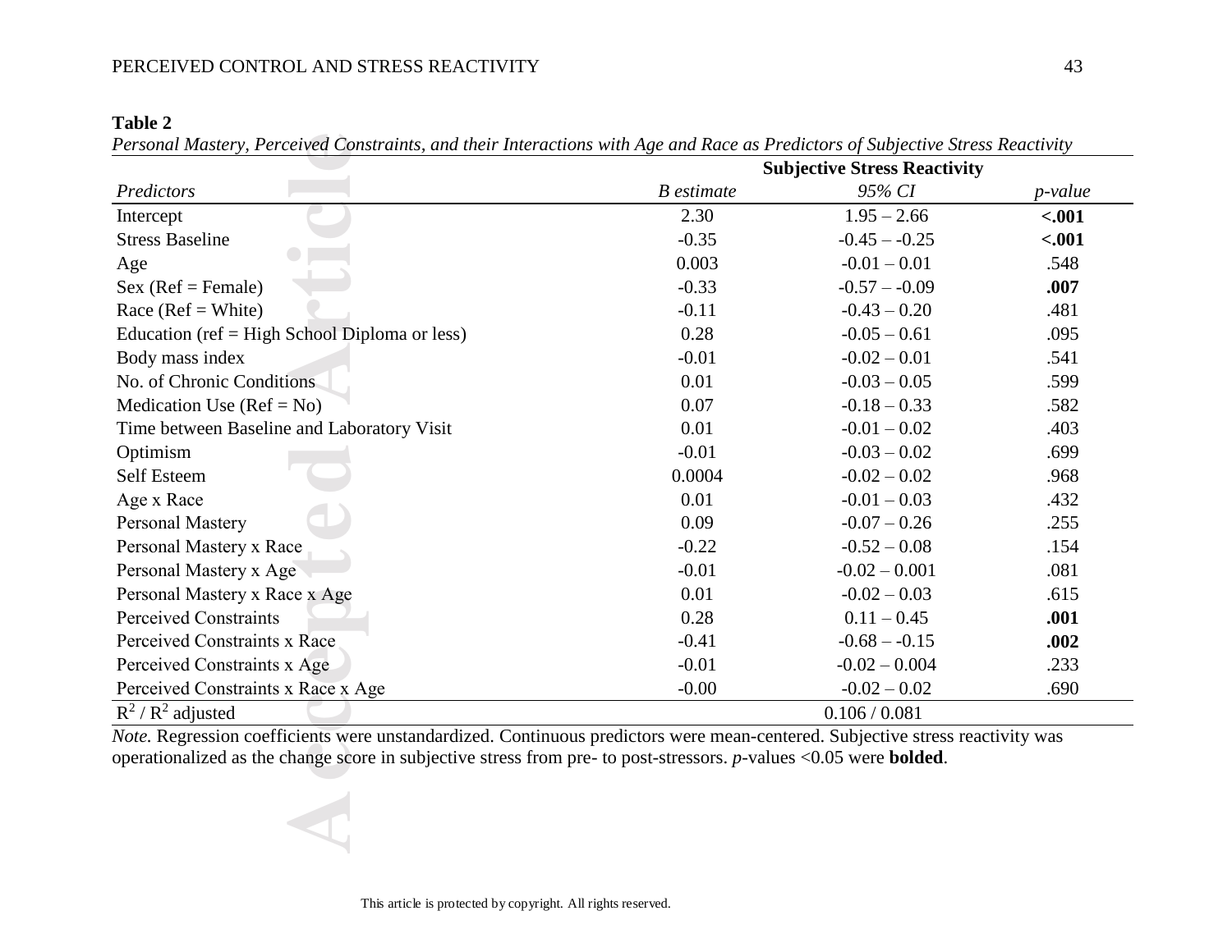**Table 2**

*Personal Mastery, Perceived Constraints, and their Interactions with Age and Race as Predictors of Subjective Stress Reactivity*

| | **Subjective Stress Reactivity** | | |
|---|---|---|---|
| *Predictors* | *B estimate* | *95% CI* | *p-value* |
| Intercept | 2.30 | 1.95 – 2.66 | **<.001** |
| Stress Baseline | -0.35 | -0.45 – -0.25 | **<.001** |
| Age | 0.003 | -0.01 – 0.01 | .548 |
| Sex (Ref = Female) | -0.33 | -0.57 – -0.09 | **.007** |
| Race (Ref = White) | -0.11 | -0.43 – 0.20 | .481 |
| Education (ref = High School Diploma or less) | 0.28 | -0.05 – 0.61 | .095 |
| Body mass index | -0.01 | -0.02 – 0.01 | .541 |
| No. of Chronic Conditions | 0.01 | -0.03 – 0.05 | .599 |
| Medication Use (Ref = No) | 0.07 | -0.18 – 0.33 | .582 |
| Time between Baseline and Laboratory Visit | 0.01 | -0.01 – 0.02 | .403 |
| Optimism | -0.01 | -0.03 – 0.02 | .699 |
| Self Esteem | 0.0004 | -0.02 – 0.02 | .968 |
| Age x Race | 0.01 | -0.01 – 0.03 | .432 |
| Personal Mastery | 0.09 | -0.07 – 0.26 | .255 |
| Personal Mastery x Race | -0.22 | -0.52 – 0.08 | .154 |
| Personal Mastery x Age | -0.01 | -0.02 – 0.001 | .081 |
| Personal Mastery x Race x Age | 0.01 | -0.02 – 0.03 | .615 |
| Perceived Constraints | 0.28 | 0.11 – 0.45 | **.001** |
| Perceived Constraints x Race | -0.41 | -0.68 – -0.15 | **.002** |
| Perceived Constraints x Age | -0.01 | -0.02 – 0.004 | .233 |
| Perceived Constraints x Race x Age | -0.00 | -0.02 – 0.02 | .690 |
| $R^2$ / $R^2$ adjusted | | 0.106 / 0.081 | |

*Note.* Regression coefficients were unstandardized. Continuous predictors were mean-centered. Subjective stress reactivity was operationalized as the change score in subjective stress from pre- to post-stressors. *p*-values <0.05 were **bolded**.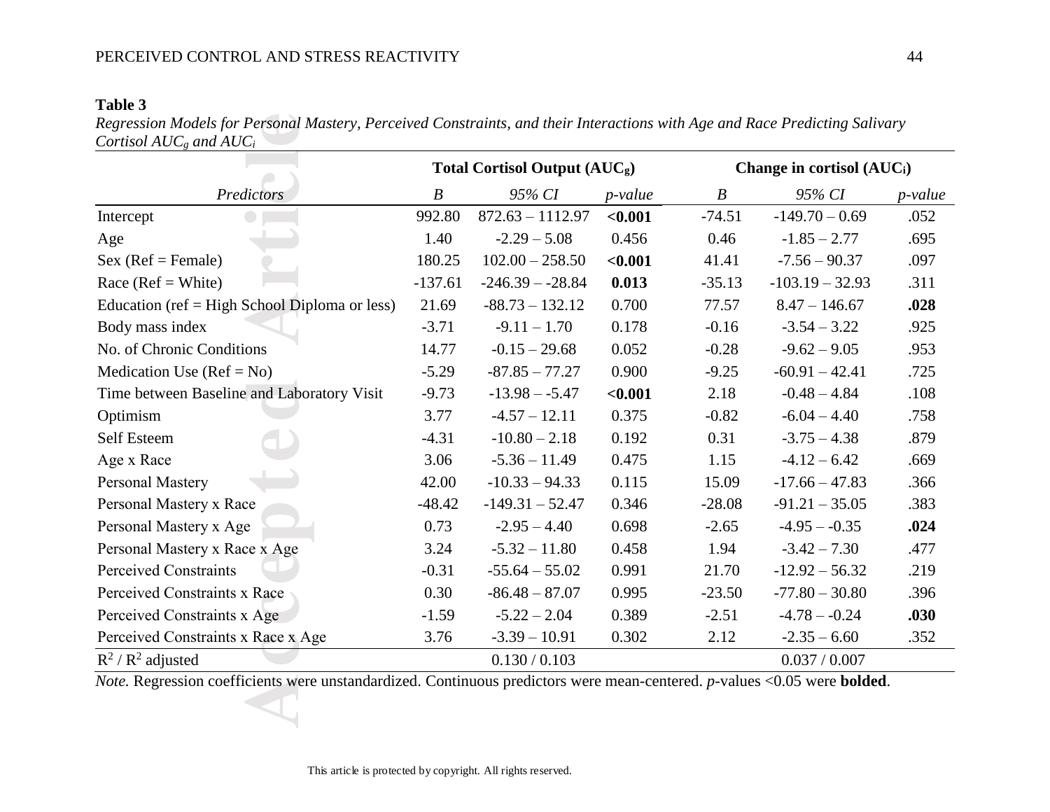**Table 3**

*Regression Models for Personal Mastery, Perceived Constraints, and their Interactions with Age and Race Predicting Salivary Cortisol $AUC_g$ and $AUC_i$*

| | **Total Cortisol Output ($AUC_g$)** | | | **Change in cortisol ($AUC_i$)** | | |
|---|---|---|---|---|---|---|
| *Predictors* | *B* | *95% CI* | *p-value* | *B* | *95% CI* | *p-value* |
| Intercept | 992.80 | 872.63 – 1112.97 | **<0.001** | -74.51 | -149.70 – 0.69 | .052 |
| Age | 1.40 | -2.29 – 5.08 | 0.456 | 0.46 | -1.85 – 2.77 | .695 |
| Sex (Ref = Female) | 180.25 | 102.00 – 258.50 | **<0.001** | 41.41 | -7.56 – 90.37 | .097 |
| Race (Ref = White) | -137.61 | -246.39 – -28.84 | **0.013** | -35.13 | -103.19 – 32.93 | .311 |
| Education (ref = High School Diploma or less) | 21.69 | -88.73 – 132.12 | 0.700 | 77.57 | 8.47 – 146.67 | **.028** |
| Body mass index | -3.71 | -9.11 – 1.70 | 0.178 | -0.16 | -3.54 – 3.22 | .925 |
| No. of Chronic Conditions | 14.77 | -0.15 – 29.68 | 0.052 | -0.28 | -9.62 – 9.05 | .953 |
| Medication Use (Ref = No) | -5.29 | -87.85 – 77.27 | 0.900 | -9.25 | -60.91 – 42.41 | .725 |
| Time between Baseline and Laboratory Visit | -9.73 | -13.98 – -5.47 | **<0.001** | 2.18 | -0.48 – 4.84 | .108 |
| Optimism | 3.77 | -4.57 – 12.11 | 0.375 | -0.82 | -6.04 – 4.40 | .758 |
| Self Esteem | -4.31 | -10.80 – 2.18 | 0.192 | 0.31 | -3.75 – 4.38 | .879 |
| Age x Race | 3.06 | -5.36 – 11.49 | 0.475 | 1.15 | -4.12 – 6.42 | .669 |
| Personal Mastery | 42.00 | -10.33 – 94.33 | 0.115 | 15.09 | -17.66 – 47.83 | .366 |
| Personal Mastery x Race | -48.42 | -149.31 – 52.47 | 0.346 | -28.08 | -91.21 – 35.05 | .383 |
| Personal Mastery x Age | 0.73 | -2.95 – 4.40 | 0.698 | -2.65 | -4.95 – -0.35 | **.024** |
| Personal Mastery x Race x Age | 3.24 | -5.32 – 11.80 | 0.458 | 1.94 | -3.42 – 7.30 | .477 |
| Perceived Constraints | -0.31 | -55.64 – 55.02 | 0.991 | 21.70 | -12.92 – 56.32 | .219 |
| Perceived Constraints x Race | 0.30 | -86.48 – 87.07 | 0.995 | -23.50 | -77.80 – 30.80 | .396 |
| Perceived Constraints x Age | -1.59 | -5.22 – 2.04 | 0.389 | -2.51 | -4.78 – -0.24 | **.030** |
| Perceived Constraints x Race x Age | 3.76 | -3.39 – 10.91 | 0.302 | 2.12 | -2.35 – 6.60 | .352 |
| $R^2$ / $R^2$ adjusted | 0.130 / 0.103 | | | 0.037 / 0.007 | | |

*Note.* Regression coefficients were unstandardized. Continuous predictors were mean-centered. *p*-values <0.05 were **bolded**.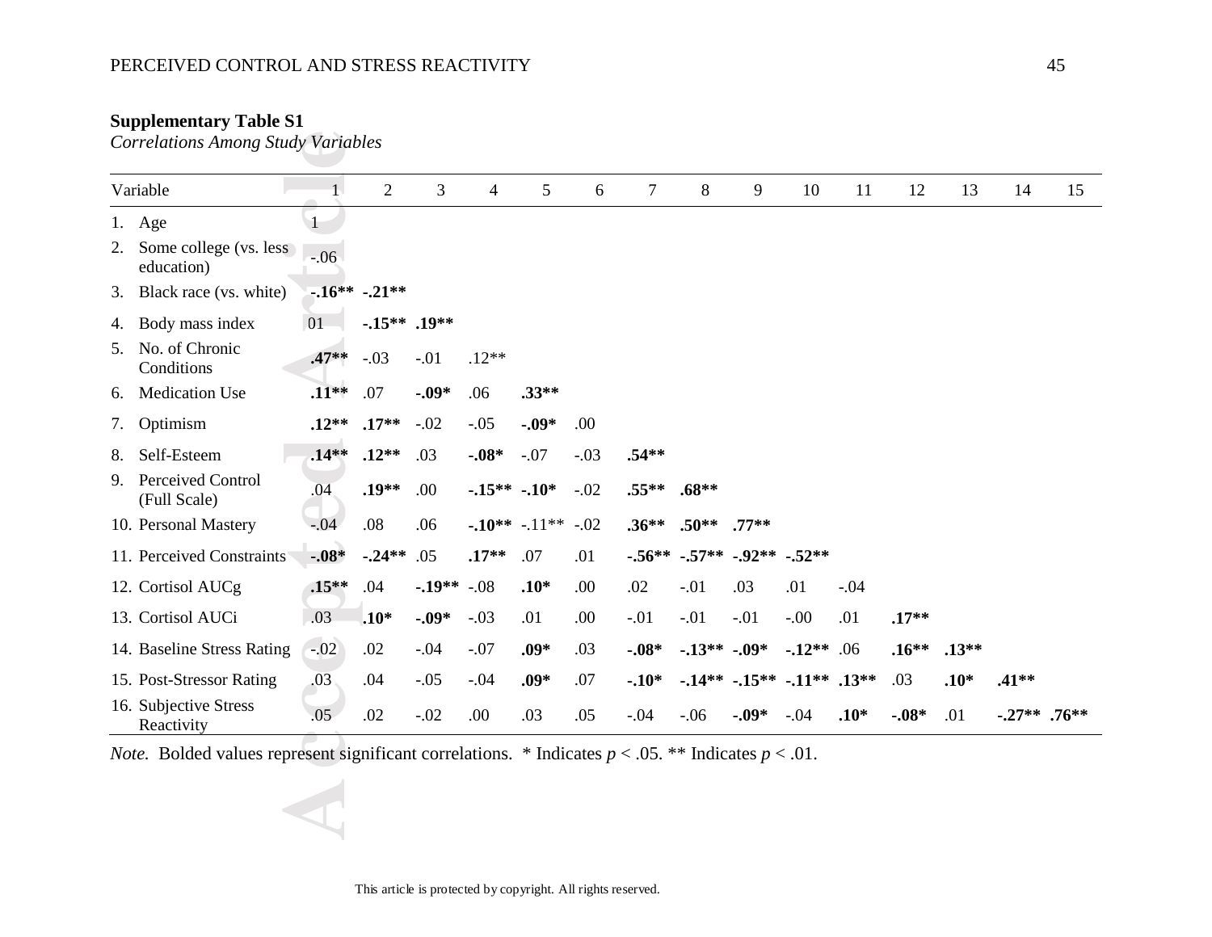**Supplementary Table S1**

*Correlations Among Study Variables*

| Variable | 1 | 2 | 3 | 4 | 5 | 6 | 7 | 8 | 9 | 10 | 11 | 12 | 13 | 14 | 15 |
|---|---|---|---|---|---|---|---|---|---|---|---|---|---|---|---|
| 1. Age | 1 | | | | | | | | | | | | | | |
| 2. Some college (vs. less education) | -.06 | | | | | | | | | | | | | | |
| 3. Black race (vs. white) | **-.16**** | **-.21**** | | | | | | | | | | | | | |
| 4. Body mass index | 01 | **-.15**** | **.19**** | | | | | | | | | | | | |
| 5. No. of Chronic Conditions | **.47**** | -.03 | -.01 | .12** | | | | | | | | | | | |
| 6. Medication Use | **.11**** | .07 | **-.09*** | .06 | **.33**** | | | | | | | | | | |
| 7. Optimism | **.12**** | **.17**** | -.02 | -.05 | **-.09*** | .00 | | | | | | | | | |
| 8. Self-Esteem | **.14**** | **.12**** | .03 | **-.08*** | -.07 | -.03 | **.54**** | | | | | | | | |
| 9. Perceived Control (Full Scale) | .04 | **.19**** | .00 | **-.15**** | **-.10*** | -.02 | **.55**** | **.68**** | | | | | | | |
| 10. Personal Mastery | -.04 | .08 | .06 | **-.10**** | -.11** | -.02 | **.36**** | **.50**** | **.77**** | | | | | | |
| 11. Perceived Constraints | **-.08*** | **-.24**** | .05 | **.17**** | .07 | .01 | **-.56**** | **-.57**** | **-.92**** | **-.52**** | | | | | |
| 12. Cortisol AUCg | **.15**** | .04 | **-.19**** | -.08 | **.10*** | .00 | .02 | -.01 | .03 | .01 | -.04 | | | | |
| 13. Cortisol AUCi | .03 | **.10*** | **-.09*** | -.03 | .01 | .00 | -.01 | -.01 | -.01 | -.00 | .01 | **.17**** | | | |
| 14. Baseline Stress Rating | -.02 | .02 | -.04 | -.07 | **.09*** | .03 | **-.08*** | **-.13**** | **-.09*** | **-.12**** | .06 | **.16**** | **.13**** | | |
| 15. Post-Stressor Rating | .03 | .04 | -.05 | -.04 | **.09*** | .07 | **-.10*** | **-.14**** | **-.15**** | **-.11**** | **.13**** | .03 | **.10*** | **.41**** | |
| 16. Subjective Stress Reactivity | .05 | .02 | -.02 | .00 | .03 | .05 | -.04 | -.06 | **-.09*** | -.04 | **.10*** | **-.08*** | .01 | **-.27**** | **.76**** |

*Note.* Bolded values represent significant correlations. * Indicates $p < .05$. ** Indicates $p < .01$.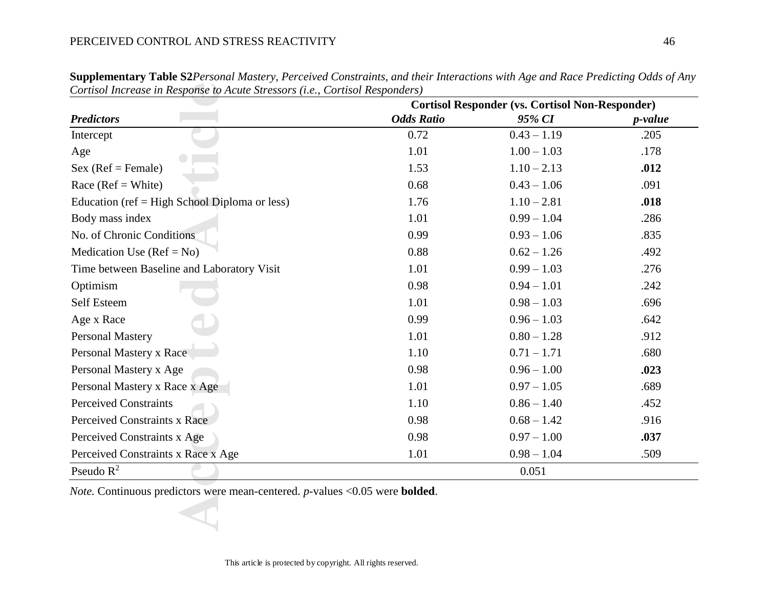**Supplementary Table S2** *Personal Mastery, Perceived Constraints, and their Interactions with Age and Race Predicting Odds of Any Cortisol Increase in Response to Acute Stressors (i.e., Cortisol Responders)*

| | Cortisol Responder (vs. Cortisol Non-Responder) | | |
|---|---|---|---|
| ***Predictors*** | ***Odds Ratio*** | ***95% CI*** | ***p-value*** |
| Intercept | 0.72 | 0.43 – 1.19 | .205 |
| Age | 1.01 | 1.00 – 1.03 | .178 |
| Sex (Ref = Female) | 1.53 | 1.10 – 2.13 | **.012** |
| Race (Ref = White) | 0.68 | 0.43 – 1.06 | .091 |
| Education (ref = High School Diploma or less) | 1.76 | 1.10 – 2.81 | **.018** |
| Body mass index | 1.01 | 0.99 – 1.04 | .286 |
| No. of Chronic Conditions | 0.99 | 0.93 – 1.06 | .835 |
| Medication Use (Ref = No) | 0.88 | 0.62 – 1.26 | .492 |
| Time between Baseline and Laboratory Visit | 1.01 | 0.99 – 1.03 | .276 |
| Optimism | 0.98 | 0.94 – 1.01 | .242 |
| Self Esteem | 1.01 | 0.98 – 1.03 | .696 |
| Age x Race | 0.99 | 0.96 – 1.03 | .642 |
| Personal Mastery | 1.01 | 0.80 – 1.28 | .912 |
| Personal Mastery x Race | 1.10 | 0.71 – 1.71 | .680 |
| Personal Mastery x Age | 0.98 | 0.96 – 1.00 | **.023** |
| Personal Mastery x Race x Age | 1.01 | 0.97 – 1.05 | .689 |
| Perceived Constraints | 1.10 | 0.86 – 1.40 | .452 |
| Perceived Constraints x Race | 0.98 | 0.68 – 1.42 | .916 |
| Perceived Constraints x Age | 0.98 | 0.97 – 1.00 | **.037** |
| Perceived Constraints x Race x Age | 1.01 | 0.98 – 1.04 | .509 |
| Pseudo $R^2$ | | 0.051 | |

*Note.* Continuous predictors were mean-centered. *p*-values <0.05 were **bolded**.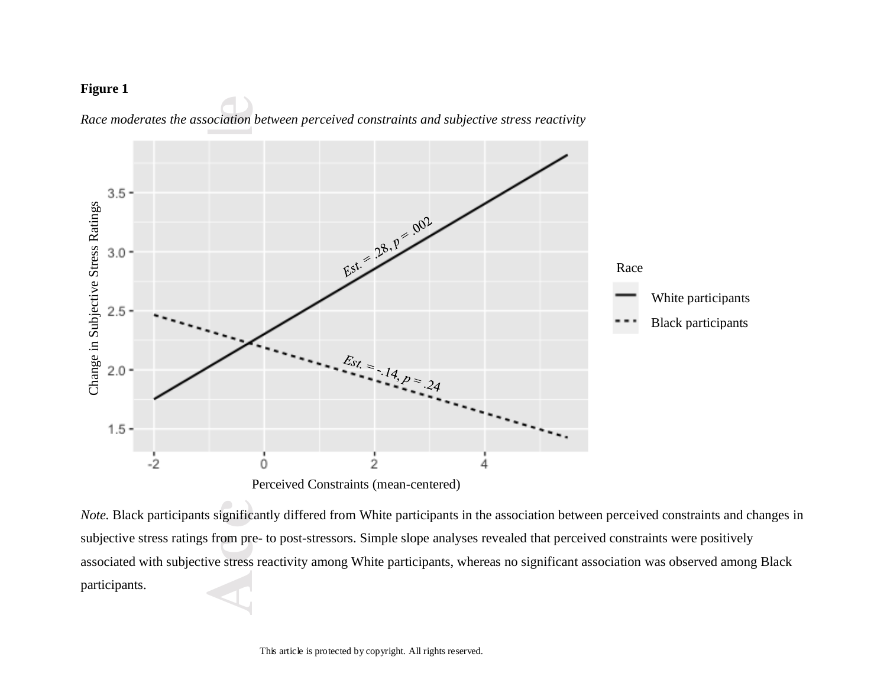**Figure 1**

*Race moderates the association between perceived constraints and subjective stress reactivity*

*Note.* Black participants significantly differed from White participants in the association between perceived constraints and changes in subjective stress ratings from pre- to post-stressors. Simple slope analyses revealed that perceived constraints were positively associated with subjective stress reactivity among White participants, whereas no significant association was observed among Black participants.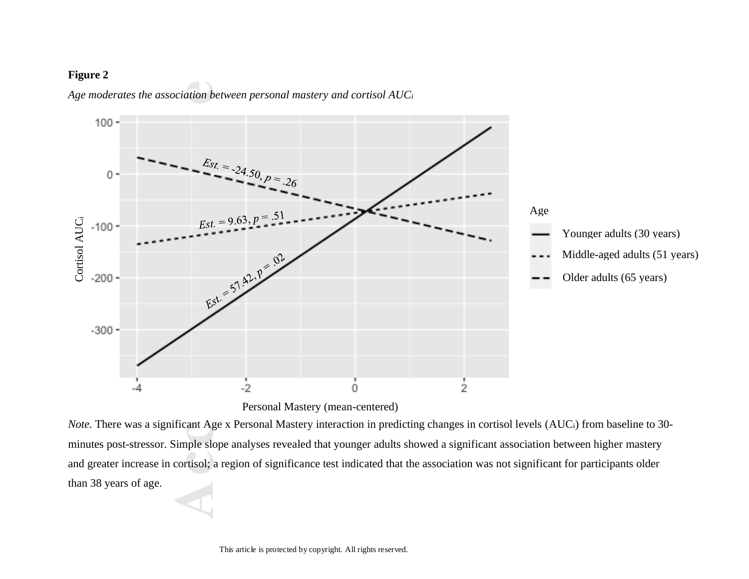**Figure 2**

*Age moderates the association between personal mastery and cortisol $AUC_i$*

*Note.* There was a significant Age x Personal Mastery interaction in predicting changes in cortisol levels ($AUC_i$) from baseline to 30-minutes post-stressor. Simple slope analyses revealed that younger adults showed a significant association between higher mastery and greater increase in cortisol; a region of significance test indicated that the association was not significant for participants older than 38 years of age.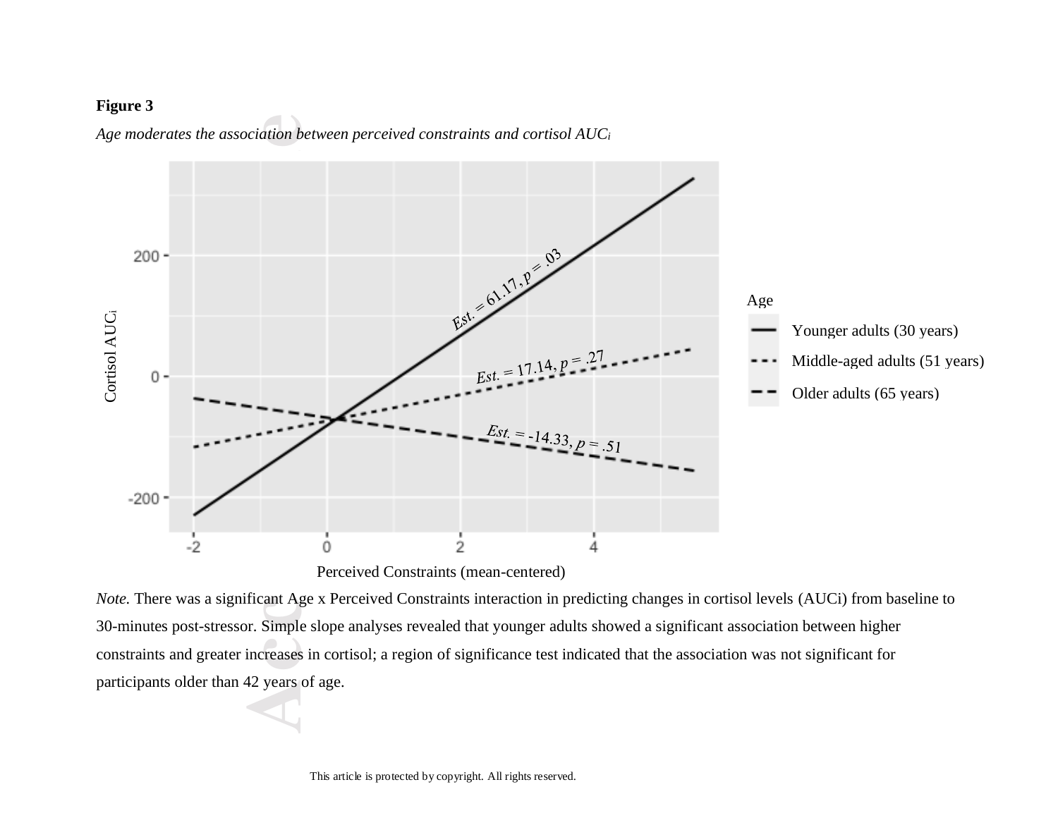**Figure 3**

*Age moderates the association between perceived constraints and cortisol AUC$_i$*

Cortisol AUC$_i$

200

0

-200

-2

0

2

4

Perceived Constraints (mean-centered)

*Est.* = 61.17, *p* = .03

*Est.* = 17.14, *p* = .27

*Est.* = -14.33, *p* = .51

Age

Younger adults (30 years)

Middle-aged adults (51 years)

Older adults (65 years)

*Note.* There was a significant Age x Perceived Constraints interaction in predicting changes in cortisol levels (AUCi) from baseline to 30-minutes post-stressor. Simple slope analyses revealed that younger adults showed a significant association between higher constraints and greater increases in cortisol; a region of significance test indicated that the association was not significant for participants older than 42 years of age.